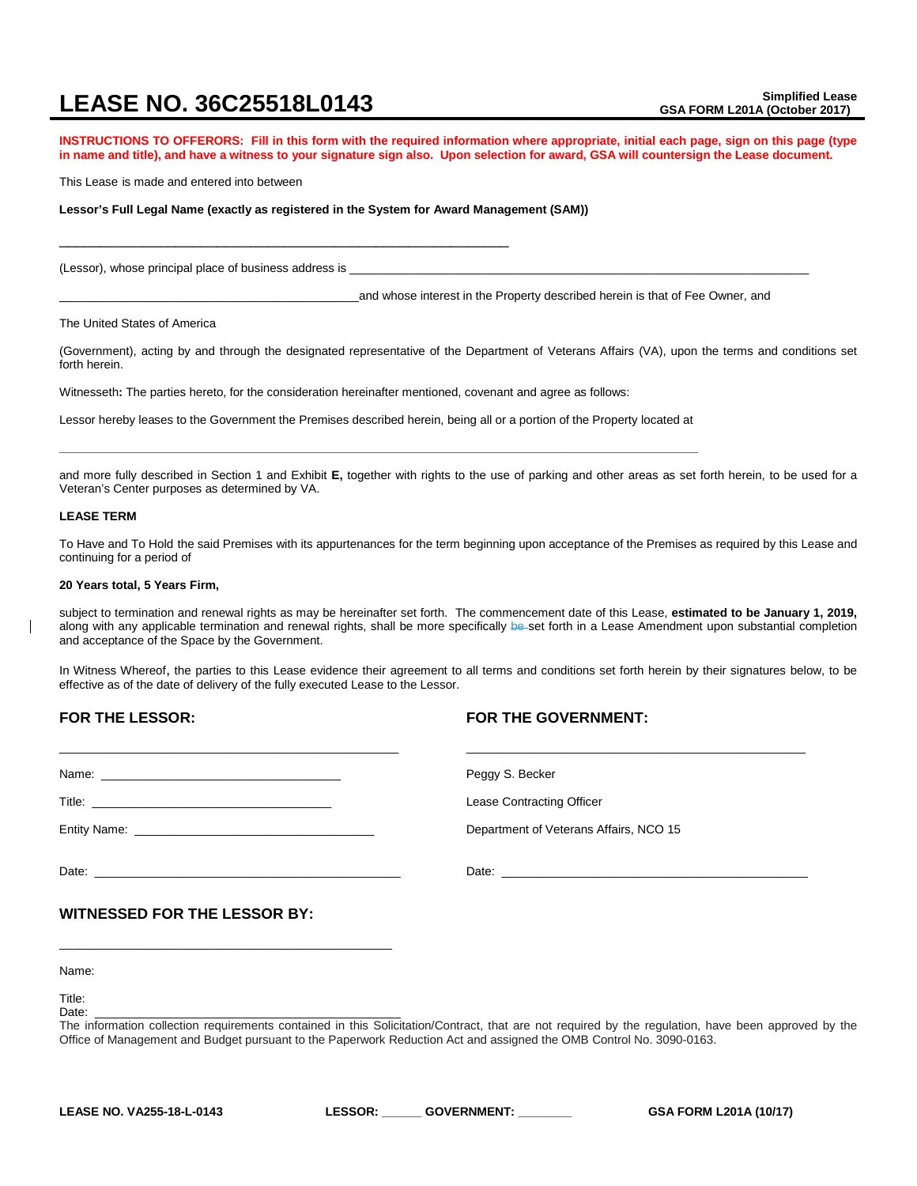# LEASE NO. 36C25518L0143

**Simplified Lease**
**GSA FORM L201A (October 2017)**

**INSTRUCTIONS TO OFFERORS: Fill in this form with the required information where appropriate, initial each page, sign on this page (type in name and title), and have a witness to your signature sign also. Upon selection for award, GSA will countersign the Lease document.**

This Lease is made and entered into between

**Lessor's Full Legal Name (exactly as registered in the System for Award Management (SAM))**

_______________________________________________________________

(Lessor), whose principal place of business address is _______________________________________________________________

_______________________________________________ and whose interest in the Property described herein is that of Fee Owner, and

The United States of America

(Government), acting by and through the designated representative of the Department of Veterans Affairs (VA), upon the terms and conditions set forth herein.

Witnesseth**:** The parties hereto, for the consideration hereinafter mentioned, covenant and agree as follows:

Lessor hereby leases to the Government the Premises described herein, being all or a portion of the Property located at

_______________________________________________________________

and more fully described in Section 1 and Exhibit **E,** together with rights to the use of parking and other areas as set forth herein, to be used for a Veteran's Center purposes as determined by VA.

**LEASE TERM**

To Have and To Hold the said Premises with its appurtenances for the term beginning upon acceptance of the Premises as required by this Lease and continuing for a period of

**20 Years total, 5 Years Firm,**

subject to termination and renewal rights as may be hereinafter set forth. The commencement date of this Lease, **estimated to be January 1, 2019,** along with any applicable termination and renewal rights, shall be more specifically ~~be~~ set forth in a Lease Amendment upon substantial completion and acceptance of the Space by the Government.

In Witness Whereof**,** the parties to this Lease evidence their agreement to all terms and conditions set forth herein by their signatures below, to be effective as of the date of delivery of the fully executed Lease to the Lessor.

## FOR THE LESSOR:

_______________________________________________

Name: ____________________________________

Title: ____________________________________

Entity Name: ____________________________________

Date: ____________________________________

## FOR THE GOVERNMENT:

_______________________________________________

Peggy S. Becker

Lease Contracting Officer

Department of Veterans Affairs, NCO 15

Date: ____________________________________

## WITNESSED FOR THE LESSOR BY:

_______________________________________________

Name:

Title:

Date: ____________________________________

The information collection requirements contained in this Solicitation/Contract, that are not required by the regulation, have been approved by the Office of Management and Budget pursuant to the Paperwork Reduction Act and assigned the OMB Control No. 3090-0163.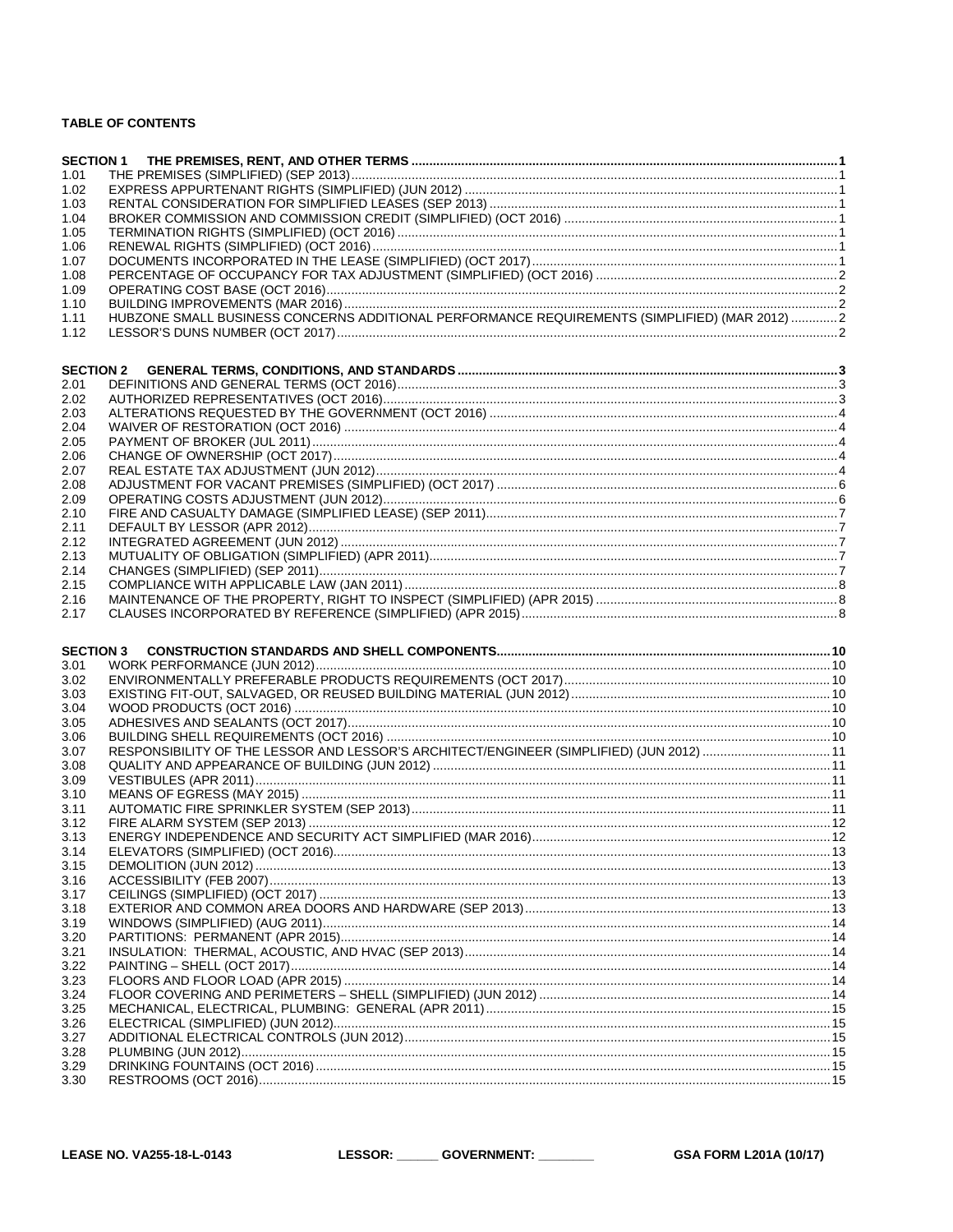**TABLE OF CONTENTS**

| | | |
|---|---|---|
| **SECTION 1** | **THE PREMISES, RENT, AND OTHER TERMS** | **1** |
| 1.01 | THE PREMISES (SIMPLIFIED) (SEP 2013) | 1 |
| 1.02 | EXPRESS APPURTENANT RIGHTS (SIMPLIFIED) (JUN 2012) | 1 |
| 1.03 | RENTAL CONSIDERATION FOR SIMPLIFIED LEASES (SEP 2013) | 1 |
| 1.04 | BROKER COMMISSION AND COMMISSION CREDIT (SIMPLIFIED) (OCT 2016) | 1 |
| 1.05 | TERMINATION RIGHTS (SIMPLIFIED) (OCT 2016) | 1 |
| 1.06 | RENEWAL RIGHTS (SIMPLIFIED) (OCT 2016) | 1 |
| 1.07 | DOCUMENTS INCORPORATED IN THE LEASE (SIMPLIFIED) (OCT 2017) | 1 |
| 1.08 | PERCENTAGE OF OCCUPANCY FOR TAX ADJUSTMENT (SIMPLIFIED) (OCT 2016) | 2 |
| 1.09 | OPERATING COST BASE (OCT 2016) | 2 |
| 1.10 | BUILDING IMPROVEMENTS (MAR 2016) | 2 |
| 1.11 | HUBZONE SMALL BUSINESS CONCERNS ADDITIONAL PERFORMANCE REQUIREMENTS (SIMPLIFIED) (MAR 2012) | 2 |
| 1.12 | LESSOR'S DUNS NUMBER (OCT 2017) | 2 |
| **SECTION 2** | **GENERAL TERMS, CONDITIONS, AND STANDARDS** | **3** |
| 2.01 | DEFINITIONS AND GENERAL TERMS (OCT 2016) | 3 |
| 2.02 | AUTHORIZED REPRESENTATIVES (OCT 2016) | 3 |
| 2.03 | ALTERATIONS REQUESTED BY THE GOVERNMENT (OCT 2016) | 4 |
| 2.04 | WAIVER OF RESTORATION (OCT 2016) | 4 |
| 2.05 | PAYMENT OF BROKER (JUL 2011) | 4 |
| 2.06 | CHANGE OF OWNERSHIP (OCT 2017) | 4 |
| 2.07 | REAL ESTATE TAX ADJUSTMENT (JUN 2012) | 4 |
| 2.08 | ADJUSTMENT FOR VACANT PREMISES (SIMPLIFIED) (OCT 2017) | 6 |
| 2.09 | OPERATING COSTS ADJUSTMENT (JUN 2012) | 6 |
| 2.10 | FIRE AND CASUALTY DAMAGE (SIMPLIFIED LEASE) (SEP 2011) | 7 |
| 2.11 | DEFAULT BY LESSOR (APR 2012) | 7 |
| 2.12 | INTEGRATED AGREEMENT (JUN 2012) | 7 |
| 2.13 | MUTUALITY OF OBLIGATION (SIMPLIFIED) (APR 2011) | 7 |
| 2.14 | CHANGES (SIMPLIFIED) (SEP 2011) | 7 |
| 2.15 | COMPLIANCE WITH APPLICABLE LAW (JAN 2011) | 8 |
| 2.16 | MAINTENANCE OF THE PROPERTY, RIGHT TO INSPECT (SIMPLIFIED) (APR 2015) | 8 |
| 2.17 | CLAUSES INCORPORATED BY REFERENCE (SIMPLIFIED) (APR 2015) | 8 |
| **SECTION 3** | **CONSTRUCTION STANDARDS AND SHELL COMPONENTS** | **10** |
| 3.01 | WORK PERFORMANCE (JUN 2012) | 10 |
| 3.02 | ENVIRONMENTALLY PREFERABLE PRODUCTS REQUIREMENTS (OCT 2017) | 10 |
| 3.03 | EXISTING FIT-OUT, SALVAGED, OR REUSED BUILDING MATERIAL (JUN 2012) | 10 |
| 3.04 | WOOD PRODUCTS (OCT 2016) | 10 |
| 3.05 | ADHESIVES AND SEALANTS (OCT 2017) | 10 |
| 3.06 | BUILDING SHELL REQUIREMENTS (OCT 2016) | 10 |
| 3.07 | RESPONSIBILITY OF THE LESSOR AND LESSOR'S ARCHITECT/ENGINEER (SIMPLIFIED) (JUN 2012) | 11 |
| 3.08 | QUALITY AND APPEARANCE OF BUILDING (JUN 2012) | 11 |
| 3.09 | VESTIBULES (APR 2011) | 11 |
| 3.10 | MEANS OF EGRESS (MAY 2015) | 11 |
| 3.11 | AUTOMATIC FIRE SPRINKLER SYSTEM (SEP 2013) | 11 |
| 3.12 | FIRE ALARM SYSTEM (SEP 2013) | 12 |
| 3.13 | ENERGY INDEPENDENCE AND SECURITY ACT SIMPLIFIED (MAR 2016) | 12 |
| 3.14 | ELEVATORS (SIMPLIFIED) (OCT 2016) | 13 |
| 3.15 | DEMOLITION (JUN 2012) | 13 |
| 3.16 | ACCESSIBILITY (FEB 2007) | 13 |
| 3.17 | CEILINGS (SIMPLIFIED) (OCT 2017) | 13 |
| 3.18 | EXTERIOR AND COMMON AREA DOORS AND HARDWARE (SEP 2013) | 13 |
| 3.19 | WINDOWS (SIMPLIFIED) (AUG 2011) | 14 |
| 3.20 | PARTITIONS: PERMANENT (APR 2015) | 14 |
| 3.21 | INSULATION: THERMAL, ACOUSTIC, AND HVAC (SEP 2013) | 14 |
| 3.22 | PAINTING – SHELL (OCT 2017) | 14 |
| 3.23 | FLOORS AND FLOOR LOAD (APR 2015) | 14 |
| 3.24 | FLOOR COVERING AND PERIMETERS – SHELL (SIMPLIFIED) (JUN 2012) | 14 |
| 3.25 | MECHANICAL, ELECTRICAL, PLUMBING: GENERAL (APR 2011) | 15 |
| 3.26 | ELECTRICAL (SIMPLIFIED) (JUN 2012) | 15 |
| 3.27 | ADDITIONAL ELECTRICAL CONTROLS (JUN 2012) | 15 |
| 3.28 | PLUMBING (JUN 2012) | 15 |
| 3.29 | DRINKING FOUNTAINS (OCT 2016) | 15 |
| 3.30 | RESTROOMS (OCT 2016) | 15 |

**LEASE NO. VA255-18-L-0143** **LESSOR: \_\_\_\_\_\_ GOVERNMENT: \_\_\_\_\_\_\_\_** **GSA FORM L201A (10/17)**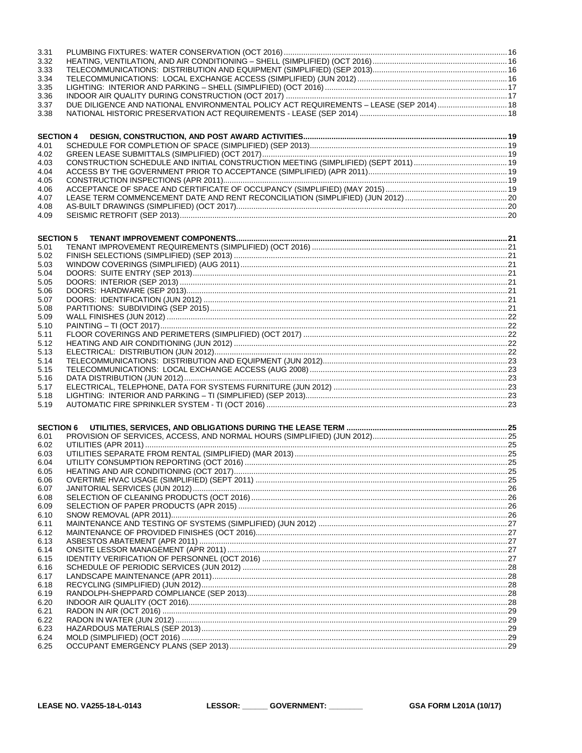| | | |
|---|---|---|
| 3.31 | PLUMBING FIXTURES: WATER CONSERVATION (OCT 2016) | 16 |
| 3.32 | HEATING, VENTILATION, AND AIR CONDITIONING – SHELL (SIMPLIFIED) (OCT 2016) | 16 |
| 3.33 | TELECOMMUNICATIONS: DISTRIBUTION AND EQUIPMENT (SIMPLIFIED) (SEP 2013) | 16 |
| 3.34 | TELECOMMUNICATIONS: LOCAL EXCHANGE ACCESS (SIMPLIFIED) (JUN 2012) | 16 |
| 3.35 | LIGHTING: INTERIOR AND PARKING – SHELL (SIMPLIFIED) (OCT 2016) | 17 |
| 3.36 | INDOOR AIR QUALITY DURING CONSTRUCTION (OCT 2017) | 17 |
| 3.37 | DUE DILIGENCE AND NATIONAL ENVIRONMENTAL POLICY ACT REQUIREMENTS – LEASE (SEP 2014) | 18 |
| 3.38 | NATIONAL HISTORIC PRESERVATION ACT REQUIREMENTS - LEASE (SEP 2014) | 18 |

| | | |
|---|---|---|
| **SECTION 4** | **DESIGN, CONSTRUCTION, AND POST AWARD ACTIVITIES** | **19** |
| 4.01 | SCHEDULE FOR COMPLETION OF SPACE (SIMPLIFIED) (SEP 2013) | 19 |
| 4.02 | GREEN LEASE SUBMITTALS (SIMPLIFIED) (OCT 2017) | 19 |
| 4.03 | CONSTRUCTION SCHEDULE AND INITIAL CONSTRUCTION MEETING (SIMPLIFIED) (SEPT 2011) | 19 |
| 4.04 | ACCESS BY THE GOVERNMENT PRIOR TO ACCEPTANCE (SIMPLIFIED) (APR 2011) | 19 |
| 4.05 | CONSTRUCTION INSPECTIONS (APR 2011) | 19 |
| 4.06 | ACCEPTANCE OF SPACE AND CERTIFICATE OF OCCUPANCY (SIMPLIFIED) (MAY 2015) | 19 |
| 4.07 | LEASE TERM COMMENCEMENT DATE AND RENT RECONCILIATION (SIMPLIFIED) (JUN 2012) | 20 |
| 4.08 | AS-BUILT DRAWINGS (SIMPLIFIED) (OCT 2017) | 20 |
| 4.09 | SEISMIC RETROFIT (SEP 2013) | 20 |

| | | |
|---|---|---|
| **SECTION 5** | **TENANT IMPROVEMENT COMPONENTS** | **21** |
| 5.01 | TENANT IMPROVEMENT REQUIREMENTS (SIMPLIFIED) (OCT 2016) | 21 |
| 5.02 | FINISH SELECTIONS (SIMPLIFIED) (SEP 2013) | 21 |
| 5.03 | WINDOW COVERINGS (SIMPLIFIED) (AUG 2011) | 21 |
| 5.04 | DOORS: SUITE ENTRY (SEP 2013) | 21 |
| 5.05 | DOORS: INTERIOR (SEP 2013) | 21 |
| 5.06 | DOORS: HARDWARE (SEP 2013) | 21 |
| 5.07 | DOORS: IDENTIFICATION (JUN 2012) | 21 |
| 5.08 | PARTITIONS: SUBDIVIDING (SEP 2015) | 21 |
| 5.09 | WALL FINISHES (JUN 2012) | 22 |
| 5.10 | PAINTING – TI (OCT 2017) | 22 |
| 5.11 | FLOOR COVERINGS AND PERIMETERS (SIMPLIFIED) (OCT 2017) | 22 |
| 5.12 | HEATING AND AIR CONDITIONING (JUN 2012) | 22 |
| 5.13 | ELECTRICAL: DISTRIBUTION (JUN 2012) | 22 |
| 5.14 | TELECOMMUNICATIONS: DISTRIBUTION AND EQUIPMENT (JUN 2012) | 23 |
| 5.15 | TELECOMMUNICATIONS: LOCAL EXCHANGE ACCESS (AUG 2008) | 23 |
| 5.16 | DATA DISTRIBUTION (JUN 2012) | 23 |
| 5.17 | ELECTRICAL, TELEPHONE, DATA FOR SYSTEMS FURNITURE (JUN 2012) | 23 |
| 5.18 | LIGHTING: INTERIOR AND PARKING – TI (SIMPLIFIED) (SEP 2013) | 23 |
| 5.19 | AUTOMATIC FIRE SPRINKLER SYSTEM - TI (OCT 2016) | 23 |

| | | |
|---|---|---|
| **SECTION 6** | **UTILITIES, SERVICES, AND OBLIGATIONS DURING THE LEASE TERM** | **25** |
| 6.01 | PROVISION OF SERVICES, ACCESS, AND NORMAL HOURS (SIMPLIFIED) (JUN 2012) | 25 |
| 6.02 | UTILITIES (APR 2011) | 25 |
| 6.03 | UTILITIES SEPARATE FROM RENTAL (SIMPLIFIED) (MAR 2013) | 25 |
| 6.04 | UTILITY CONSUMPTION REPORTING (OCT 2016) | 25 |
| 6.05 | HEATING AND AIR CONDITIONING (OCT 2017) | 25 |
| 6.06 | OVERTIME HVAC USAGE (SIMPLIFIED) (SEPT 2011) | 25 |
| 6.07 | JANITORIAL SERVICES (JUN 2012) | 26 |
| 6.08 | SELECTION OF CLEANING PRODUCTS (OCT 2016) | 26 |
| 6.09 | SELECTION OF PAPER PRODUCTS (APR 2015) | 26 |
| 6.10 | SNOW REMOVAL (APR 2011) | 26 |
| 6.11 | MAINTENANCE AND TESTING OF SYSTEMS (SIMPLIFIED) (JUN 2012) | 27 |
| 6.12 | MAINTENANCE OF PROVIDED FINISHES (OCT 2016) | 27 |
| 6.13 | ASBESTOS ABATEMENT (APR 2011) | 27 |
| 6.14 | ONSITE LESSOR MANAGEMENT (APR 2011) | 27 |
| 6.15 | IDENTITY VERIFICATION OF PERSONNEL (OCT 2016) | 27 |
| 6.16 | SCHEDULE OF PERIODIC SERVICES (JUN 2012) | 28 |
| 6.17 | LANDSCAPE MAINTENANCE (APR 2011) | 28 |
| 6.18 | RECYCLING (SIMPLIFIED) (JUN 2012) | 28 |
| 6.19 | RANDOLPH-SHEPPARD COMPLIANCE (SEP 2013) | 28 |
| 6.20 | INDOOR AIR QUALITY (OCT 2016) | 28 |
| 6.21 | RADON IN AIR (OCT 2016) | 29 |
| 6.22 | RADON IN WATER (JUN 2012) | 29 |
| 6.23 | HAZARDOUS MATERIALS (SEP 2013) | 29 |
| 6.24 | MOLD (SIMPLIFIED) (OCT 2016) | 29 |
| 6.25 | OCCUPANT EMERGENCY PLANS (SEP 2013) | 29 |

**LEASE NO. VA255-18-L-0143** **LESSOR: ______ GOVERNMENT: ________** **GSA FORM L201A (10/17)**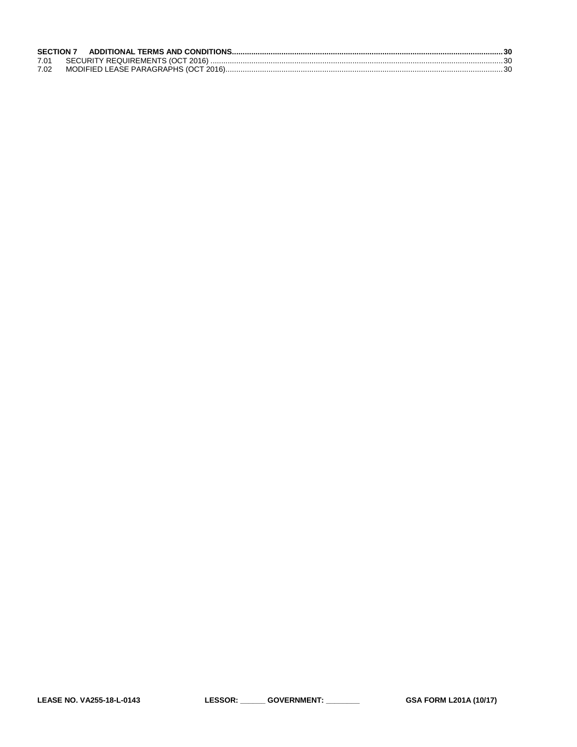**SECTION 7 ADDITIONAL TERMS AND CONDITIONS ........................................................ 30**

7.01 SECURITY REQUIREMENTS (OCT 2016) ........................................................ 30

7.02 MODIFIED LEASE PARAGRAPHS (OCT 2016) ........................................................ 30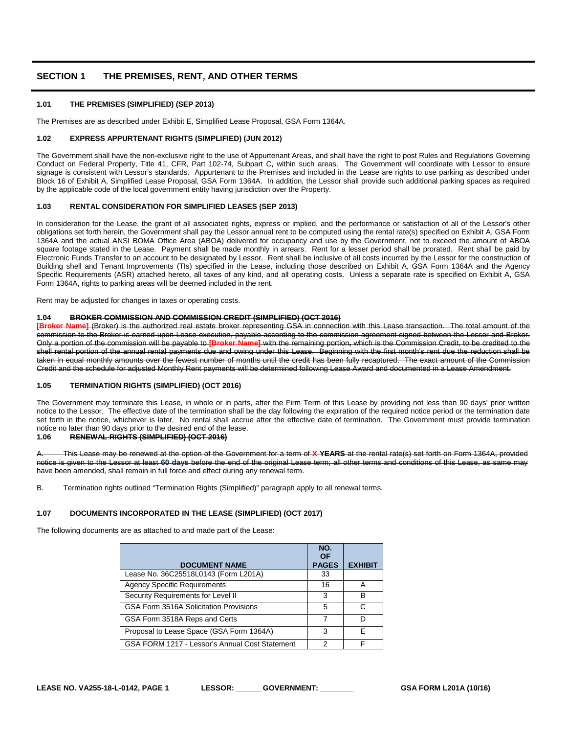## SECTION 1 THE PREMISES, RENT, AND OTHER TERMS

### 1.01 THE PREMISES (SIMPLIFIED) (SEP 2013)

The Premises are as described under Exhibit E, Simplified Lease Proposal, GSA Form 1364A.

### 1.02 EXPRESS APPURTENANT RIGHTS (SIMPLIFIED) (JUN 2012)

The Government shall have the non-exclusive right to the use of Appurtenant Areas, and shall have the right to post Rules and Regulations Governing Conduct on Federal Property, Title 41, CFR, Part 102-74, Subpart C, within such areas. The Government will coordinate with Lessor to ensure signage is consistent with Lessor's standards. Appurtenant to the Premises and included in the Lease are rights to use parking as described under Block 16 of Exhibit A, Simplified Lease Proposal, GSA Form 1364A. In addition, the Lessor shall provide such additional parking spaces as required by the applicable code of the local government entity having jurisdiction over the Property.

### 1.03 RENTAL CONSIDERATION FOR SIMPLIFIED LEASES (SEP 2013)

In consideration for the Lease, the grant of all associated rights, express or implied, and the performance or satisfaction of all of the Lessor's other obligations set forth herein, the Government shall pay the Lessor annual rent to be computed using the rental rate(s) specified on Exhibit A, GSA Form 1364A and the actual ANSI BOMA Office Area (ABOA) delivered for occupancy and use by the Government, not to exceed the amount of ABOA square footage stated in the Lease. Payment shall be made monthly in arrears. Rent for a lesser period shall be prorated. Rent shall be paid by Electronic Funds Transfer to an account to be designated by Lessor. Rent shall be inclusive of all costs incurred by the Lessor for the construction of Building shell and Tenant Improvements (TIs) specified in the Lease, including those described on Exhibit A, GSA Form 1364A and the Agency Specific Requirements (ASR) attached hereto, all taxes of any kind, and all operating costs. Unless a separate rate is specified on Exhibit A, GSA Form 1364A, rights to parking areas will be deemed included in the rent.

Rent may be adjusted for changes in taxes or operating costs.

### 1.04 ~~BROKER COMMISSION AND COMMISSION CREDIT (SIMPLIFIED) (OCT 2016)~~

~~**[Broker Name]** (Broker) is the authorized real estate broker representing GSA in connection with this Lease transaction. The total amount of the commission to the Broker is earned upon Lease execution, payable according to the commission agreement signed between the Lessor and Broker. Only a portion of the commission will be payable to **[Broker Name]** with the remaining portion, which is the Commission Credit, to be credited to the shell rental portion of the annual rental payments due and owing under this Lease. Beginning with the first month's rent due the reduction shall be taken in equal monthly amounts over the fewest number of months until the credit has been fully recaptured. The exact amount of the Commission Credit and the schedule for adjusted Monthly Rent payments will be determined following Lease Award and documented in a Lease Amendment.~~

### 1.05 TERMINATION RIGHTS (SIMPLIFIED) (OCT 2016)

The Government may terminate this Lease, in whole or in parts, after the Firm Term of this Lease by providing not less than 90 days' prior written notice to the Lessor. The effective date of the termination shall be the day following the expiration of the required notice period or the termination date set forth in the notice, whichever is later. No rental shall accrue after the effective date of termination. The Government must provide termination notice no later than 90 days prior to the desired end of the lease.

### 1.06 ~~RENEWAL RIGHTS (SIMPLIFIED) (OCT 2016)~~

~~A. This Lease may be renewed at the option of the Government for a term of **X YEARS** at the rental rate(s) set forth on Form 1364A, provided notice is given to the Lessor at least **60 days** before the end of the original Lease term; all other terms and conditions of this Lease, as same may have been amended, shall remain in full force and effect during any renewal term.~~

B. Termination rights outlined "Termination Rights (Simplified)" paragraph apply to all renewal terms.

### 1.07 DOCUMENTS INCORPORATED IN THE LEASE (SIMPLIFIED) (OCT 2017)

The following documents are as attached to and made part of the Lease:

| DOCUMENT NAME | NO. OF PAGES | EXHIBIT |
|---|---|---|
| Lease No. 36C25518L0143 (Form L201A) | 33 | |
| Agency Specific Requirements | 16 | A |
| Security Requirements for Level II | 3 | B |
| GSA Form 3516A Solicitation Provisions | 5 | C |
| GSA Form 3518A Reps and Certs | 7 | D |
| Proposal to Lease Space (GSA Form 1364A) | 3 | E |
| GSA FORM 1217 - Lessor's Annual Cost Statement | 2 | F |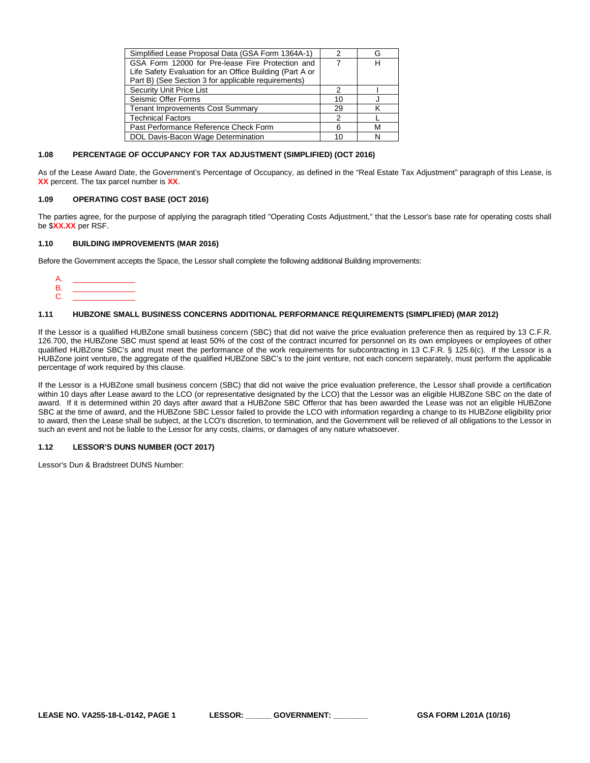| | | |
|---|---|---|
| Simplified Lease Proposal Data (GSA Form 1364A-1) | 2 | G |
| GSA Form 12000 for Pre-lease Fire Protection and Life Safety Evaluation for an Office Building (Part A or Part B) (See Section 3 for applicable requirements) | 7 | H |
| Security Unit Price List | 2 | I |
| Seismic Offer Forms | 10 | J |
| Tenant Improvements Cost Summary | 29 | K |
| Technical Factors | 2 | L |
| Past Performance Reference Check Form | 6 | M |
| DOL Davis-Bacon Wage Determination | 10 | N |

### 1.08 PERCENTAGE OF OCCUPANCY FOR TAX ADJUSTMENT (SIMPLIFIED) (OCT 2016)

As of the Lease Award Date, the Government's Percentage of Occupancy, as defined in the "Real Estate Tax Adjustment" paragraph of this Lease, is **XX** percent. The tax parcel number is **XX**.

### 1.09 OPERATING COST BASE (OCT 2016)

The parties agree, for the purpose of applying the paragraph titled "Operating Costs Adjustment," that the Lessor's base rate for operating costs shall be $**XX.XX** per RSF.

### 1.10 BUILDING IMPROVEMENTS (MAR 2016)

Before the Government accepts the Space, the Lessor shall complete the following additional Building improvements:

A. ______________
B. ______________
C. ______________

### 1.11 HUBZONE SMALL BUSINESS CONCERNS ADDITIONAL PERFORMANCE REQUIREMENTS (SIMPLIFIED) (MAR 2012)

If the Lessor is a qualified HUBZone small business concern (SBC) that did not waive the price evaluation preference then as required by 13 C.F.R. 126.700, the HUBZone SBC must spend at least 50% of the cost of the contract incurred for personnel on its own employees or employees of other qualified HUBZone SBC's and must meet the performance of the work requirements for subcontracting in 13 C.F.R. § 125.6(c). If the Lessor is a HUBZone joint venture, the aggregate of the qualified HUBZone SBC's to the joint venture, not each concern separately, must perform the applicable percentage of work required by this clause.

If the Lessor is a HUBZone small business concern (SBC) that did not waive the price evaluation preference, the Lessor shall provide a certification within 10 days after Lease award to the LCO (or representative designated by the LCO) that the Lessor was an eligible HUBZone SBC on the date of award. If it is determined within 20 days after award that a HUBZone SBC Offeror that has been awarded the Lease was not an eligible HUBZone SBC at the time of award, and the HUBZone SBC Lessor failed to provide the LCO with information regarding a change to its HUBZone eligibility prior to award, then the Lease shall be subject, at the LCO's discretion, to termination, and the Government will be relieved of all obligations to the Lessor in such an event and not be liable to the Lessor for any costs, claims, or damages of any nature whatsoever.

### 1.12 LESSOR'S DUNS NUMBER (OCT 2017)

Lessor's Dun & Bradstreet DUNS Number: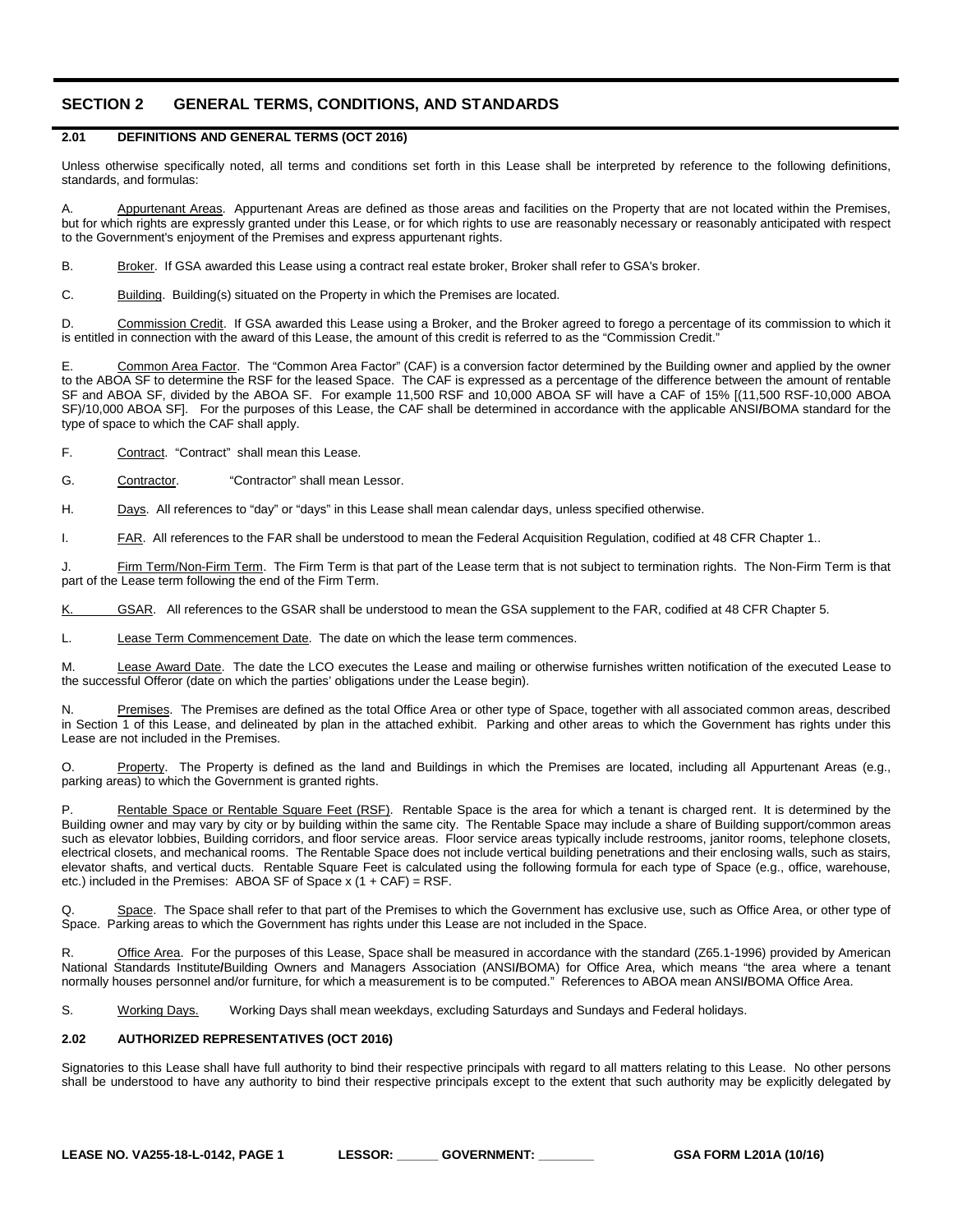## SECTION 2 GENERAL TERMS, CONDITIONS, AND STANDARDS

### 2.01 DEFINITIONS AND GENERAL TERMS (OCT 2016)

Unless otherwise specifically noted, all terms and conditions set forth in this Lease shall be interpreted by reference to the following definitions, standards, and formulas:

A. Appurtenant Areas. Appurtenant Areas are defined as those areas and facilities on the Property that are not located within the Premises, but for which rights are expressly granted under this Lease, or for which rights to use are reasonably necessary or reasonably anticipated with respect to the Government's enjoyment of the Premises and express appurtenant rights.

B. Broker. If GSA awarded this Lease using a contract real estate broker, Broker shall refer to GSA's broker.

C. Building. Building(s) situated on the Property in which the Premises are located.

D. Commission Credit. If GSA awarded this Lease using a Broker, and the Broker agreed to forego a percentage of its commission to which it is entitled in connection with the award of this Lease, the amount of this credit is referred to as the "Commission Credit."

E. Common Area Factor. The "Common Area Factor" (CAF) is a conversion factor determined by the Building owner and applied by the owner to the ABOA SF to determine the RSF for the leased Space. The CAF is expressed as a percentage of the difference between the amount of rentable SF and ABOA SF, divided by the ABOA SF. For example 11,500 RSF and 10,000 ABOA SF will have a CAF of 15% [(11,500 RSF-10,000 ABOA SF)/10,000 ABOA SF]. For the purposes of this Lease, the CAF shall be determined in accordance with the applicable ANSI/BOMA standard for the type of space to which the CAF shall apply.

F. Contract. "Contract" shall mean this Lease.

G. Contractor. "Contractor" shall mean Lessor.

H. Days. All references to "day" or "days" in this Lease shall mean calendar days, unless specified otherwise.

I. FAR. All references to the FAR shall be understood to mean the Federal Acquisition Regulation, codified at 48 CFR Chapter 1..

J. Firm Term/Non-Firm Term. The Firm Term is that part of the Lease term that is not subject to termination rights. The Non-Firm Term is that part of the Lease term following the end of the Firm Term.

K. GSAR. All references to the GSAR shall be understood to mean the GSA supplement to the FAR, codified at 48 CFR Chapter 5.

L. Lease Term Commencement Date. The date on which the lease term commences.

M. Lease Award Date. The date the LCO executes the Lease and mailing or otherwise furnishes written notification of the executed Lease to the successful Offeror (date on which the parties' obligations under the Lease begin).

N. Premises. The Premises are defined as the total Office Area or other type of Space, together with all associated common areas, described in Section 1 of this Lease, and delineated by plan in the attached exhibit. Parking and other areas to which the Government has rights under this Lease are not included in the Premises.

O. Property. The Property is defined as the land and Buildings in which the Premises are located, including all Appurtenant Areas (e.g., parking areas) to which the Government is granted rights.

P. Rentable Space or Rentable Square Feet (RSF). Rentable Space is the area for which a tenant is charged rent. It is determined by the Building owner and may vary by city or by building within the same city. The Rentable Space may include a share of Building support/common areas such as elevator lobbies, Building corridors, and floor service areas. Floor service areas typically include restrooms, janitor rooms, telephone closets, electrical closets, and mechanical rooms. The Rentable Space does not include vertical building penetrations and their enclosing walls, such as stairs, elevator shafts, and vertical ducts. Rentable Square Feet is calculated using the following formula for each type of Space (e.g., office, warehouse, etc.) included in the Premises: ABOA SF of Space x (1 + CAF) = RSF.

Q. Space. The Space shall refer to that part of the Premises to which the Government has exclusive use, such as Office Area, or other type of Space. Parking areas to which the Government has rights under this Lease are not included in the Space.

R. Office Area. For the purposes of this Lease, Space shall be measured in accordance with the standard (Z65.1-1996) provided by American National Standards Institute/Building Owners and Managers Association (ANSI/BOMA) for Office Area, which means "the area where a tenant normally houses personnel and/or furniture, for which a measurement is to be computed." References to ABOA mean ANSI/BOMA Office Area.

S. Working Days. Working Days shall mean weekdays, excluding Saturdays and Sundays and Federal holidays.

### 2.02 AUTHORIZED REPRESENTATIVES (OCT 2016)

Signatories to this Lease shall have full authority to bind their respective principals with regard to all matters relating to this Lease. No other persons shall be understood to have any authority to bind their respective principals except to the extent that such authority may be explicitly delegated by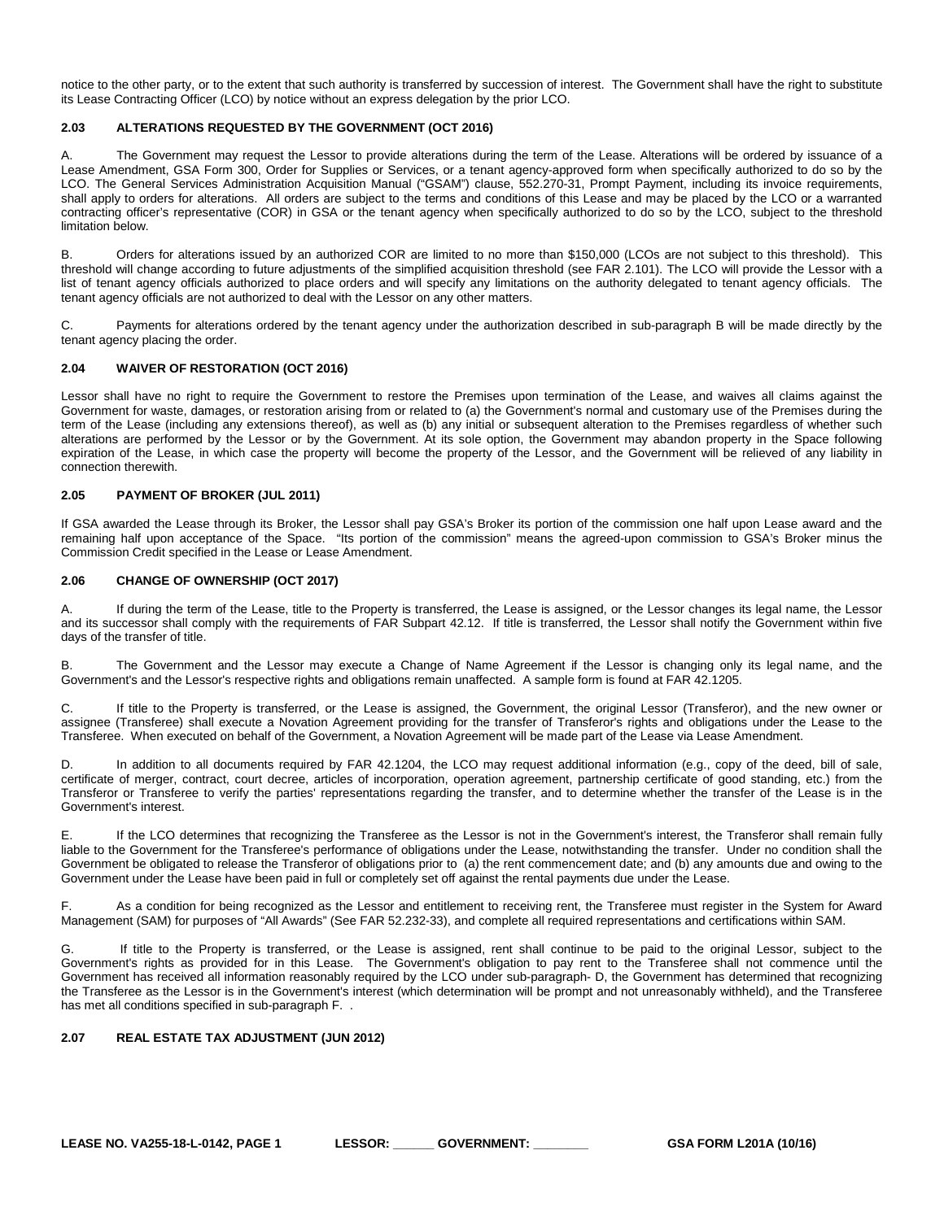notice to the other party, or to the extent that such authority is transferred by succession of interest. The Government shall have the right to substitute its Lease Contracting Officer (LCO) by notice without an express delegation by the prior LCO.

### 2.03 ALTERATIONS REQUESTED BY THE GOVERNMENT (OCT 2016)

A. The Government may request the Lessor to provide alterations during the term of the Lease. Alterations will be ordered by issuance of a Lease Amendment, GSA Form 300, Order for Supplies or Services, or a tenant agency-approved form when specifically authorized to do so by the LCO. The General Services Administration Acquisition Manual ("GSAM") clause, 552.270-31, Prompt Payment, including its invoice requirements, shall apply to orders for alterations. All orders are subject to the terms and conditions of this Lease and may be placed by the LCO or a warranted contracting officer's representative (COR) in GSA or the tenant agency when specifically authorized to do so by the LCO, subject to the threshold limitation below.

B. Orders for alterations issued by an authorized COR are limited to no more than $150,000 (LCOs are not subject to this threshold). This threshold will change according to future adjustments of the simplified acquisition threshold (see FAR 2.101). The LCO will provide the Lessor with a list of tenant agency officials authorized to place orders and will specify any limitations on the authority delegated to tenant agency officials. The tenant agency officials are not authorized to deal with the Lessor on any other matters.

C. Payments for alterations ordered by the tenant agency under the authorization described in sub-paragraph B will be made directly by the tenant agency placing the order.

### 2.04 WAIVER OF RESTORATION (OCT 2016)

Lessor shall have no right to require the Government to restore the Premises upon termination of the Lease, and waives all claims against the Government for waste, damages, or restoration arising from or related to (a) the Government's normal and customary use of the Premises during the term of the Lease (including any extensions thereof), as well as (b) any initial or subsequent alteration to the Premises regardless of whether such alterations are performed by the Lessor or by the Government. At its sole option, the Government may abandon property in the Space following expiration of the Lease, in which case the property will become the property of the Lessor, and the Government will be relieved of any liability in connection therewith.

### 2.05 PAYMENT OF BROKER (JUL 2011)

If GSA awarded the Lease through its Broker, the Lessor shall pay GSA's Broker its portion of the commission one half upon Lease award and the remaining half upon acceptance of the Space. "Its portion of the commission" means the agreed-upon commission to GSA's Broker minus the Commission Credit specified in the Lease or Lease Amendment.

### 2.06 CHANGE OF OWNERSHIP (OCT 2017)

A. If during the term of the Lease, title to the Property is transferred, the Lease is assigned, or the Lessor changes its legal name, the Lessor and its successor shall comply with the requirements of FAR Subpart 42.12. If title is transferred, the Lessor shall notify the Government within five days of the transfer of title.

B. The Government and the Lessor may execute a Change of Name Agreement if the Lessor is changing only its legal name, and the Government's and the Lessor's respective rights and obligations remain unaffected. A sample form is found at FAR 42.1205.

C. If title to the Property is transferred, or the Lease is assigned, the Government, the original Lessor (Transferor), and the new owner or assignee (Transferee) shall execute a Novation Agreement providing for the transfer of Transferor's rights and obligations under the Lease to the Transferee. When executed on behalf of the Government, a Novation Agreement will be made part of the Lease via Lease Amendment.

D. In addition to all documents required by FAR 42.1204, the LCO may request additional information (e.g., copy of the deed, bill of sale, certificate of merger, contract, court decree, articles of incorporation, operation agreement, partnership certificate of good standing, etc.) from the Transferor or Transferee to verify the parties' representations regarding the transfer, and to determine whether the transfer of the Lease is in the Government's interest.

E. If the LCO determines that recognizing the Transferee as the Lessor is not in the Government's interest, the Transferor shall remain fully liable to the Government for the Transferee's performance of obligations under the Lease, notwithstanding the transfer. Under no condition shall the Government be obligated to release the Transferor of obligations prior to (a) the rent commencement date; and (b) any amounts due and owing to the Government under the Lease have been paid in full or completely set off against the rental payments due under the Lease.

F. As a condition for being recognized as the Lessor and entitlement to receiving rent, the Transferee must register in the System for Award Management (SAM) for purposes of "All Awards" (See FAR 52.232-33), and complete all required representations and certifications within SAM.

G. If title to the Property is transferred, or the Lease is assigned, rent shall continue to be paid to the original Lessor, subject to the Government's rights as provided for in this Lease. The Government's obligation to pay rent to the Transferee shall not commence until the Government has received all information reasonably required by the LCO under sub-paragraph- D, the Government has determined that recognizing the Transferee as the Lessor is in the Government's interest (which determination will be prompt and not unreasonably withheld), and the Transferee has met all conditions specified in sub-paragraph F. .

### 2.07 REAL ESTATE TAX ADJUSTMENT (JUN 2012)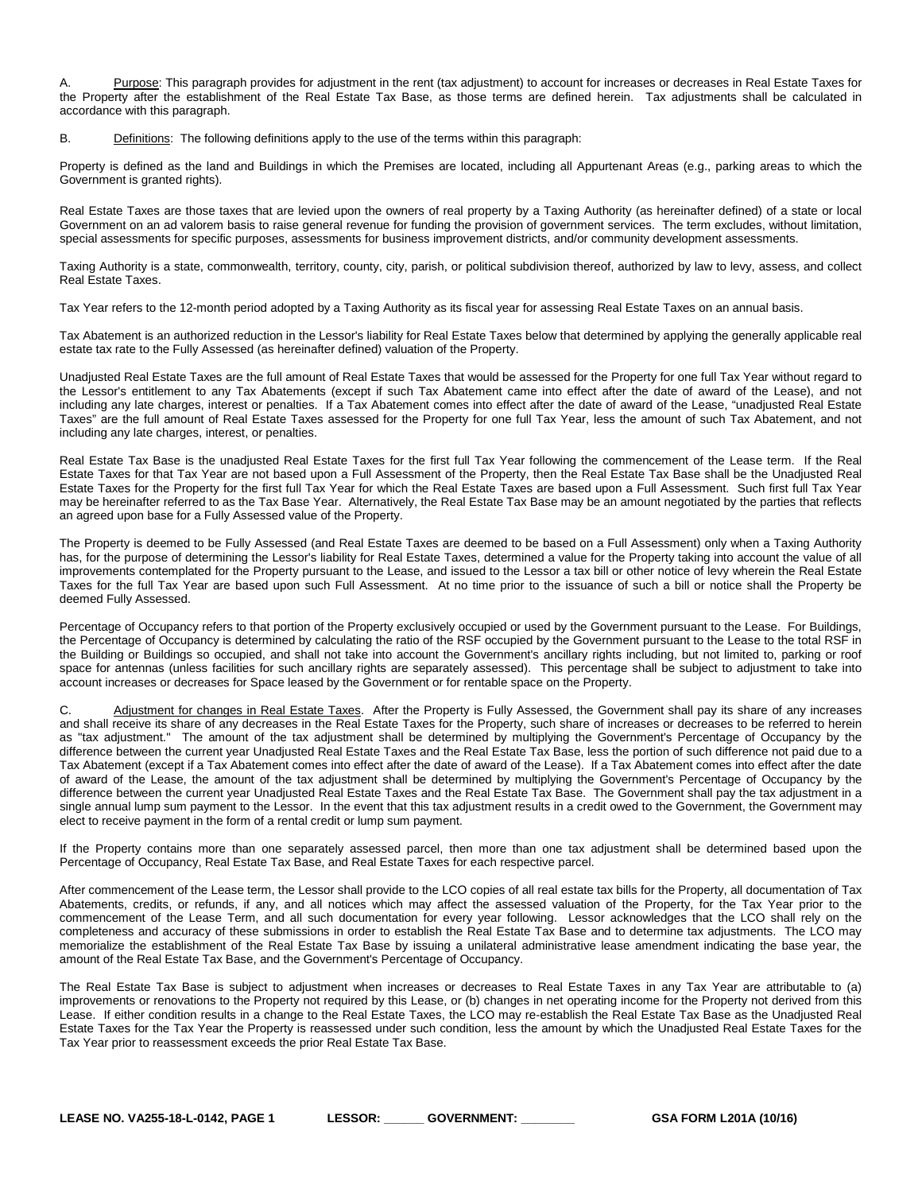A. Purpose: This paragraph provides for adjustment in the rent (tax adjustment) to account for increases or decreases in Real Estate Taxes for the Property after the establishment of the Real Estate Tax Base, as those terms are defined herein. Tax adjustments shall be calculated in accordance with this paragraph.

B. Definitions: The following definitions apply to the use of the terms within this paragraph:

Property is defined as the land and Buildings in which the Premises are located, including all Appurtenant Areas (e.g., parking areas to which the Government is granted rights).

Real Estate Taxes are those taxes that are levied upon the owners of real property by a Taxing Authority (as hereinafter defined) of a state or local Government on an ad valorem basis to raise general revenue for funding the provision of government services. The term excludes, without limitation, special assessments for specific purposes, assessments for business improvement districts, and/or community development assessments.

Taxing Authority is a state, commonwealth, territory, county, city, parish, or political subdivision thereof, authorized by law to levy, assess, and collect Real Estate Taxes.

Tax Year refers to the 12-month period adopted by a Taxing Authority as its fiscal year for assessing Real Estate Taxes on an annual basis.

Tax Abatement is an authorized reduction in the Lessor's liability for Real Estate Taxes below that determined by applying the generally applicable real estate tax rate to the Fully Assessed (as hereinafter defined) valuation of the Property.

Unadjusted Real Estate Taxes are the full amount of Real Estate Taxes that would be assessed for the Property for one full Tax Year without regard to the Lessor's entitlement to any Tax Abatements (except if such Tax Abatement came into effect after the date of award of the Lease), and not including any late charges, interest or penalties. If a Tax Abatement comes into effect after the date of award of the Lease, "unadjusted Real Estate Taxes" are the full amount of Real Estate Taxes assessed for the Property for one full Tax Year, less the amount of such Tax Abatement, and not including any late charges, interest, or penalties.

Real Estate Tax Base is the unadjusted Real Estate Taxes for the first full Tax Year following the commencement of the Lease term. If the Real Estate Taxes for that Tax Year are not based upon a Full Assessment of the Property, then the Real Estate Tax Base shall be the Unadjusted Real Estate Taxes for the Property for the first full Tax Year for which the Real Estate Taxes are based upon a Full Assessment. Such first full Tax Year may be hereinafter referred to as the Tax Base Year. Alternatively, the Real Estate Tax Base may be an amount negotiated by the parties that reflects an agreed upon base for a Fully Assessed value of the Property.

The Property is deemed to be Fully Assessed (and Real Estate Taxes are deemed to be based on a Full Assessment) only when a Taxing Authority has, for the purpose of determining the Lessor's liability for Real Estate Taxes, determined a value for the Property taking into account the value of all improvements contemplated for the Property pursuant to the Lease, and issued to the Lessor a tax bill or other notice of levy wherein the Real Estate Taxes for the full Tax Year are based upon such Full Assessment. At no time prior to the issuance of such a bill or notice shall the Property be deemed Fully Assessed.

Percentage of Occupancy refers to that portion of the Property exclusively occupied or used by the Government pursuant to the Lease. For Buildings, the Percentage of Occupancy is determined by calculating the ratio of the RSF occupied by the Government pursuant to the Lease to the total RSF in the Building or Buildings so occupied, and shall not take into account the Government's ancillary rights including, but not limited to, parking or roof space for antennas (unless facilities for such ancillary rights are separately assessed). This percentage shall be subject to adjustment to take into account increases or decreases for Space leased by the Government or for rentable space on the Property.

C. Adjustment for changes in Real Estate Taxes. After the Property is Fully Assessed, the Government shall pay its share of any increases and shall receive its share of any decreases in the Real Estate Taxes for the Property, such share of increases or decreases to be referred to herein as "tax adjustment." The amount of the tax adjustment shall be determined by multiplying the Government's Percentage of Occupancy by the difference between the current year Unadjusted Real Estate Taxes and the Real Estate Tax Base, less the portion of such difference not paid due to a Tax Abatement (except if a Tax Abatement comes into effect after the date of award of the Lease). If a Tax Abatement comes into effect after the date of award of the Lease, the amount of the tax adjustment shall be determined by multiplying the Government's Percentage of Occupancy by the difference between the current year Unadjusted Real Estate Taxes and the Real Estate Tax Base. The Government shall pay the tax adjustment in a single annual lump sum payment to the Lessor. In the event that this tax adjustment results in a credit owed to the Government, the Government may elect to receive payment in the form of a rental credit or lump sum payment.

If the Property contains more than one separately assessed parcel, then more than one tax adjustment shall be determined based upon the Percentage of Occupancy, Real Estate Tax Base, and Real Estate Taxes for each respective parcel.

After commencement of the Lease term, the Lessor shall provide to the LCO copies of all real estate tax bills for the Property, all documentation of Tax Abatements, credits, or refunds, if any, and all notices which may affect the assessed valuation of the Property, for the Tax Year prior to the commencement of the Lease Term, and all such documentation for every year following. Lessor acknowledges that the LCO shall rely on the completeness and accuracy of these submissions in order to establish the Real Estate Tax Base and to determine tax adjustments. The LCO may memorialize the establishment of the Real Estate Tax Base by issuing a unilateral administrative lease amendment indicating the base year, the amount of the Real Estate Tax Base, and the Government's Percentage of Occupancy.

The Real Estate Tax Base is subject to adjustment when increases or decreases to Real Estate Taxes in any Tax Year are attributable to (a) improvements or renovations to the Property not required by this Lease, or (b) changes in net operating income for the Property not derived from this Lease. If either condition results in a change to the Real Estate Taxes, the LCO may re-establish the Real Estate Tax Base as the Unadjusted Real Estate Taxes for the Tax Year the Property is reassessed under such condition, less the amount by which the Unadjusted Real Estate Taxes for the Tax Year prior to reassessment exceeds the prior Real Estate Tax Base.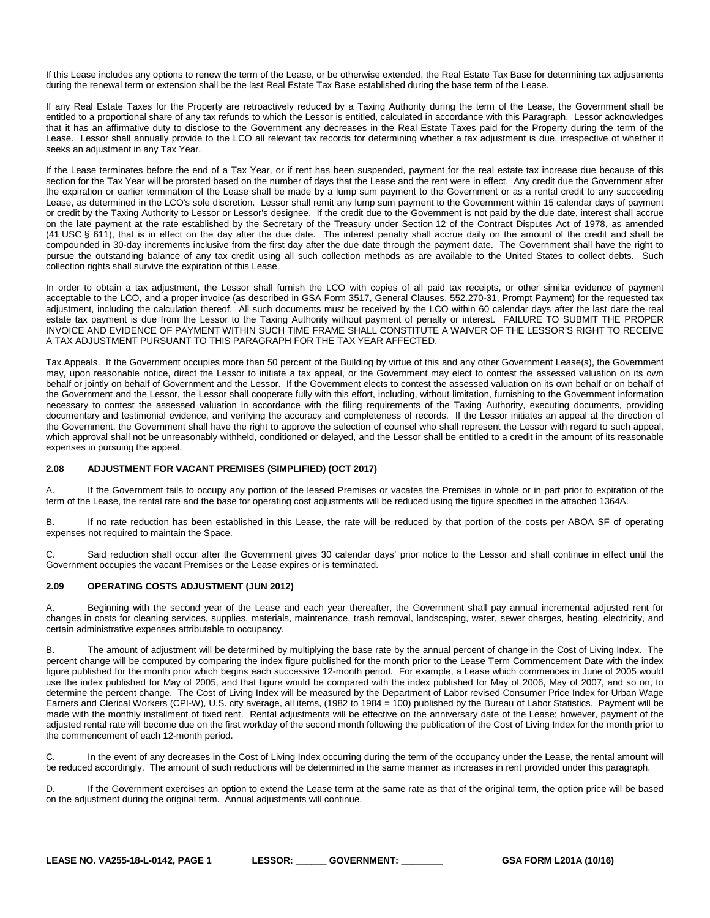If this Lease includes any options to renew the term of the Lease, or be otherwise extended, the Real Estate Tax Base for determining tax adjustments during the renewal term or extension shall be the last Real Estate Tax Base established during the base term of the Lease.

If any Real Estate Taxes for the Property are retroactively reduced by a Taxing Authority during the term of the Lease, the Government shall be entitled to a proportional share of any tax refunds to which the Lessor is entitled, calculated in accordance with this Paragraph. Lessor acknowledges that it has an affirmative duty to disclose to the Government any decreases in the Real Estate Taxes paid for the Property during the term of the Lease. Lessor shall annually provide to the LCO all relevant tax records for determining whether a tax adjustment is due, irrespective of whether it seeks an adjustment in any Tax Year.

If the Lease terminates before the end of a Tax Year, or if rent has been suspended, payment for the real estate tax increase due because of this section for the Tax Year will be prorated based on the number of days that the Lease and the rent were in effect. Any credit due the Government after the expiration or earlier termination of the Lease shall be made by a lump sum payment to the Government or as a rental credit to any succeeding Lease, as determined in the LCO's sole discretion. Lessor shall remit any lump sum payment to the Government within 15 calendar days of payment or credit by the Taxing Authority to Lessor or Lessor's designee. If the credit due to the Government is not paid by the due date, interest shall accrue on the late payment at the rate established by the Secretary of the Treasury under Section 12 of the Contract Disputes Act of 1978, as amended (41 USC § 611), that is in effect on the day after the due date. The interest penalty shall accrue daily on the amount of the credit and shall be compounded in 30-day increments inclusive from the first day after the due date through the payment date. The Government shall have the right to pursue the outstanding balance of any tax credit using all such collection methods as are available to the United States to collect debts. Such collection rights shall survive the expiration of this Lease.

In order to obtain a tax adjustment, the Lessor shall furnish the LCO with copies of all paid tax receipts, or other similar evidence of payment acceptable to the LCO, and a proper invoice (as described in GSA Form 3517, General Clauses, 552.270-31, Prompt Payment) for the requested tax adjustment, including the calculation thereof. All such documents must be received by the LCO within 60 calendar days after the last date the real estate tax payment is due from the Lessor to the Taxing Authority without payment of penalty or interest. FAILURE TO SUBMIT THE PROPER INVOICE AND EVIDENCE OF PAYMENT WITHIN SUCH TIME FRAME SHALL CONSTITUTE A WAIVER OF THE LESSOR'S RIGHT TO RECEIVE A TAX ADJUSTMENT PURSUANT TO THIS PARAGRAPH FOR THE TAX YEAR AFFECTED.

Tax Appeals. If the Government occupies more than 50 percent of the Building by virtue of this and any other Government Lease(s), the Government may, upon reasonable notice, direct the Lessor to initiate a tax appeal, or the Government may elect to contest the assessed valuation on its own behalf or jointly on behalf of Government and the Lessor. If the Government elects to contest the assessed valuation on its own behalf or on behalf of the Government and the Lessor, the Lessor shall cooperate fully with this effort, including, without limitation, furnishing to the Government information necessary to contest the assessed valuation in accordance with the filing requirements of the Taxing Authority, executing documents, providing documentary and testimonial evidence, and verifying the accuracy and completeness of records. If the Lessor initiates an appeal at the direction of the Government, the Government shall have the right to approve the selection of counsel who shall represent the Lessor with regard to such appeal, which approval shall not be unreasonably withheld, conditioned or delayed, and the Lessor shall be entitled to a credit in the amount of its reasonable expenses in pursuing the appeal.

### 2.08 ADJUSTMENT FOR VACANT PREMISES (SIMPLIFIED) (OCT 2017)

A. If the Government fails to occupy any portion of the leased Premises or vacates the Premises in whole or in part prior to expiration of the term of the Lease, the rental rate and the base for operating cost adjustments will be reduced using the figure specified in the attached 1364A.

B. If no rate reduction has been established in this Lease, the rate will be reduced by that portion of the costs per ABOA SF of operating expenses not required to maintain the Space.

C. Said reduction shall occur after the Government gives 30 calendar days' prior notice to the Lessor and shall continue in effect until the Government occupies the vacant Premises or the Lease expires or is terminated.

### 2.09 OPERATING COSTS ADJUSTMENT (JUN 2012)

A. Beginning with the second year of the Lease and each year thereafter, the Government shall pay annual incremental adjusted rent for changes in costs for cleaning services, supplies, materials, maintenance, trash removal, landscaping, water, sewer charges, heating, electricity, and certain administrative expenses attributable to occupancy.

B. The amount of adjustment will be determined by multiplying the base rate by the annual percent of change in the Cost of Living Index. The percent change will be computed by comparing the index figure published for the month prior to the Lease Term Commencement Date with the index figure published for the month prior which begins each successive 12-month period. For example, a Lease which commences in June of 2005 would use the index published for May of 2005, and that figure would be compared with the index published for May of 2006, May of 2007, and so on, to determine the percent change. The Cost of Living Index will be measured by the Department of Labor revised Consumer Price Index for Urban Wage Earners and Clerical Workers (CPI-W), U.S. city average, all items, (1982 to 1984 = 100) published by the Bureau of Labor Statistics. Payment will be made with the monthly installment of fixed rent. Rental adjustments will be effective on the anniversary date of the Lease; however, payment of the adjusted rental rate will become due on the first workday of the second month following the publication of the Cost of Living Index for the month prior to the commencement of each 12-month period.

C. In the event of any decreases in the Cost of Living Index occurring during the term of the occupancy under the Lease, the rental amount will be reduced accordingly. The amount of such reductions will be determined in the same manner as increases in rent provided under this paragraph.

D. If the Government exercises an option to extend the Lease term at the same rate as that of the original term, the option price will be based on the adjustment during the original term. Annual adjustments will continue.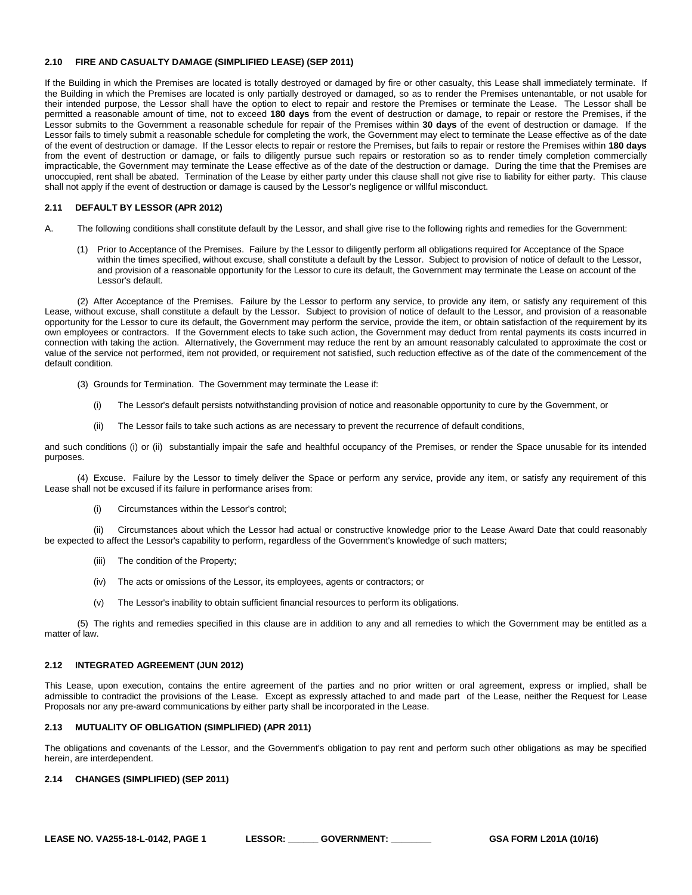### 2.10 FIRE AND CASUALTY DAMAGE (SIMPLIFIED LEASE) (SEP 2011)

If the Building in which the Premises are located is totally destroyed or damaged by fire or other casualty, this Lease shall immediately terminate. If the Building in which the Premises are located is only partially destroyed or damaged, so as to render the Premises untenantable, or not usable for their intended purpose, the Lessor shall have the option to elect to repair and restore the Premises or terminate the Lease. The Lessor shall be permitted a reasonable amount of time, not to exceed **180 days** from the event of destruction or damage, to repair or restore the Premises, if the Lessor submits to the Government a reasonable schedule for repair of the Premises within **30 days** of the event of destruction or damage. If the Lessor fails to timely submit a reasonable schedule for completing the work, the Government may elect to terminate the Lease effective as of the date of the event of destruction or damage. If the Lessor elects to repair or restore the Premises, but fails to repair or restore the Premises within **180 days** from the event of destruction or damage, or fails to diligently pursue such repairs or restoration so as to render timely completion commercially impracticable, the Government may terminate the Lease effective as of the date of the destruction or damage. During the time that the Premises are unoccupied, rent shall be abated. Termination of the Lease by either party under this clause shall not give rise to liability for either party. This clause shall not apply if the event of destruction or damage is caused by the Lessor's negligence or willful misconduct.

### 2.11 DEFAULT BY LESSOR (APR 2012)

A. The following conditions shall constitute default by the Lessor, and shall give rise to the following rights and remedies for the Government:

(1) Prior to Acceptance of the Premises. Failure by the Lessor to diligently perform all obligations required for Acceptance of the Space within the times specified, without excuse, shall constitute a default by the Lessor. Subject to provision of notice of default to the Lessor, and provision of a reasonable opportunity for the Lessor to cure its default, the Government may terminate the Lease on account of the Lessor's default.

(2) After Acceptance of the Premises. Failure by the Lessor to perform any service, to provide any item, or satisfy any requirement of this Lease, without excuse, shall constitute a default by the Lessor. Subject to provision of notice of default to the Lessor, and provision of a reasonable opportunity for the Lessor to cure its default, the Government may perform the service, provide the item, or obtain satisfaction of the requirement by its own employees or contractors. If the Government elects to take such action, the Government may deduct from rental payments its costs incurred in connection with taking the action. Alternatively, the Government may reduce the rent by an amount reasonably calculated to approximate the cost or value of the service not performed, item not provided, or requirement not satisfied, such reduction effective as of the date of the commencement of the default condition.

(3) Grounds for Termination. The Government may terminate the Lease if:

(i) The Lessor's default persists notwithstanding provision of notice and reasonable opportunity to cure by the Government, or

(ii) The Lessor fails to take such actions as are necessary to prevent the recurrence of default conditions,

and such conditions (i) or (ii) substantially impair the safe and healthful occupancy of the Premises, or render the Space unusable for its intended purposes.

(4) Excuse. Failure by the Lessor to timely deliver the Space or perform any service, provide any item, or satisfy any requirement of this Lease shall not be excused if its failure in performance arises from:

(i) Circumstances within the Lessor's control;

(ii) Circumstances about which the Lessor had actual or constructive knowledge prior to the Lease Award Date that could reasonably be expected to affect the Lessor's capability to perform, regardless of the Government's knowledge of such matters;

(iii) The condition of the Property;

(iv) The acts or omissions of the Lessor, its employees, agents or contractors; or

(v) The Lessor's inability to obtain sufficient financial resources to perform its obligations.

(5) The rights and remedies specified in this clause are in addition to any and all remedies to which the Government may be entitled as a matter of law.

### 2.12 INTEGRATED AGREEMENT (JUN 2012)

This Lease, upon execution, contains the entire agreement of the parties and no prior written or oral agreement, express or implied, shall be admissible to contradict the provisions of the Lease. Except as expressly attached to and made part of the Lease, neither the Request for Lease Proposals nor any pre-award communications by either party shall be incorporated in the Lease.

### 2.13 MUTUALITY OF OBLIGATION (SIMPLIFIED) (APR 2011)

The obligations and covenants of the Lessor, and the Government's obligation to pay rent and perform such other obligations as may be specified herein, are interdependent.

### 2.14 CHANGES (SIMPLIFIED) (SEP 2011)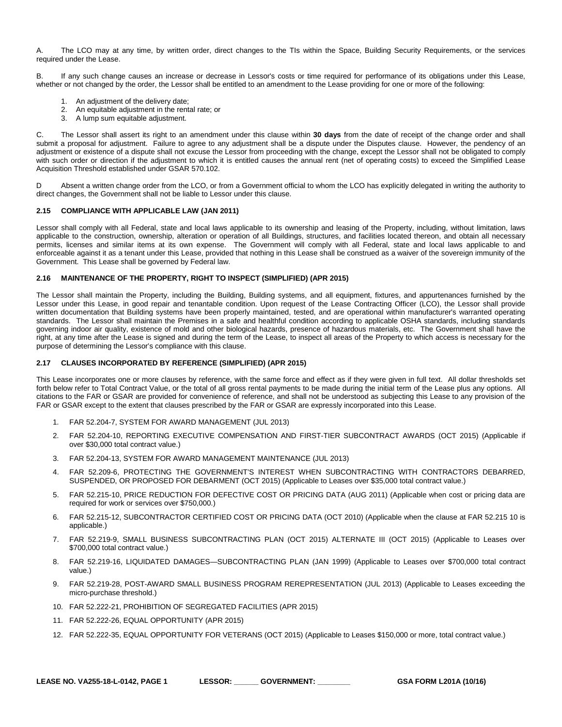A. The LCO may at any time, by written order, direct changes to the TIs within the Space, Building Security Requirements, or the services required under the Lease.

B. If any such change causes an increase or decrease in Lessor's costs or time required for performance of its obligations under this Lease, whether or not changed by the order, the Lessor shall be entitled to an amendment to the Lease providing for one or more of the following:

1. An adjustment of the delivery date;
2. An equitable adjustment in the rental rate; or
3. A lump sum equitable adjustment.

C. The Lessor shall assert its right to an amendment under this clause within **30 days** from the date of receipt of the change order and shall submit a proposal for adjustment. Failure to agree to any adjustment shall be a dispute under the Disputes clause. However, the pendency of an adjustment or existence of a dispute shall not excuse the Lessor from proceeding with the change, except the Lessor shall not be obligated to comply with such order or direction if the adjustment to which it is entitled causes the annual rent (net of operating costs) to exceed the Simplified Lease Acquisition Threshold established under GSAR 570.102.

D Absent a written change order from the LCO, or from a Government official to whom the LCO has explicitly delegated in writing the authority to direct changes, the Government shall not be liable to Lessor under this clause.

### 2.15 COMPLIANCE WITH APPLICABLE LAW (JAN 2011)

Lessor shall comply with all Federal, state and local laws applicable to its ownership and leasing of the Property, including, without limitation, laws applicable to the construction, ownership, alteration or operation of all Buildings, structures, and facilities located thereon, and obtain all necessary permits, licenses and similar items at its own expense. The Government will comply with all Federal, state and local laws applicable to and enforceable against it as a tenant under this Lease, provided that nothing in this Lease shall be construed as a waiver of the sovereign immunity of the Government. This Lease shall be governed by Federal law.

### 2.16 MAINTENANCE OF THE PROPERTY, RIGHT TO INSPECT (SIMPLIFIED) (APR 2015)

The Lessor shall maintain the Property, including the Building, Building systems, and all equipment, fixtures, and appurtenances furnished by the Lessor under this Lease, in good repair and tenantable condition. Upon request of the Lease Contracting Officer (LCO), the Lessor shall provide written documentation that Building systems have been properly maintained, tested, and are operational within manufacturer's warranted operating standards. The Lessor shall maintain the Premises in a safe and healthful condition according to applicable OSHA standards, including standards governing indoor air quality, existence of mold and other biological hazards, presence of hazardous materials, etc. The Government shall have the right, at any time after the Lease is signed and during the term of the Lease, to inspect all areas of the Property to which access is necessary for the purpose of determining the Lessor's compliance with this clause.

### 2.17 CLAUSES INCORPORATED BY REFERENCE (SIMPLIFIED) (APR 2015)

This Lease incorporates one or more clauses by reference, with the same force and effect as if they were given in full text. All dollar thresholds set forth below refer to Total Contract Value, or the total of all gross rental payments to be made during the initial term of the Lease plus any options. All citations to the FAR or GSAR are provided for convenience of reference, and shall not be understood as subjecting this Lease to any provision of the FAR or GSAR except to the extent that clauses prescribed by the FAR or GSAR are expressly incorporated into this Lease.

1. FAR 52.204-7, SYSTEM FOR AWARD MANAGEMENT (JUL 2013)
2. FAR 52.204-10, REPORTING EXECUTIVE COMPENSATION AND FIRST-TIER SUBCONTRACT AWARDS (OCT 2015) (Applicable if over $30,000 total contract value.)
3. FAR 52.204-13, SYSTEM FOR AWARD MANAGEMENT MAINTENANCE (JUL 2013)
4. FAR 52.209-6, PROTECTING THE GOVERNMENT'S INTEREST WHEN SUBCONTRACTING WITH CONTRACTORS DEBARRED, SUSPENDED, OR PROPOSED FOR DEBARMENT (OCT 2015) (Applicable to Leases over $35,000 total contract value.)
5. FAR 52.215-10, PRICE REDUCTION FOR DEFECTIVE COST OR PRICING DATA (AUG 2011) (Applicable when cost or pricing data are required for work or services over $750,000.)
6. FAR 52.215-12, SUBCONTRACTOR CERTIFIED COST OR PRICING DATA (OCT 2010) (Applicable when the clause at FAR 52.215 10 is applicable.)
7. FAR 52.219-9, SMALL BUSINESS SUBCONTRACTING PLAN (OCT 2015) ALTERNATE III (OCT 2015) (Applicable to Leases over $700,000 total contract value.)
8. FAR 52.219-16, LIQUIDATED DAMAGES—SUBCONTRACTING PLAN (JAN 1999) (Applicable to Leases over $700,000 total contract value.)
9. FAR 52.219-28, POST-AWARD SMALL BUSINESS PROGRAM REREPRESENTATION (JUL 2013) (Applicable to Leases exceeding the micro-purchase threshold.)
10. FAR 52.222-21, PROHIBITION OF SEGREGATED FACILITIES (APR 2015)
11. FAR 52.222-26, EQUAL OPPORTUNITY (APR 2015)
12. FAR 52.222-35, EQUAL OPPORTUNITY FOR VETERANS (OCT 2015) (Applicable to Leases $150,000 or more, total contract value.)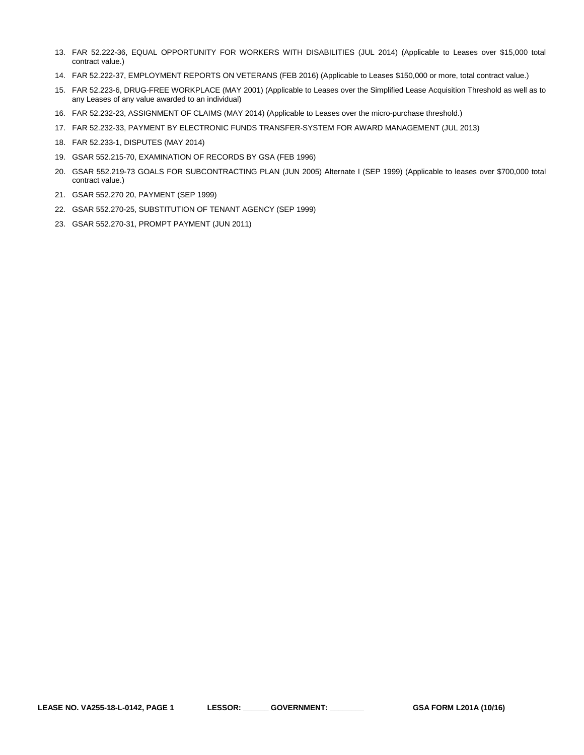13. FAR 52.222-36, EQUAL OPPORTUNITY FOR WORKERS WITH DISABILITIES (JUL 2014) (Applicable to Leases over $15,000 total contract value.)
14. FAR 52.222-37, EMPLOYMENT REPORTS ON VETERANS (FEB 2016) (Applicable to Leases $150,000 or more, total contract value.)
15. FAR 52.223-6, DRUG-FREE WORKPLACE (MAY 2001) (Applicable to Leases over the Simplified Lease Acquisition Threshold as well as to any Leases of any value awarded to an individual)
16. FAR 52.232-23, ASSIGNMENT OF CLAIMS (MAY 2014) (Applicable to Leases over the micro-purchase threshold.)
17. FAR 52.232-33, PAYMENT BY ELECTRONIC FUNDS TRANSFER-SYSTEM FOR AWARD MANAGEMENT (JUL 2013)
18. FAR 52.233-1, DISPUTES (MAY 2014)
19. GSAR 552.215-70, EXAMINATION OF RECORDS BY GSA (FEB 1996)
20. GSAR 552.219-73 GOALS FOR SUBCONTRACTING PLAN (JUN 2005) Alternate I (SEP 1999) (Applicable to leases over $700,000 total contract value.)
21. GSAR 552.270 20, PAYMENT (SEP 1999)
22. GSAR 552.270-25, SUBSTITUTION OF TENANT AGENCY (SEP 1999)
23. GSAR 552.270-31, PROMPT PAYMENT (JUN 2011)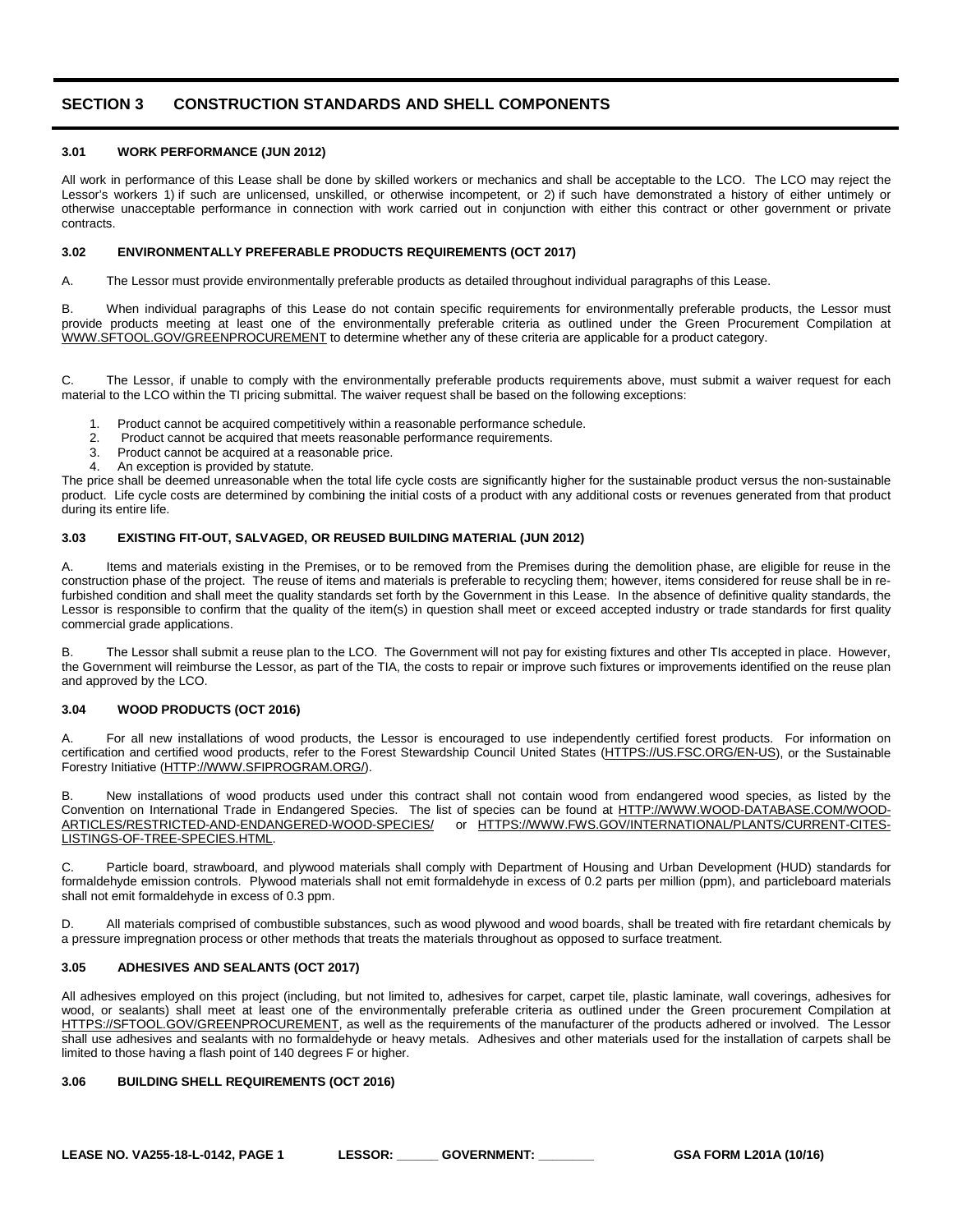## SECTION 3 CONSTRUCTION STANDARDS AND SHELL COMPONENTS

### 3.01 WORK PERFORMANCE (JUN 2012)

All work in performance of this Lease shall be done by skilled workers or mechanics and shall be acceptable to the LCO. The LCO may reject the Lessor's workers 1) if such are unlicensed, unskilled, or otherwise incompetent, or 2) if such have demonstrated a history of either untimely or otherwise unacceptable performance in connection with work carried out in conjunction with either this contract or other government or private contracts.

### 3.02 ENVIRONMENTALLY PREFERABLE PRODUCTS REQUIREMENTS (OCT 2017)

A. The Lessor must provide environmentally preferable products as detailed throughout individual paragraphs of this Lease.

B. When individual paragraphs of this Lease do not contain specific requirements for environmentally preferable products, the Lessor must provide products meeting at least one of the environmentally preferable criteria as outlined under the Green Procurement Compilation at WWW.SFTOOL.GOV/GREENPROCUREMENT to determine whether any of these criteria are applicable for a product category.

C. The Lessor, if unable to comply with the environmentally preferable products requirements above, must submit a waiver request for each material to the LCO within the TI pricing submittal. The waiver request shall be based on the following exceptions:

1. Product cannot be acquired competitively within a reasonable performance schedule.
2. Product cannot be acquired that meets reasonable performance requirements.
3. Product cannot be acquired at a reasonable price.
4. An exception is provided by statute.

The price shall be deemed unreasonable when the total life cycle costs are significantly higher for the sustainable product versus the non-sustainable product. Life cycle costs are determined by combining the initial costs of a product with any additional costs or revenues generated from that product during its entire life.

### 3.03 EXISTING FIT-OUT, SALVAGED, OR REUSED BUILDING MATERIAL (JUN 2012)

A. Items and materials existing in the Premises, or to be removed from the Premises during the demolition phase, are eligible for reuse in the construction phase of the project. The reuse of items and materials is preferable to recycling them; however, items considered for reuse shall be in re-furbished condition and shall meet the quality standards set forth by the Government in this Lease. In the absence of definitive quality standards, the Lessor is responsible to confirm that the quality of the item(s) in question shall meet or exceed accepted industry or trade standards for first quality commercial grade applications.

B. The Lessor shall submit a reuse plan to the LCO. The Government will not pay for existing fixtures and other TIs accepted in place. However, the Government will reimburse the Lessor, as part of the TIA, the costs to repair or improve such fixtures or improvements identified on the reuse plan and approved by the LCO.

### 3.04 WOOD PRODUCTS (OCT 2016)

A. For all new installations of wood products, the Lessor is encouraged to use independently certified forest products. For information on certification and certified wood products, refer to the Forest Stewardship Council United States (HTTPS://US.FSC.ORG/EN-US), or the Sustainable Forestry Initiative (HTTP://WWW.SFIPROGRAM.ORG/).

B. New installations of wood products used under this contract shall not contain wood from endangered wood species, as listed by the Convention on International Trade in Endangered Species. The list of species can be found at HTTP://WWW.WOOD-DATABASE.COM/WOOD-ARTICLES/RESTRICTED-AND-ENDANGERED-WOOD-SPECIES/ or HTTPS://WWW.FWS.GOV/INTERNATIONAL/PLANTS/CURRENT-CITES-LISTINGS-OF-TREE-SPECIES.HTML.

C. Particle board, strawboard, and plywood materials shall comply with Department of Housing and Urban Development (HUD) standards for formaldehyde emission controls. Plywood materials shall not emit formaldehyde in excess of 0.2 parts per million (ppm), and particleboard materials shall not emit formaldehyde in excess of 0.3 ppm.

D. All materials comprised of combustible substances, such as wood plywood and wood boards, shall be treated with fire retardant chemicals by a pressure impregnation process or other methods that treats the materials throughout as opposed to surface treatment.

### 3.05 ADHESIVES AND SEALANTS (OCT 2017)

All adhesives employed on this project (including, but not limited to, adhesives for carpet, carpet tile, plastic laminate, wall coverings, adhesives for wood, or sealants) shall meet at least one of the environmentally preferable criteria as outlined under the Green procurement Compilation at HTTPS://SFTOOL.GOV/GREENPROCUREMENT, as well as the requirements of the manufacturer of the products adhered or involved. The Lessor shall use adhesives and sealants with no formaldehyde or heavy metals. Adhesives and other materials used for the installation of carpets shall be limited to those having a flash point of 140 degrees F or higher.

### 3.06 BUILDING SHELL REQUIREMENTS (OCT 2016)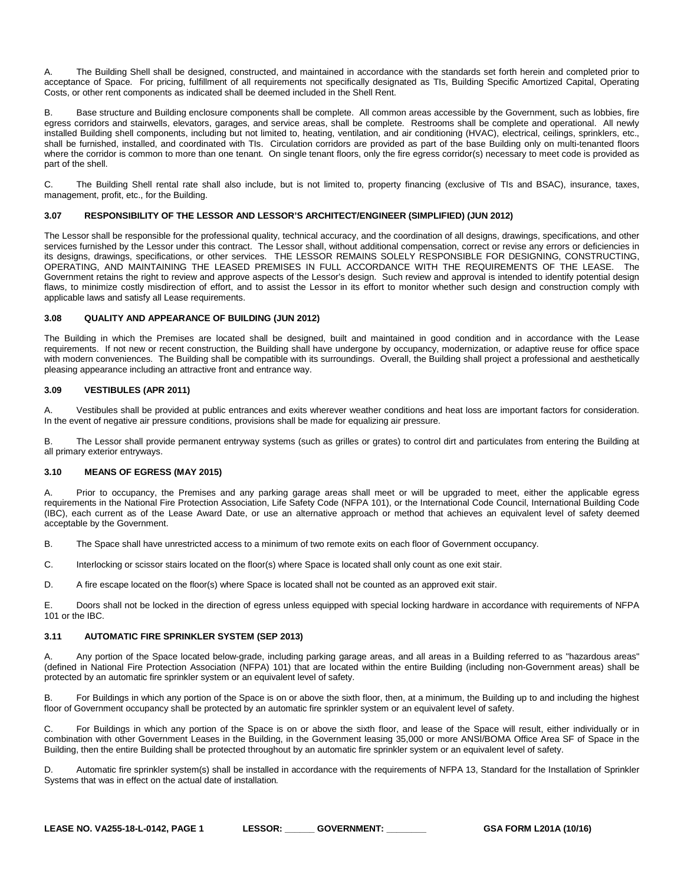A. The Building Shell shall be designed, constructed, and maintained in accordance with the standards set forth herein and completed prior to acceptance of Space. For pricing, fulfillment of all requirements not specifically designated as TIs, Building Specific Amortized Capital, Operating Costs, or other rent components as indicated shall be deemed included in the Shell Rent.

B. Base structure and Building enclosure components shall be complete. All common areas accessible by the Government, such as lobbies, fire egress corridors and stairwells, elevators, garages, and service areas, shall be complete. Restrooms shall be complete and operational. All newly installed Building shell components, including but not limited to, heating, ventilation, and air conditioning (HVAC), electrical, ceilings, sprinklers, etc., shall be furnished, installed, and coordinated with TIs. Circulation corridors are provided as part of the base Building only on multi-tenanted floors where the corridor is common to more than one tenant. On single tenant floors, only the fire egress corridor(s) necessary to meet code is provided as part of the shell.

C. The Building Shell rental rate shall also include, but is not limited to, property financing (exclusive of TIs and BSAC), insurance, taxes, management, profit, etc., for the Building.

### 3.07 RESPONSIBILITY OF THE LESSOR AND LESSOR'S ARCHITECT/ENGINEER (SIMPLIFIED) (JUN 2012)

The Lessor shall be responsible for the professional quality, technical accuracy, and the coordination of all designs, drawings, specifications, and other services furnished by the Lessor under this contract. The Lessor shall, without additional compensation, correct or revise any errors or deficiencies in its designs, drawings, specifications, or other services. THE LESSOR REMAINS SOLELY RESPONSIBLE FOR DESIGNING, CONSTRUCTING, OPERATING, AND MAINTAINING THE LEASED PREMISES IN FULL ACCORDANCE WITH THE REQUIREMENTS OF THE LEASE. The Government retains the right to review and approve aspects of the Lessor's design. Such review and approval is intended to identify potential design flaws, to minimize costly misdirection of effort, and to assist the Lessor in its effort to monitor whether such design and construction comply with applicable laws and satisfy all Lease requirements.

### 3.08 QUALITY AND APPEARANCE OF BUILDING (JUN 2012)

The Building in which the Premises are located shall be designed, built and maintained in good condition and in accordance with the Lease requirements. If not new or recent construction, the Building shall have undergone by occupancy, modernization, or adaptive reuse for office space with modern conveniences. The Building shall be compatible with its surroundings. Overall, the Building shall project a professional and aesthetically pleasing appearance including an attractive front and entrance way.

### 3.09 VESTIBULES (APR 2011)

A. Vestibules shall be provided at public entrances and exits wherever weather conditions and heat loss are important factors for consideration. In the event of negative air pressure conditions, provisions shall be made for equalizing air pressure.

B. The Lessor shall provide permanent entryway systems (such as grilles or grates) to control dirt and particulates from entering the Building at all primary exterior entryways.

### 3.10 MEANS OF EGRESS (MAY 2015)

A. Prior to occupancy, the Premises and any parking garage areas shall meet or will be upgraded to meet, either the applicable egress requirements in the National Fire Protection Association, Life Safety Code (NFPA 101), or the International Code Council, International Building Code (IBC), each current as of the Lease Award Date, or use an alternative approach or method that achieves an equivalent level of safety deemed acceptable by the Government.

B. The Space shall have unrestricted access to a minimum of two remote exits on each floor of Government occupancy.

C. Interlocking or scissor stairs located on the floor(s) where Space is located shall only count as one exit stair.

D. A fire escape located on the floor(s) where Space is located shall not be counted as an approved exit stair.

E. Doors shall not be locked in the direction of egress unless equipped with special locking hardware in accordance with requirements of NFPA 101 or the IBC.

### 3.11 AUTOMATIC FIRE SPRINKLER SYSTEM (SEP 2013)

A. Any portion of the Space located below-grade, including parking garage areas, and all areas in a Building referred to as "hazardous areas" (defined in National Fire Protection Association (NFPA) 101) that are located within the entire Building (including non-Government areas) shall be protected by an automatic fire sprinkler system or an equivalent level of safety.

B. For Buildings in which any portion of the Space is on or above the sixth floor, then, at a minimum, the Building up to and including the highest floor of Government occupancy shall be protected by an automatic fire sprinkler system or an equivalent level of safety.

C. For Buildings in which any portion of the Space is on or above the sixth floor, and lease of the Space will result, either individually or in combination with other Government Leases in the Building, in the Government leasing 35,000 or more ANSI/BOMA Office Area SF of Space in the Building, then the entire Building shall be protected throughout by an automatic fire sprinkler system or an equivalent level of safety.

D. Automatic fire sprinkler system(s) shall be installed in accordance with the requirements of NFPA 13, Standard for the Installation of Sprinkler Systems that was in effect on the actual date of installation.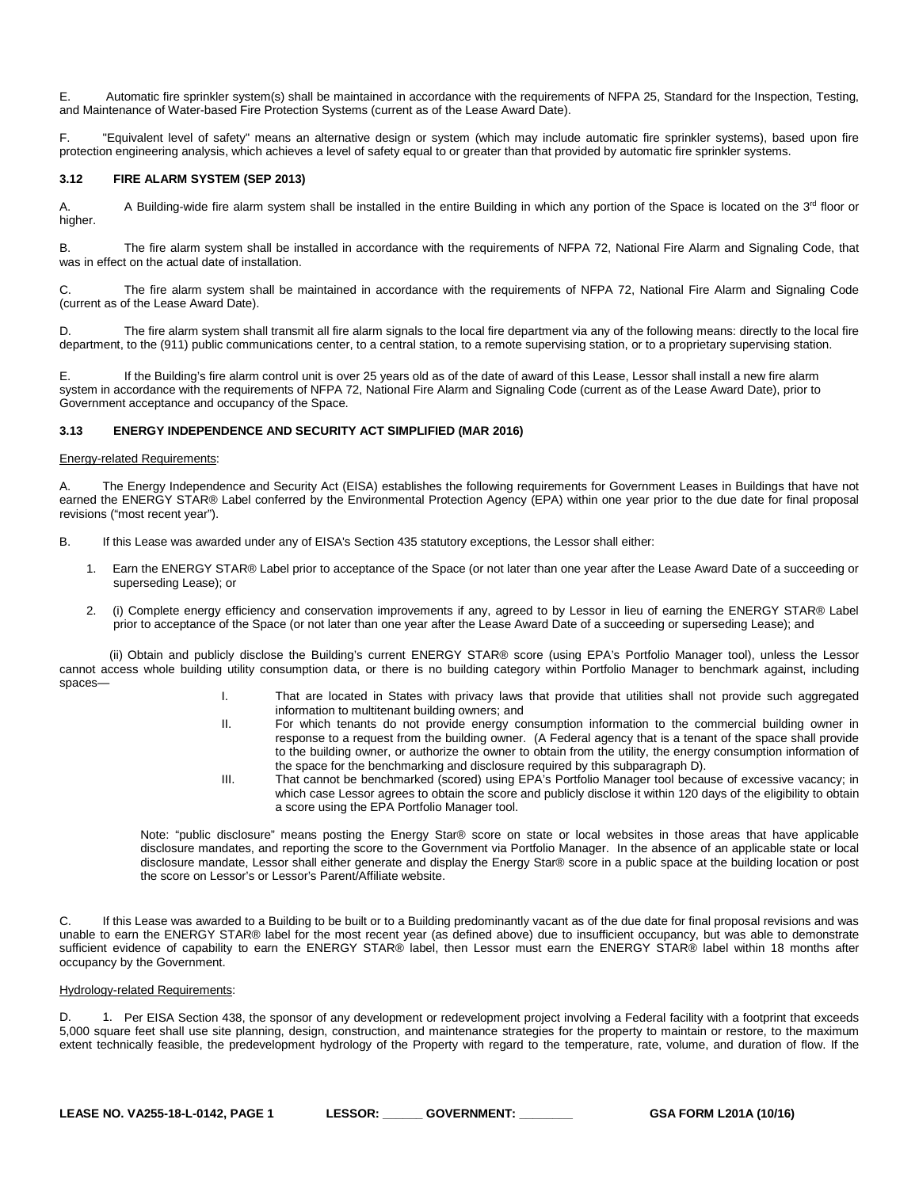E. Automatic fire sprinkler system(s) shall be maintained in accordance with the requirements of NFPA 25, Standard for the Inspection, Testing, and Maintenance of Water-based Fire Protection Systems (current as of the Lease Award Date).

F. "Equivalent level of safety" means an alternative design or system (which may include automatic fire sprinkler systems), based upon fire protection engineering analysis, which achieves a level of safety equal to or greater than that provided by automatic fire sprinkler systems.

### 3.12 FIRE ALARM SYSTEM (SEP 2013)

A. A Building-wide fire alarm system shall be installed in the entire Building in which any portion of the Space is located on the 3rd floor or higher.

B. The fire alarm system shall be installed in accordance with the requirements of NFPA 72, National Fire Alarm and Signaling Code, that was in effect on the actual date of installation.

C. The fire alarm system shall be maintained in accordance with the requirements of NFPA 72, National Fire Alarm and Signaling Code (current as of the Lease Award Date).

D. The fire alarm system shall transmit all fire alarm signals to the local fire department via any of the following means: directly to the local fire department, to the (911) public communications center, to a central station, to a remote supervising station, or to a proprietary supervising station.

E. If the Building's fire alarm control unit is over 25 years old as of the date of award of this Lease, Lessor shall install a new fire alarm system in accordance with the requirements of NFPA 72, National Fire Alarm and Signaling Code (current as of the Lease Award Date), prior to Government acceptance and occupancy of the Space.

### 3.13 ENERGY INDEPENDENCE AND SECURITY ACT SIMPLIFIED (MAR 2016)

Energy-related Requirements:

A. The Energy Independence and Security Act (EISA) establishes the following requirements for Government Leases in Buildings that have not earned the ENERGY STAR® Label conferred by the Environmental Protection Agency (EPA) within one year prior to the due date for final proposal revisions ("most recent year").

B. If this Lease was awarded under any of EISA's Section 435 statutory exceptions, the Lessor shall either:

1. Earn the ENERGY STAR® Label prior to acceptance of the Space (or not later than one year after the Lease Award Date of a succeeding or superseding Lease); or

2. (i) Complete energy efficiency and conservation improvements if any, agreed to by Lessor in lieu of earning the ENERGY STAR® Label prior to acceptance of the Space (or not later than one year after the Lease Award Date of a succeeding or superseding Lease); and

(ii) Obtain and publicly disclose the Building's current ENERGY STAR® score (using EPA's Portfolio Manager tool), unless the Lessor cannot access whole building utility consumption data, or there is no building category within Portfolio Manager to benchmark against, including spaces—

I. That are located in States with privacy laws that provide that utilities shall not provide such aggregated information to multitenant building owners; and

II. For which tenants do not provide energy consumption information to the commercial building owner in response to a request from the building owner. (A Federal agency that is a tenant of the space shall provide to the building owner, or authorize the owner to obtain from the utility, the energy consumption information of the space for the benchmarking and disclosure required by this subparagraph D).

III. That cannot be benchmarked (scored) using EPA's Portfolio Manager tool because of excessive vacancy; in which case Lessor agrees to obtain the score and publicly disclose it within 120 days of the eligibility to obtain a score using the EPA Portfolio Manager tool.

Note: "public disclosure" means posting the Energy Star® score on state or local websites in those areas that have applicable disclosure mandates, and reporting the score to the Government via Portfolio Manager. In the absence of an applicable state or local disclosure mandate, Lessor shall either generate and display the Energy Star® score in a public space at the building location or post the score on Lessor's or Lessor's Parent/Affiliate website.

C. If this Lease was awarded to a Building to be built or to a Building predominantly vacant as of the due date for final proposal revisions and was unable to earn the ENERGY STAR® label for the most recent year (as defined above) due to insufficient occupancy, but was able to demonstrate sufficient evidence of capability to earn the ENERGY STAR® label, then Lessor must earn the ENERGY STAR® label within 18 months after occupancy by the Government.

Hydrology-related Requirements:

D. 1. Per EISA Section 438, the sponsor of any development or redevelopment project involving a Federal facility with a footprint that exceeds 5,000 square feet shall use site planning, design, construction, and maintenance strategies for the property to maintain or restore, to the maximum extent technically feasible, the predevelopment hydrology of the Property with regard to the temperature, rate, volume, and duration of flow. If the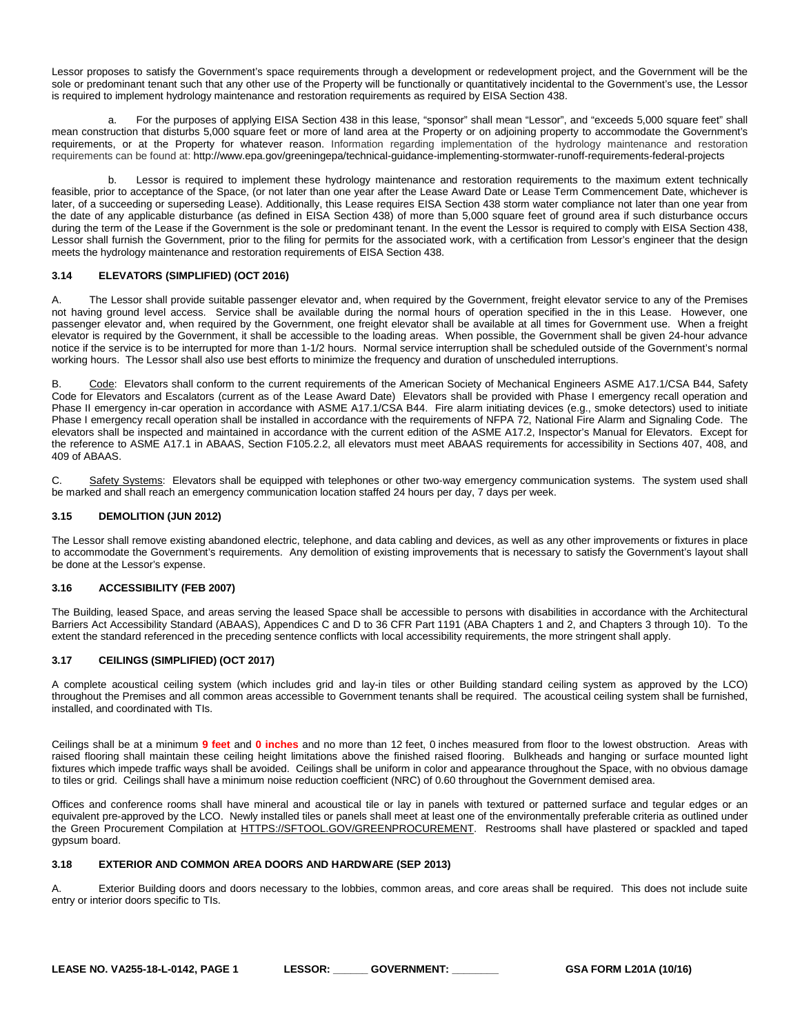Lessor proposes to satisfy the Government's space requirements through a development or redevelopment project, and the Government will be the sole or predominant tenant such that any other use of the Property will be functionally or quantitatively incidental to the Government's use, the Lessor is required to implement hydrology maintenance and restoration requirements as required by EISA Section 438.

a. For the purposes of applying EISA Section 438 in this lease, "sponsor" shall mean "Lessor", and "exceeds 5,000 square feet" shall mean construction that disturbs 5,000 square feet or more of land area at the Property or on adjoining property to accommodate the Government's requirements, or at the Property for whatever reason. Information regarding implementation of the hydrology maintenance and restoration requirements can be found at: http://www.epa.gov/greeningepa/technical-guidance-implementing-stormwater-runoff-requirements-federal-projects

b. Lessor is required to implement these hydrology maintenance and restoration requirements to the maximum extent technically feasible, prior to acceptance of the Space, (or not later than one year after the Lease Award Date or Lease Term Commencement Date, whichever is later, of a succeeding or superseding Lease). Additionally, this Lease requires EISA Section 438 storm water compliance not later than one year from the date of any applicable disturbance (as defined in EISA Section 438) of more than 5,000 square feet of ground area if such disturbance occurs during the term of the Lease if the Government is the sole or predominant tenant. In the event the Lessor is required to comply with EISA Section 438, Lessor shall furnish the Government, prior to the filing for permits for the associated work, with a certification from Lessor's engineer that the design meets the hydrology maintenance and restoration requirements of EISA Section 438.

### 3.14 ELEVATORS (SIMPLIFIED) (OCT 2016)

A. The Lessor shall provide suitable passenger elevator and, when required by the Government, freight elevator service to any of the Premises not having ground level access. Service shall be available during the normal hours of operation specified in the in this Lease. However, one passenger elevator and, when required by the Government, one freight elevator shall be available at all times for Government use. When a freight elevator is required by the Government, it shall be accessible to the loading areas. When possible, the Government shall be given 24-hour advance notice if the service is to be interrupted for more than 1-1/2 hours. Normal service interruption shall be scheduled outside of the Government's normal working hours. The Lessor shall also use best efforts to minimize the frequency and duration of unscheduled interruptions.

B. Code: Elevators shall conform to the current requirements of the American Society of Mechanical Engineers ASME A17.1/CSA B44, Safety Code for Elevators and Escalators (current as of the Lease Award Date) Elevators shall be provided with Phase I emergency recall operation and Phase II emergency in-car operation in accordance with ASME A17.1/CSA B44. Fire alarm initiating devices (e.g., smoke detectors) used to initiate Phase I emergency recall operation shall be installed in accordance with the requirements of NFPA 72, National Fire Alarm and Signaling Code. The elevators shall be inspected and maintained in accordance with the current edition of the ASME A17.2, Inspector's Manual for Elevators. Except for the reference to ASME A17.1 in ABAAS, Section F105.2.2, all elevators must meet ABAAS requirements for accessibility in Sections 407, 408, and 409 of ABAAS.

C. Safety Systems: Elevators shall be equipped with telephones or other two-way emergency communication systems. The system used shall be marked and shall reach an emergency communication location staffed 24 hours per day, 7 days per week.

### 3.15 DEMOLITION (JUN 2012)

The Lessor shall remove existing abandoned electric, telephone, and data cabling and devices, as well as any other improvements or fixtures in place to accommodate the Government's requirements. Any demolition of existing improvements that is necessary to satisfy the Government's layout shall be done at the Lessor's expense.

### 3.16 ACCESSIBILITY (FEB 2007)

The Building, leased Space, and areas serving the leased Space shall be accessible to persons with disabilities in accordance with the Architectural Barriers Act Accessibility Standard (ABAAS), Appendices C and D to 36 CFR Part 1191 (ABA Chapters 1 and 2, and Chapters 3 through 10). To the extent the standard referenced in the preceding sentence conflicts with local accessibility requirements, the more stringent shall apply.

### 3.17 CEILINGS (SIMPLIFIED) (OCT 2017)

A complete acoustical ceiling system (which includes grid and lay-in tiles or other Building standard ceiling system as approved by the LCO) throughout the Premises and all common areas accessible to Government tenants shall be required. The acoustical ceiling system shall be furnished, installed, and coordinated with TIs.

Ceilings shall be at a minimum **9 feet** and **0 inches** and no more than 12 feet, 0 inches measured from floor to the lowest obstruction. Areas with raised flooring shall maintain these ceiling height limitations above the finished raised flooring. Bulkheads and hanging or surface mounted light fixtures which impede traffic ways shall be avoided. Ceilings shall be uniform in color and appearance throughout the Space, with no obvious damage to tiles or grid. Ceilings shall have a minimum noise reduction coefficient (NRC) of 0.60 throughout the Government demised area.

Offices and conference rooms shall have mineral and acoustical tile or lay in panels with textured or patterned surface and tegular edges or an equivalent pre-approved by the LCO. Newly installed tiles or panels shall meet at least one of the environmentally preferable criteria as outlined under the Green Procurement Compilation at HTTPS://SFTOOL.GOV/GREENPROCUREMENT. Restrooms shall have plastered or spackled and taped gypsum board.

### 3.18 EXTERIOR AND COMMON AREA DOORS AND HARDWARE (SEP 2013)

A. Exterior Building doors and doors necessary to the lobbies, common areas, and core areas shall be required. This does not include suite entry or interior doors specific to TIs.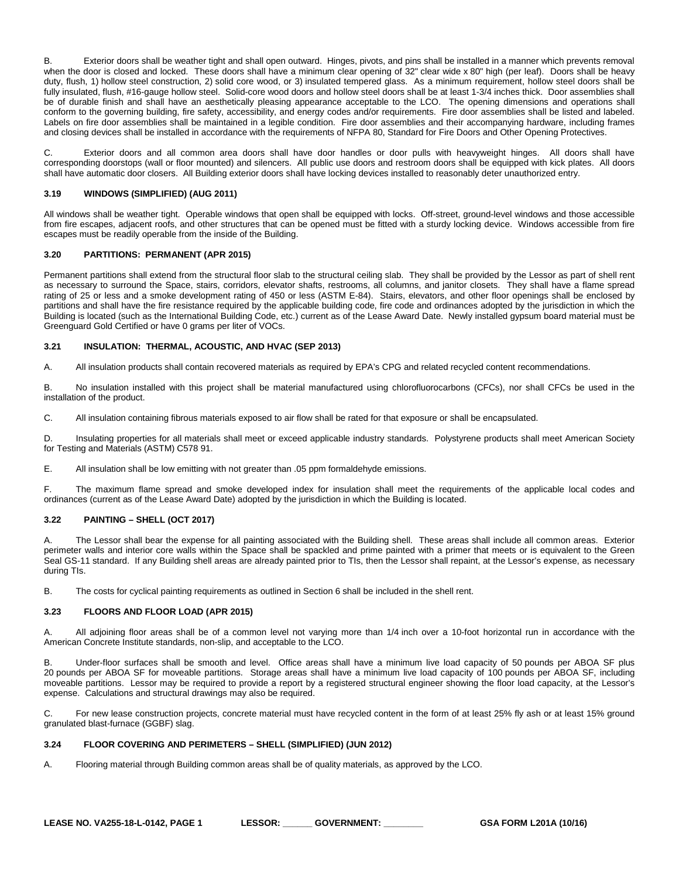B. Exterior doors shall be weather tight and shall open outward. Hinges, pivots, and pins shall be installed in a manner which prevents removal when the door is closed and locked. These doors shall have a minimum clear opening of 32" clear wide x 80" high (per leaf). Doors shall be heavy duty, flush, 1) hollow steel construction, 2) solid core wood, or 3) insulated tempered glass. As a minimum requirement, hollow steel doors shall be fully insulated, flush, #16-gauge hollow steel. Solid-core wood doors and hollow steel doors shall be at least 1-3/4 inches thick. Door assemblies shall be of durable finish and shall have an aesthetically pleasing appearance acceptable to the LCO. The opening dimensions and operations shall conform to the governing building, fire safety, accessibility, and energy codes and/or requirements. Fire door assemblies shall be listed and labeled. Labels on fire door assemblies shall be maintained in a legible condition. Fire door assemblies and their accompanying hardware, including frames and closing devices shall be installed in accordance with the requirements of NFPA 80, Standard for Fire Doors and Other Opening Protectives.

C. Exterior doors and all common area doors shall have door handles or door pulls with heavyweight hinges. All doors shall have corresponding doorstops (wall or floor mounted) and silencers. All public use doors and restroom doors shall be equipped with kick plates. All doors shall have automatic door closers. All Building exterior doors shall have locking devices installed to reasonably deter unauthorized entry.

### 3.19 WINDOWS (SIMPLIFIED) (AUG 2011)

All windows shall be weather tight. Operable windows that open shall be equipped with locks. Off-street, ground-level windows and those accessible from fire escapes, adjacent roofs, and other structures that can be opened must be fitted with a sturdy locking device. Windows accessible from fire escapes must be readily operable from the inside of the Building.

### 3.20 PARTITIONS: PERMANENT (APR 2015)

Permanent partitions shall extend from the structural floor slab to the structural ceiling slab. They shall be provided by the Lessor as part of shell rent as necessary to surround the Space, stairs, corridors, elevator shafts, restrooms, all columns, and janitor closets. They shall have a flame spread rating of 25 or less and a smoke development rating of 450 or less (ASTM E-84). Stairs, elevators, and other floor openings shall be enclosed by partitions and shall have the fire resistance required by the applicable building code, fire code and ordinances adopted by the jurisdiction in which the Building is located (such as the International Building Code, etc.) current as of the Lease Award Date. Newly installed gypsum board material must be Greenguard Gold Certified or have 0 grams per liter of VOCs.

### 3.21 INSULATION: THERMAL, ACOUSTIC, AND HVAC (SEP 2013)

A. All insulation products shall contain recovered materials as required by EPA's CPG and related recycled content recommendations.

B. No insulation installed with this project shall be material manufactured using chlorofluorocarbons (CFCs), nor shall CFCs be used in the installation of the product.

C. All insulation containing fibrous materials exposed to air flow shall be rated for that exposure or shall be encapsulated.

D. Insulating properties for all materials shall meet or exceed applicable industry standards. Polystyrene products shall meet American Society for Testing and Materials (ASTM) C578 91.

E. All insulation shall be low emitting with not greater than .05 ppm formaldehyde emissions.

F. The maximum flame spread and smoke developed index for insulation shall meet the requirements of the applicable local codes and ordinances (current as of the Lease Award Date) adopted by the jurisdiction in which the Building is located.

### 3.22 PAINTING – SHELL (OCT 2017)

A. The Lessor shall bear the expense for all painting associated with the Building shell. These areas shall include all common areas. Exterior perimeter walls and interior core walls within the Space shall be spackled and prime painted with a primer that meets or is equivalent to the Green Seal GS-11 standard. If any Building shell areas are already painted prior to TIs, then the Lessor shall repaint, at the Lessor's expense, as necessary during TIs.

B. The costs for cyclical painting requirements as outlined in Section 6 shall be included in the shell rent.

### 3.23 FLOORS AND FLOOR LOAD (APR 2015)

A. All adjoining floor areas shall be of a common level not varying more than 1/4 inch over a 10-foot horizontal run in accordance with the American Concrete Institute standards, non-slip, and acceptable to the LCO.

B. Under-floor surfaces shall be smooth and level. Office areas shall have a minimum live load capacity of 50 pounds per ABOA SF plus 20 pounds per ABOA SF for moveable partitions. Storage areas shall have a minimum live load capacity of 100 pounds per ABOA SF, including moveable partitions. Lessor may be required to provide a report by a registered structural engineer showing the floor load capacity, at the Lessor's expense. Calculations and structural drawings may also be required.

C. For new lease construction projects, concrete material must have recycled content in the form of at least 25% fly ash or at least 15% ground granulated blast-furnace (GGBF) slag.

### 3.24 FLOOR COVERING AND PERIMETERS – SHELL (SIMPLIFIED) (JUN 2012)

A. Flooring material through Building common areas shall be of quality materials, as approved by the LCO.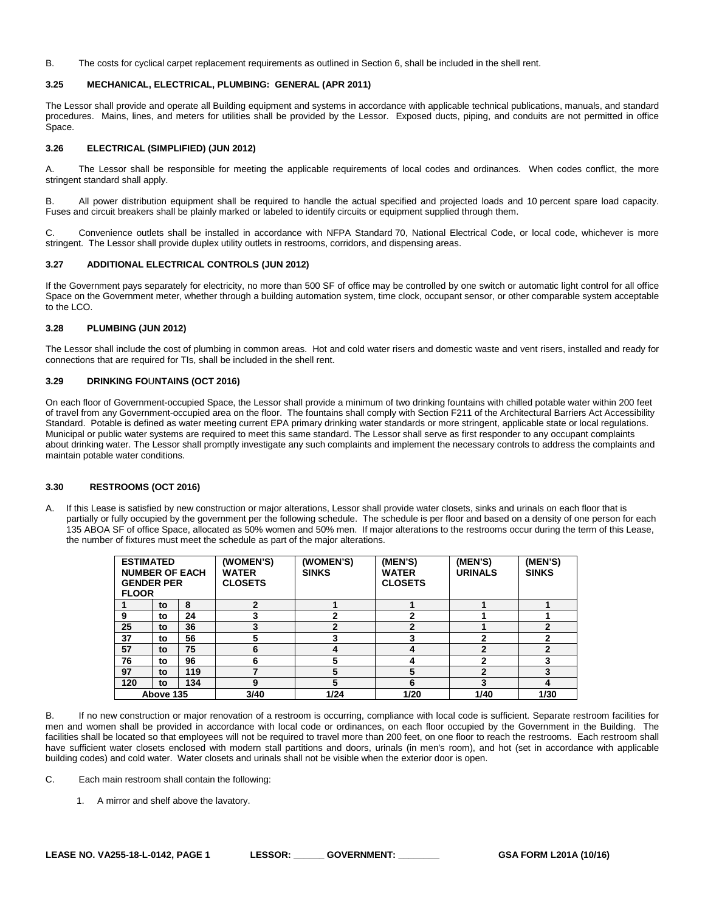B. The costs for cyclical carpet replacement requirements as outlined in Section 6, shall be included in the shell rent.

### 3.25 MECHANICAL, ELECTRICAL, PLUMBING: GENERAL (APR 2011)

The Lessor shall provide and operate all Building equipment and systems in accordance with applicable technical publications, manuals, and standard procedures. Mains, lines, and meters for utilities shall be provided by the Lessor. Exposed ducts, piping, and conduits are not permitted in office Space.

### 3.26 ELECTRICAL (SIMPLIFIED) (JUN 2012)

A. The Lessor shall be responsible for meeting the applicable requirements of local codes and ordinances. When codes conflict, the more stringent standard shall apply.

B. All power distribution equipment shall be required to handle the actual specified and projected loads and 10 percent spare load capacity. Fuses and circuit breakers shall be plainly marked or labeled to identify circuits or equipment supplied through them.

C. Convenience outlets shall be installed in accordance with NFPA Standard 70, National Electrical Code, or local code, whichever is more stringent. The Lessor shall provide duplex utility outlets in restrooms, corridors, and dispensing areas.

### 3.27 ADDITIONAL ELECTRICAL CONTROLS (JUN 2012)

If the Government pays separately for electricity, no more than 500 SF of office may be controlled by one switch or automatic light control for all office Space on the Government meter, whether through a building automation system, time clock, occupant sensor, or other comparable system acceptable to the LCO.

### 3.28 PLUMBING (JUN 2012)

The Lessor shall include the cost of plumbing in common areas. Hot and cold water risers and domestic waste and vent risers, installed and ready for connections that are required for TIs, shall be included in the shell rent.

### 3.29 DRINKING FOUNTAINS (OCT 2016)

On each floor of Government-occupied Space, the Lessor shall provide a minimum of two drinking fountains with chilled potable water within 200 feet of travel from any Government-occupied area on the floor. The fountains shall comply with Section F211 of the Architectural Barriers Act Accessibility Standard. Potable is defined as water meeting current EPA primary drinking water standards or more stringent, applicable state or local regulations. Municipal or public water systems are required to meet this same standard. The Lessor shall serve as first responder to any occupant complaints about drinking water. The Lessor shall promptly investigate any such complaints and implement the necessary controls to address the complaints and maintain potable water conditions.

### 3.30 RESTROOMS (OCT 2016)

A. If this Lease is satisfied by new construction or major alterations, Lessor shall provide water closets, sinks and urinals on each floor that is partially or fully occupied by the government per the following schedule. The schedule is per floor and based on a density of one person for each 135 ABOA SF of office Space, allocated as 50% women and 50% men. If major alterations to the restrooms occur during the term of this Lease, the number of fixtures must meet the schedule as part of the major alterations.

| ESTIMATED NUMBER OF EACH GENDER PER FLOOR | | | (WOMEN'S) WATER CLOSETS | (WOMEN'S) SINKS | (MEN'S) WATER CLOSETS | (MEN'S) URINALS | (MEN'S) SINKS |
|---|---|---|---|---|---|---|---|
| 1 | to | 8 | 2 | 1 | 1 | 1 | 1 |
| 9 | to | 24 | 3 | 2 | 2 | 1 | 1 |
| 25 | to | 36 | 3 | 2 | 2 | 1 | 2 |
| 37 | to | 56 | 5 | 3 | 3 | 2 | 2 |
| 57 | to | 75 | 6 | 4 | 4 | 2 | 2 |
| 76 | to | 96 | 6 | 5 | 4 | 2 | 3 |
| 97 | to | 119 | 7 | 5 | 5 | 2 | 3 |
| 120 | to | 134 | 9 | 5 | 6 | 3 | 4 |
| Above 135 | | | 3/40 | 1/24 | 1/20 | 1/40 | 1/30 |

B. If no new construction or major renovation of a restroom is occurring, compliance with local code is sufficient. Separate restroom facilities for men and women shall be provided in accordance with local code or ordinances, on each floor occupied by the Government in the Building. The facilities shall be located so that employees will not be required to travel more than 200 feet, on one floor to reach the restrooms. Each restroom shall have sufficient water closets enclosed with modern stall partitions and doors, urinals (in men's room), and hot (set in accordance with applicable building codes) and cold water. Water closets and urinals shall not be visible when the exterior door is open.

C. Each main restroom shall contain the following:

1. A mirror and shelf above the lavatory.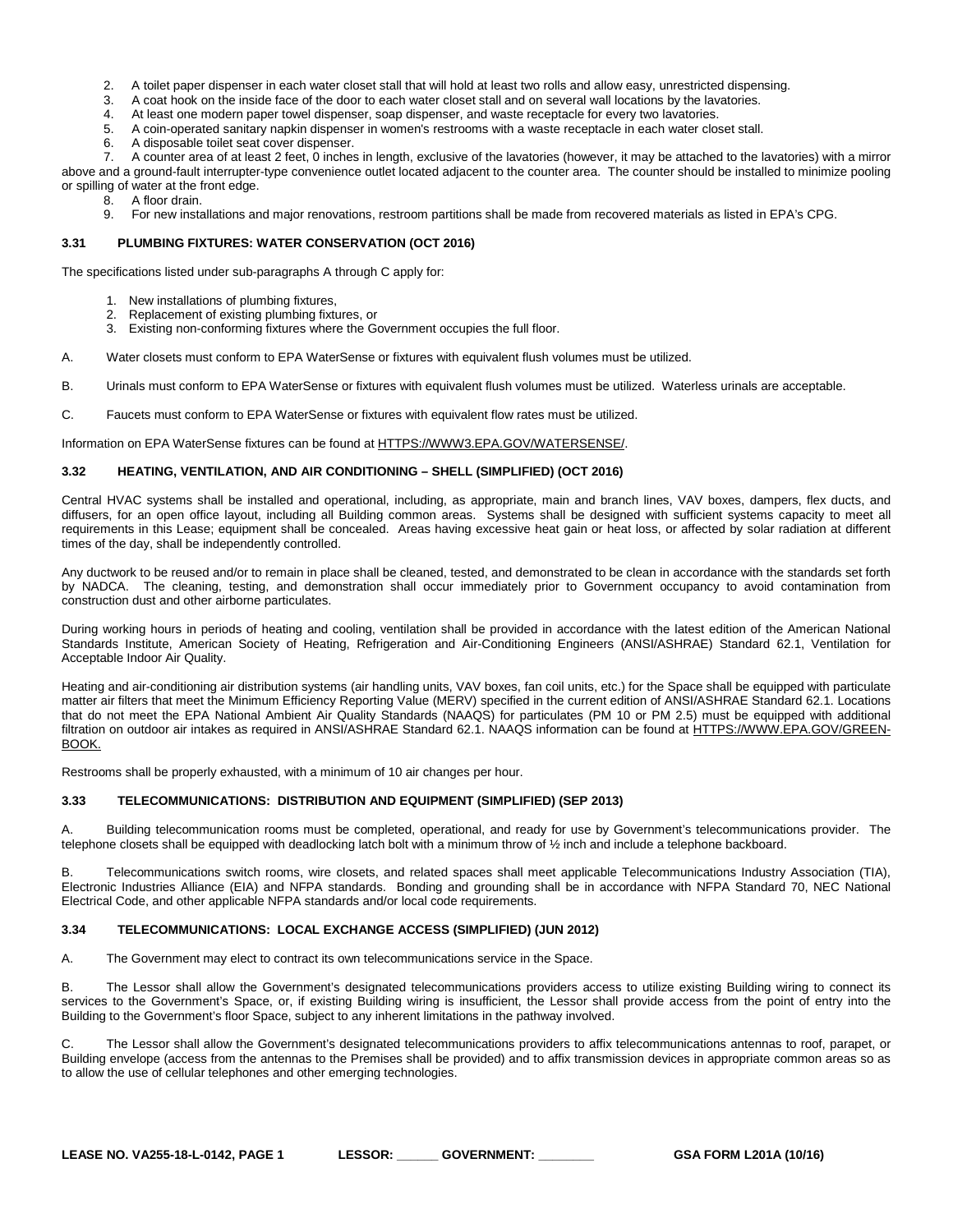2. A toilet paper dispenser in each water closet stall that will hold at least two rolls and allow easy, unrestricted dispensing.
3. A coat hook on the inside face of the door to each water closet stall and on several wall locations by the lavatories.
4. At least one modern paper towel dispenser, soap dispenser, and waste receptacle for every two lavatories.
5. A coin-operated sanitary napkin dispenser in women's restrooms with a waste receptacle in each water closet stall.
6. A disposable toilet seat cover dispenser.
7. A counter area of at least 2 feet, 0 inches in length, exclusive of the lavatories (however, it may be attached to the lavatories) with a mirror above and a ground-fault interrupter-type convenience outlet located adjacent to the counter area. The counter should be installed to minimize pooling or spilling of water at the front edge.
8. A floor drain.
9. For new installations and major renovations, restroom partitions shall be made from recovered materials as listed in EPA's CPG.

### 3.31 PLUMBING FIXTURES: WATER CONSERVATION (OCT 2016)

The specifications listed under sub-paragraphs A through C apply for:

1. New installations of plumbing fixtures,
2. Replacement of existing plumbing fixtures, or
3. Existing non-conforming fixtures where the Government occupies the full floor.

A. Water closets must conform to EPA WaterSense or fixtures with equivalent flush volumes must be utilized.

B. Urinals must conform to EPA WaterSense or fixtures with equivalent flush volumes must be utilized. Waterless urinals are acceptable.

C. Faucets must conform to EPA WaterSense or fixtures with equivalent flow rates must be utilized.

Information on EPA WaterSense fixtures can be found at HTTPS://WWW3.EPA.GOV/WATERSENSE/.

### 3.32 HEATING, VENTILATION, AND AIR CONDITIONING – SHELL (SIMPLIFIED) (OCT 2016)

Central HVAC systems shall be installed and operational, including, as appropriate, main and branch lines, VAV boxes, dampers, flex ducts, and diffusers, for an open office layout, including all Building common areas. Systems shall be designed with sufficient systems capacity to meet all requirements in this Lease; equipment shall be concealed. Areas having excessive heat gain or heat loss, or affected by solar radiation at different times of the day, shall be independently controlled.

Any ductwork to be reused and/or to remain in place shall be cleaned, tested, and demonstrated to be clean in accordance with the standards set forth by NADCA. The cleaning, testing, and demonstration shall occur immediately prior to Government occupancy to avoid contamination from construction dust and other airborne particulates.

During working hours in periods of heating and cooling, ventilation shall be provided in accordance with the latest edition of the American National Standards Institute, American Society of Heating, Refrigeration and Air-Conditioning Engineers (ANSI/ASHRAE) Standard 62.1, Ventilation for Acceptable Indoor Air Quality.

Heating and air-conditioning air distribution systems (air handling units, VAV boxes, fan coil units, etc.) for the Space shall be equipped with particulate matter air filters that meet the Minimum Efficiency Reporting Value (MERV) specified in the current edition of ANSI/ASHRAE Standard 62.1. Locations that do not meet the EPA National Ambient Air Quality Standards (NAAQS) for particulates (PM 10 or PM 2.5) must be equipped with additional filtration on outdoor air intakes as required in ANSI/ASHRAE Standard 62.1. NAAQS information can be found at HTTPS://WWW.EPA.GOV/GREEN-BOOK.

Restrooms shall be properly exhausted, with a minimum of 10 air changes per hour.

### 3.33 TELECOMMUNICATIONS: DISTRIBUTION AND EQUIPMENT (SIMPLIFIED) (SEP 2013)

A. Building telecommunication rooms must be completed, operational, and ready for use by Government's telecommunications provider. The telephone closets shall be equipped with deadlocking latch bolt with a minimum throw of ½ inch and include a telephone backboard.

B. Telecommunications switch rooms, wire closets, and related spaces shall meet applicable Telecommunications Industry Association (TIA), Electronic Industries Alliance (EIA) and NFPA standards. Bonding and grounding shall be in accordance with NFPA Standard 70, NEC National Electrical Code, and other applicable NFPA standards and/or local code requirements.

### 3.34 TELECOMMUNICATIONS: LOCAL EXCHANGE ACCESS (SIMPLIFIED) (JUN 2012)

A. The Government may elect to contract its own telecommunications service in the Space.

B. The Lessor shall allow the Government's designated telecommunications providers access to utilize existing Building wiring to connect its services to the Government's Space, or, if existing Building wiring is insufficient, the Lessor shall provide access from the point of entry into the Building to the Government's floor Space, subject to any inherent limitations in the pathway involved.

C. The Lessor shall allow the Government's designated telecommunications providers to affix telecommunications antennas to roof, parapet, or Building envelope (access from the antennas to the Premises shall be provided) and to affix transmission devices in appropriate common areas so as to allow the use of cellular telephones and other emerging technologies.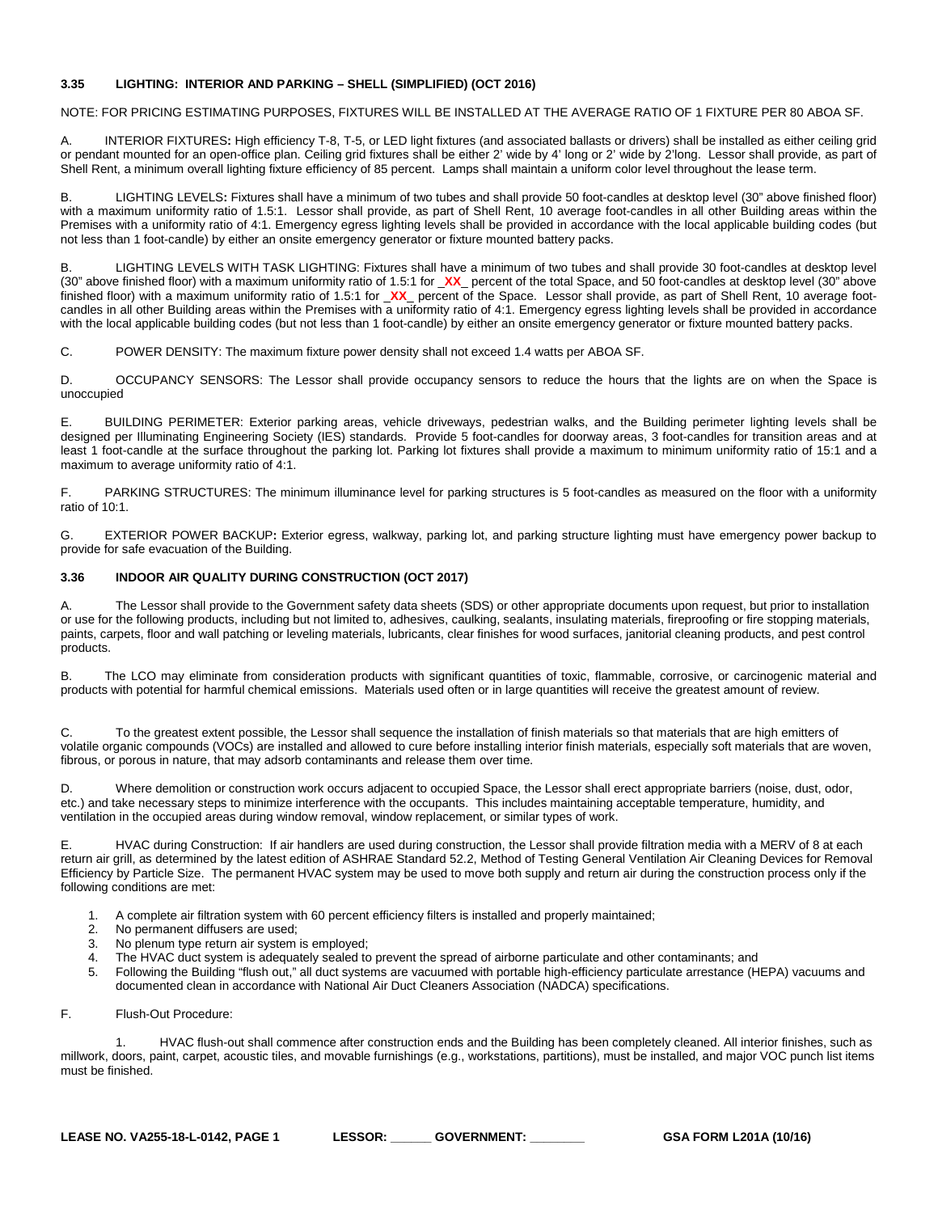### 3.35 LIGHTING: INTERIOR AND PARKING – SHELL (SIMPLIFIED) (OCT 2016)

NOTE: FOR PRICING ESTIMATING PURPOSES, FIXTURES WILL BE INSTALLED AT THE AVERAGE RATIO OF 1 FIXTURE PER 80 ABOA SF.

A. INTERIOR FIXTURES**:** High efficiency T-8, T-5, or LED light fixtures (and associated ballasts or drivers) shall be installed as either ceiling grid or pendant mounted for an open-office plan. Ceiling grid fixtures shall be either 2' wide by 4' long or 2' wide by 2'long. Lessor shall provide, as part of Shell Rent, a minimum overall lighting fixture efficiency of 85 percent. Lamps shall maintain a uniform color level throughout the lease term.

B. LIGHTING LEVELS**:** Fixtures shall have a minimum of two tubes and shall provide 50 foot-candles at desktop level (30" above finished floor) with a maximum uniformity ratio of 1.5:1. Lessor shall provide, as part of Shell Rent, 10 average foot-candles in all other Building areas within the Premises with a uniformity ratio of 4:1. Emergency egress lighting levels shall be provided in accordance with the local applicable building codes (but not less than 1 foot-candle) by either an onsite emergency generator or fixture mounted battery packs.

B. LIGHTING LEVELS WITH TASK LIGHTING: Fixtures shall have a minimum of two tubes and shall provide 30 foot-candles at desktop level (30" above finished floor) with a maximum uniformity ratio of 1.5:1 for _**XX**_ percent of the total Space, and 50 foot-candles at desktop level (30" above finished floor) with a maximum uniformity ratio of 1.5:1 for _**XX**_ percent of the Space. Lessor shall provide, as part of Shell Rent, 10 average foot-candles in all other Building areas within the Premises with a uniformity ratio of 4:1. Emergency egress lighting levels shall be provided in accordance with the local applicable building codes (but not less than 1 foot-candle) by either an onsite emergency generator or fixture mounted battery packs.

C. POWER DENSITY: The maximum fixture power density shall not exceed 1.4 watts per ABOA SF.

D. OCCUPANCY SENSORS: The Lessor shall provide occupancy sensors to reduce the hours that the lights are on when the Space is unoccupied

E. BUILDING PERIMETER: Exterior parking areas, vehicle driveways, pedestrian walks, and the Building perimeter lighting levels shall be designed per Illuminating Engineering Society (IES) standards. Provide 5 foot-candles for doorway areas, 3 foot-candles for transition areas and at least 1 foot-candle at the surface throughout the parking lot. Parking lot fixtures shall provide a maximum to minimum uniformity ratio of 15:1 and a maximum to average uniformity ratio of 4:1.

F. PARKING STRUCTURES: The minimum illuminance level for parking structures is 5 foot-candles as measured on the floor with a uniformity ratio of 10:1.

G. EXTERIOR POWER BACKUP**:** Exterior egress, walkway, parking lot, and parking structure lighting must have emergency power backup to provide for safe evacuation of the Building.

### 3.36 INDOOR AIR QUALITY DURING CONSTRUCTION (OCT 2017)

A. The Lessor shall provide to the Government safety data sheets (SDS) or other appropriate documents upon request, but prior to installation or use for the following products, including but not limited to, adhesives, caulking, sealants, insulating materials, fireproofing or fire stopping materials, paints, carpets, floor and wall patching or leveling materials, lubricants, clear finishes for wood surfaces, janitorial cleaning products, and pest control products.

B. The LCO may eliminate from consideration products with significant quantities of toxic, flammable, corrosive, or carcinogenic material and products with potential for harmful chemical emissions. Materials used often or in large quantities will receive the greatest amount of review.

C. To the greatest extent possible, the Lessor shall sequence the installation of finish materials so that materials that are high emitters of volatile organic compounds (VOCs) are installed and allowed to cure before installing interior finish materials, especially soft materials that are woven, fibrous, or porous in nature, that may adsorb contaminants and release them over time.

D. Where demolition or construction work occurs adjacent to occupied Space, the Lessor shall erect appropriate barriers (noise, dust, odor, etc.) and take necessary steps to minimize interference with the occupants. This includes maintaining acceptable temperature, humidity, and ventilation in the occupied areas during window removal, window replacement, or similar types of work.

E. HVAC during Construction: If air handlers are used during construction, the Lessor shall provide filtration media with a MERV of 8 at each return air grill, as determined by the latest edition of ASHRAE Standard 52.2, Method of Testing General Ventilation Air Cleaning Devices for Removal Efficiency by Particle Size. The permanent HVAC system may be used to move both supply and return air during the construction process only if the following conditions are met:

1. A complete air filtration system with 60 percent efficiency filters is installed and properly maintained;
2. No permanent diffusers are used;
3. No plenum type return air system is employed;
4. The HVAC duct system is adequately sealed to prevent the spread of airborne particulate and other contaminants; and
5. Following the Building "flush out," all duct systems are vacuumed with portable high-efficiency particulate arrestance (HEPA) vacuums and documented clean in accordance with National Air Duct Cleaners Association (NADCA) specifications.

F. Flush-Out Procedure:

1. HVAC flush-out shall commence after construction ends and the Building has been completely cleaned. All interior finishes, such as millwork, doors, paint, carpet, acoustic tiles, and movable furnishings (e.g., workstations, partitions), must be installed, and major VOC punch list items must be finished.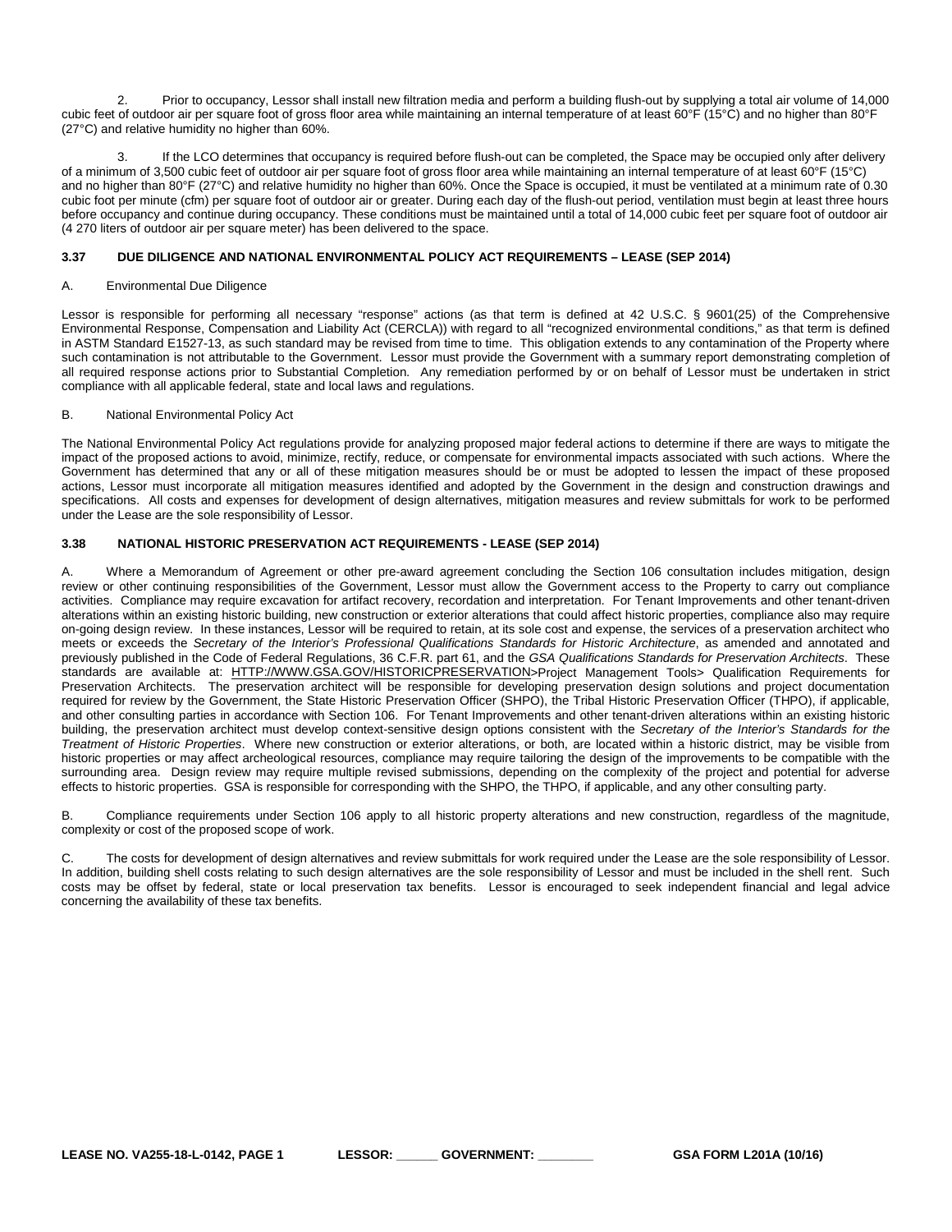2. Prior to occupancy, Lessor shall install new filtration media and perform a building flush-out by supplying a total air volume of 14,000 cubic feet of outdoor air per square foot of gross floor area while maintaining an internal temperature of at least 60°F (15°C) and no higher than 80°F (27°C) and relative humidity no higher than 60%.

3. If the LCO determines that occupancy is required before flush-out can be completed, the Space may be occupied only after delivery of a minimum of 3,500 cubic feet of outdoor air per square foot of gross floor area while maintaining an internal temperature of at least 60°F (15°C) and no higher than 80°F (27°C) and relative humidity no higher than 60%. Once the Space is occupied, it must be ventilated at a minimum rate of 0.30 cubic foot per minute (cfm) per square foot of outdoor air or greater. During each day of the flush-out period, ventilation must begin at least three hours before occupancy and continue during occupancy. These conditions must be maintained until a total of 14,000 cubic feet per square foot of outdoor air (4 270 liters of outdoor air per square meter) has been delivered to the space.

### 3.37 DUE DILIGENCE AND NATIONAL ENVIRONMENTAL POLICY ACT REQUIREMENTS – LEASE (SEP 2014)

A. Environmental Due Diligence

Lessor is responsible for performing all necessary "response" actions (as that term is defined at 42 U.S.C. § 9601(25) of the Comprehensive Environmental Response, Compensation and Liability Act (CERCLA)) with regard to all "recognized environmental conditions," as that term is defined in ASTM Standard E1527-13, as such standard may be revised from time to time. This obligation extends to any contamination of the Property where such contamination is not attributable to the Government. Lessor must provide the Government with a summary report demonstrating completion of all required response actions prior to Substantial Completion. Any remediation performed by or on behalf of Lessor must be undertaken in strict compliance with all applicable federal, state and local laws and regulations.

B. National Environmental Policy Act

The National Environmental Policy Act regulations provide for analyzing proposed major federal actions to determine if there are ways to mitigate the impact of the proposed actions to avoid, minimize, rectify, reduce, or compensate for environmental impacts associated with such actions. Where the Government has determined that any or all of these mitigation measures should be or must be adopted to lessen the impact of these proposed actions, Lessor must incorporate all mitigation measures identified and adopted by the Government in the design and construction drawings and specifications. All costs and expenses for development of design alternatives, mitigation measures and review submittals for work to be performed under the Lease are the sole responsibility of Lessor.

### 3.38 NATIONAL HISTORIC PRESERVATION ACT REQUIREMENTS - LEASE (SEP 2014)

A. Where a Memorandum of Agreement or other pre-award agreement concluding the Section 106 consultation includes mitigation, design review or other continuing responsibilities of the Government, Lessor must allow the Government access to the Property to carry out compliance activities. Compliance may require excavation for artifact recovery, recordation and interpretation. For Tenant Improvements and other tenant-driven alterations within an existing historic building, new construction or exterior alterations that could affect historic properties, compliance also may require on-going design review. In these instances, Lessor will be required to retain, at its sole cost and expense, the services of a preservation architect who meets or exceeds the *Secretary of the Interior's Professional Qualifications Standards for Historic Architecture*, as amended and annotated and previously published in the Code of Federal Regulations, 36 C.F.R. part 61, and the *GSA Qualifications Standards for Preservation Architects*. These standards are available at: HTTP://WWW.GSA.GOV/HISTORICPRESERVATION>Project Management Tools> Qualification Requirements for Preservation Architects. The preservation architect will be responsible for developing preservation design solutions and project documentation required for review by the Government, the State Historic Preservation Officer (SHPO), the Tribal Historic Preservation Officer (THPO), if applicable, and other consulting parties in accordance with Section 106. For Tenant Improvements and other tenant-driven alterations within an existing historic building, the preservation architect must develop context-sensitive design options consistent with the *Secretary of the Interior's Standards for the Treatment of Historic Properties*. Where new construction or exterior alterations, or both, are located within a historic district, may be visible from historic properties or may affect archeological resources, compliance may require tailoring the design of the improvements to be compatible with the surrounding area. Design review may require multiple revised submissions, depending on the complexity of the project and potential for adverse effects to historic properties. GSA is responsible for corresponding with the SHPO, the THPO, if applicable, and any other consulting party.

B. Compliance requirements under Section 106 apply to all historic property alterations and new construction, regardless of the magnitude, complexity or cost of the proposed scope of work.

C. The costs for development of design alternatives and review submittals for work required under the Lease are the sole responsibility of Lessor. In addition, building shell costs relating to such design alternatives are the sole responsibility of Lessor and must be included in the shell rent. Such costs may be offset by federal, state or local preservation tax benefits. Lessor is encouraged to seek independent financial and legal advice concerning the availability of these tax benefits.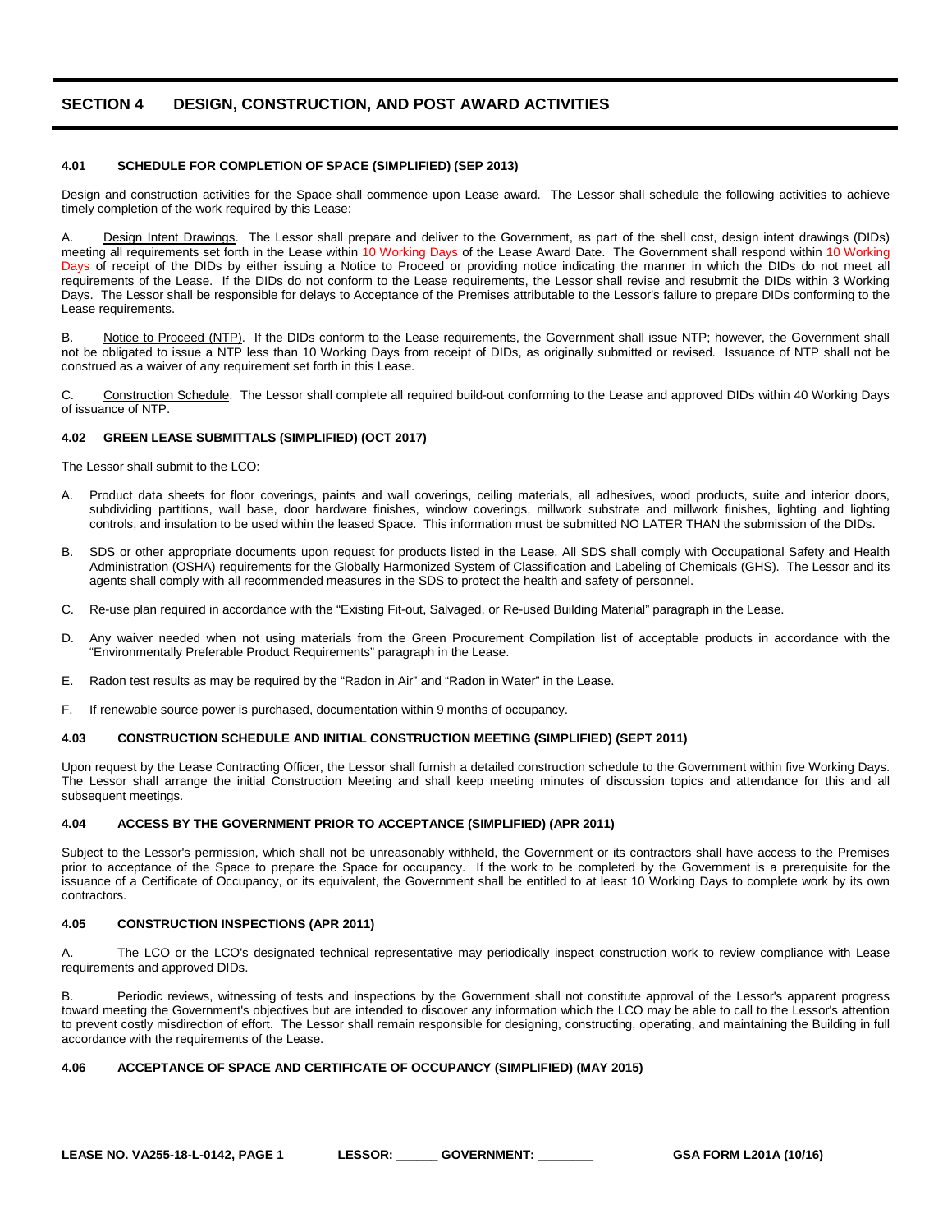# SECTION 4 DESIGN, CONSTRUCTION, AND POST AWARD ACTIVITIES

### 4.01 SCHEDULE FOR COMPLETION OF SPACE (SIMPLIFIED) (SEP 2013)

Design and construction activities for the Space shall commence upon Lease award. The Lessor shall schedule the following activities to achieve timely completion of the work required by this Lease:

A. Design Intent Drawings. The Lessor shall prepare and deliver to the Government, as part of the shell cost, design intent drawings (DIDs) meeting all requirements set forth in the Lease within 10 Working Days of the Lease Award Date. The Government shall respond within 10 Working Days of receipt of the DIDs by either issuing a Notice to Proceed or providing notice indicating the manner in which the DIDs do not meet all requirements of the Lease. If the DIDs do not conform to the Lease requirements, the Lessor shall revise and resubmit the DIDs within 3 Working Days. The Lessor shall be responsible for delays to Acceptance of the Premises attributable to the Lessor's failure to prepare DIDs conforming to the Lease requirements.

B. Notice to Proceed (NTP). If the DIDs conform to the Lease requirements, the Government shall issue NTP; however, the Government shall not be obligated to issue a NTP less than 10 Working Days from receipt of DIDs, as originally submitted or revised. Issuance of NTP shall not be construed as a waiver of any requirement set forth in this Lease.

C. Construction Schedule. The Lessor shall complete all required build-out conforming to the Lease and approved DIDs within 40 Working Days of issuance of NTP.

### 4.02 GREEN LEASE SUBMITTALS (SIMPLIFIED) (OCT 2017)

The Lessor shall submit to the LCO:

A. Product data sheets for floor coverings, paints and wall coverings, ceiling materials, all adhesives, wood products, suite and interior doors, subdividing partitions, wall base, door hardware finishes, window coverings, millwork substrate and millwork finishes, lighting and lighting controls, and insulation to be used within the leased Space. This information must be submitted NO LATER THAN the submission of the DIDs.

B. SDS or other appropriate documents upon request for products listed in the Lease. All SDS shall comply with Occupational Safety and Health Administration (OSHA) requirements for the Globally Harmonized System of Classification and Labeling of Chemicals (GHS). The Lessor and its agents shall comply with all recommended measures in the SDS to protect the health and safety of personnel.

C. Re-use plan required in accordance with the "Existing Fit-out, Salvaged, or Re-used Building Material" paragraph in the Lease.

D. Any waiver needed when not using materials from the Green Procurement Compilation list of acceptable products in accordance with the "Environmentally Preferable Product Requirements" paragraph in the Lease.

E. Radon test results as may be required by the "Radon in Air" and "Radon in Water" in the Lease.

F. If renewable source power is purchased, documentation within 9 months of occupancy.

### 4.03 CONSTRUCTION SCHEDULE AND INITIAL CONSTRUCTION MEETING (SIMPLIFIED) (SEPT 2011)

Upon request by the Lease Contracting Officer, the Lessor shall furnish a detailed construction schedule to the Government within five Working Days. The Lessor shall arrange the initial Construction Meeting and shall keep meeting minutes of discussion topics and attendance for this and all subsequent meetings.

### 4.04 ACCESS BY THE GOVERNMENT PRIOR TO ACCEPTANCE (SIMPLIFIED) (APR 2011)

Subject to the Lessor's permission, which shall not be unreasonably withheld, the Government or its contractors shall have access to the Premises prior to acceptance of the Space to prepare the Space for occupancy. If the work to be completed by the Government is a prerequisite for the issuance of a Certificate of Occupancy, or its equivalent, the Government shall be entitled to at least 10 Working Days to complete work by its own contractors.

### 4.05 CONSTRUCTION INSPECTIONS (APR 2011)

A. The LCO or the LCO's designated technical representative may periodically inspect construction work to review compliance with Lease requirements and approved DIDs.

B. Periodic reviews, witnessing of tests and inspections by the Government shall not constitute approval of the Lessor's apparent progress toward meeting the Government's objectives but are intended to discover any information which the LCO may be able to call to the Lessor's attention to prevent costly misdirection of effort. The Lessor shall remain responsible for designing, constructing, operating, and maintaining the Building in full accordance with the requirements of the Lease.

### 4.06 ACCEPTANCE OF SPACE AND CERTIFICATE OF OCCUPANCY (SIMPLIFIED) (MAY 2015)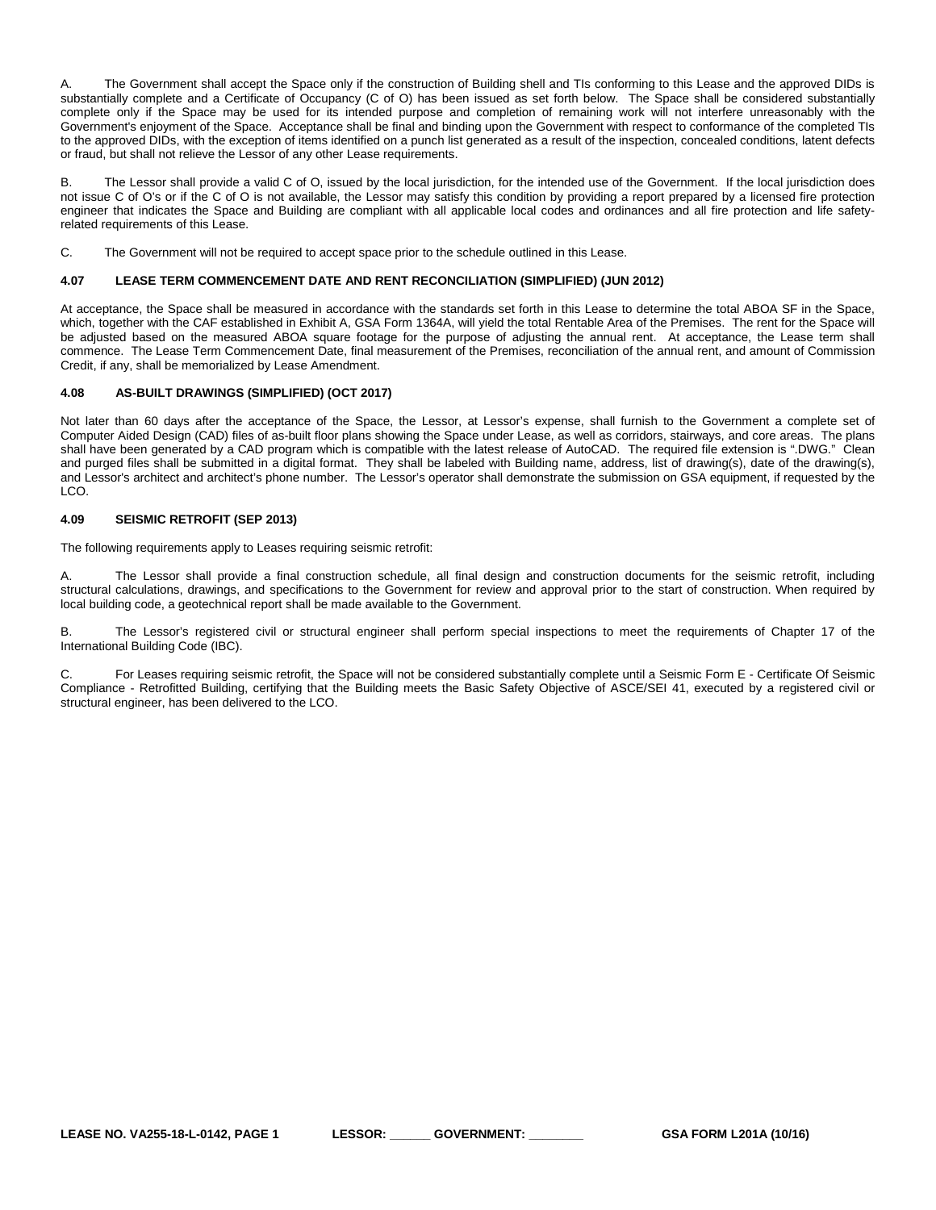A. The Government shall accept the Space only if the construction of Building shell and TIs conforming to this Lease and the approved DIDs is substantially complete and a Certificate of Occupancy (C of O) has been issued as set forth below. The Space shall be considered substantially complete only if the Space may be used for its intended purpose and completion of remaining work will not interfere unreasonably with the Government's enjoyment of the Space. Acceptance shall be final and binding upon the Government with respect to conformance of the completed TIs to the approved DIDs, with the exception of items identified on a punch list generated as a result of the inspection, concealed conditions, latent defects or fraud, but shall not relieve the Lessor of any other Lease requirements.

B. The Lessor shall provide a valid C of O, issued by the local jurisdiction, for the intended use of the Government. If the local jurisdiction does not issue C of O's or if the C of O is not available, the Lessor may satisfy this condition by providing a report prepared by a licensed fire protection engineer that indicates the Space and Building are compliant with all applicable local codes and ordinances and all fire protection and life safety-related requirements of this Lease.

C. The Government will not be required to accept space prior to the schedule outlined in this Lease.

### 4.07 LEASE TERM COMMENCEMENT DATE AND RENT RECONCILIATION (SIMPLIFIED) (JUN 2012)

At acceptance, the Space shall be measured in accordance with the standards set forth in this Lease to determine the total ABOA SF in the Space, which, together with the CAF established in Exhibit A, GSA Form 1364A, will yield the total Rentable Area of the Premises. The rent for the Space will be adjusted based on the measured ABOA square footage for the purpose of adjusting the annual rent. At acceptance, the Lease term shall commence. The Lease Term Commencement Date, final measurement of the Premises, reconciliation of the annual rent, and amount of Commission Credit, if any, shall be memorialized by Lease Amendment.

### 4.08 AS-BUILT DRAWINGS (SIMPLIFIED) (OCT 2017)

Not later than 60 days after the acceptance of the Space, the Lessor, at Lessor's expense, shall furnish to the Government a complete set of Computer Aided Design (CAD) files of as-built floor plans showing the Space under Lease, as well as corridors, stairways, and core areas. The plans shall have been generated by a CAD program which is compatible with the latest release of AutoCAD. The required file extension is ".DWG." Clean and purged files shall be submitted in a digital format. They shall be labeled with Building name, address, list of drawing(s), date of the drawing(s), and Lessor's architect and architect's phone number. The Lessor's operator shall demonstrate the submission on GSA equipment, if requested by the LCO.

### 4.09 SEISMIC RETROFIT (SEP 2013)

The following requirements apply to Leases requiring seismic retrofit:

A. The Lessor shall provide a final construction schedule, all final design and construction documents for the seismic retrofit, including structural calculations, drawings, and specifications to the Government for review and approval prior to the start of construction. When required by local building code, a geotechnical report shall be made available to the Government.

B. The Lessor's registered civil or structural engineer shall perform special inspections to meet the requirements of Chapter 17 of the International Building Code (IBC).

C. For Leases requiring seismic retrofit, the Space will not be considered substantially complete until a Seismic Form E - Certificate Of Seismic Compliance - Retrofitted Building, certifying that the Building meets the Basic Safety Objective of ASCE/SEI 41, executed by a registered civil or structural engineer, has been delivered to the LCO.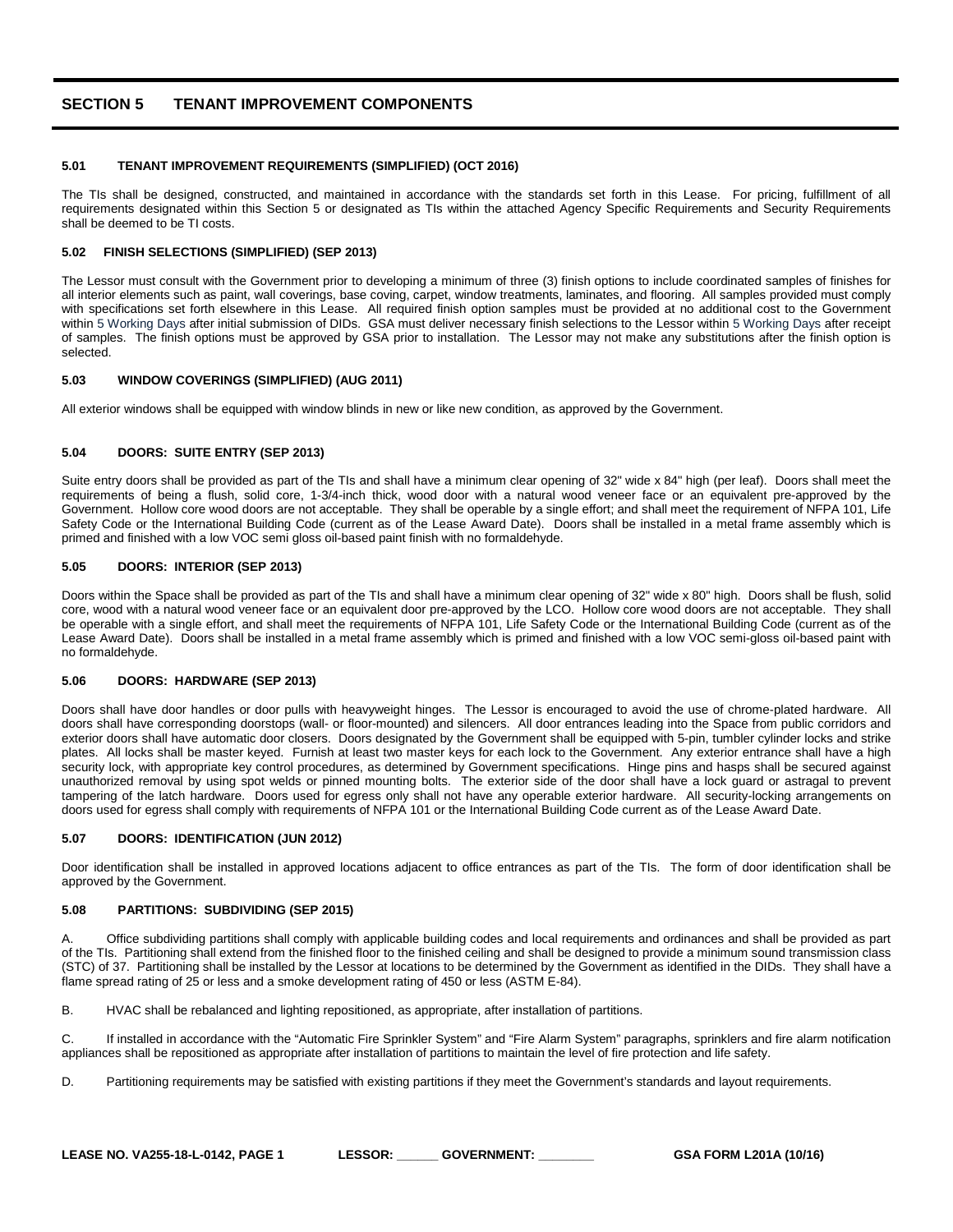## SECTION 5 TENANT IMPROVEMENT COMPONENTS

### 5.01 TENANT IMPROVEMENT REQUIREMENTS (SIMPLIFIED) (OCT 2016)

The TIs shall be designed, constructed, and maintained in accordance with the standards set forth in this Lease. For pricing, fulfillment of all requirements designated within this Section 5 or designated as TIs within the attached Agency Specific Requirements and Security Requirements shall be deemed to be TI costs.

### 5.02 FINISH SELECTIONS (SIMPLIFIED) (SEP 2013)

The Lessor must consult with the Government prior to developing a minimum of three (3) finish options to include coordinated samples of finishes for all interior elements such as paint, wall coverings, base coving, carpet, window treatments, laminates, and flooring. All samples provided must comply with specifications set forth elsewhere in this Lease. All required finish option samples must be provided at no additional cost to the Government within 5 Working Days after initial submission of DIDs. GSA must deliver necessary finish selections to the Lessor within 5 Working Days after receipt of samples. The finish options must be approved by GSA prior to installation. The Lessor may not make any substitutions after the finish option is selected.

### 5.03 WINDOW COVERINGS (SIMPLIFIED) (AUG 2011)

All exterior windows shall be equipped with window blinds in new or like new condition, as approved by the Government.

### 5.04 DOORS: SUITE ENTRY (SEP 2013)

Suite entry doors shall be provided as part of the TIs and shall have a minimum clear opening of 32" wide x 84" high (per leaf). Doors shall meet the requirements of being a flush, solid core, 1-3/4-inch thick, wood door with a natural wood veneer face or an equivalent pre-approved by the Government. Hollow core wood doors are not acceptable. They shall be operable by a single effort; and shall meet the requirement of NFPA 101, Life Safety Code or the International Building Code (current as of the Lease Award Date). Doors shall be installed in a metal frame assembly which is primed and finished with a low VOC semi gloss oil-based paint finish with no formaldehyde.

### 5.05 DOORS: INTERIOR (SEP 2013)

Doors within the Space shall be provided as part of the TIs and shall have a minimum clear opening of 32" wide x 80" high. Doors shall be flush, solid core, wood with a natural wood veneer face or an equivalent door pre-approved by the LCO. Hollow core wood doors are not acceptable. They shall be operable with a single effort, and shall meet the requirements of NFPA 101, Life Safety Code or the International Building Code (current as of the Lease Award Date). Doors shall be installed in a metal frame assembly which is primed and finished with a low VOC semi-gloss oil-based paint with no formaldehyde.

### 5.06 DOORS: HARDWARE (SEP 2013)

Doors shall have door handles or door pulls with heavyweight hinges. The Lessor is encouraged to avoid the use of chrome-plated hardware. All doors shall have corresponding doorstops (wall- or floor-mounted) and silencers. All door entrances leading into the Space from public corridors and exterior doors shall have automatic door closers. Doors designated by the Government shall be equipped with 5-pin, tumbler cylinder locks and strike plates. All locks shall be master keyed. Furnish at least two master keys for each lock to the Government. Any exterior entrance shall have a high security lock, with appropriate key control procedures, as determined by Government specifications. Hinge pins and hasps shall be secured against unauthorized removal by using spot welds or pinned mounting bolts. The exterior side of the door shall have a lock guard or astragal to prevent tampering of the latch hardware. Doors used for egress only shall not have any operable exterior hardware. All security-locking arrangements on doors used for egress shall comply with requirements of NFPA 101 or the International Building Code current as of the Lease Award Date.

### 5.07 DOORS: IDENTIFICATION (JUN 2012)

Door identification shall be installed in approved locations adjacent to office entrances as part of the TIs. The form of door identification shall be approved by the Government.

### 5.08 PARTITIONS: SUBDIVIDING (SEP 2015)

A. Office subdividing partitions shall comply with applicable building codes and local requirements and ordinances and shall be provided as part of the TIs. Partitioning shall extend from the finished floor to the finished ceiling and shall be designed to provide a minimum sound transmission class (STC) of 37. Partitioning shall be installed by the Lessor at locations to be determined by the Government as identified in the DIDs. They shall have a flame spread rating of 25 or less and a smoke development rating of 450 or less (ASTM E-84).

B. HVAC shall be rebalanced and lighting repositioned, as appropriate, after installation of partitions.

C. If installed in accordance with the "Automatic Fire Sprinkler System" and "Fire Alarm System" paragraphs, sprinklers and fire alarm notification appliances shall be repositioned as appropriate after installation of partitions to maintain the level of fire protection and life safety.

D. Partitioning requirements may be satisfied with existing partitions if they meet the Government's standards and layout requirements.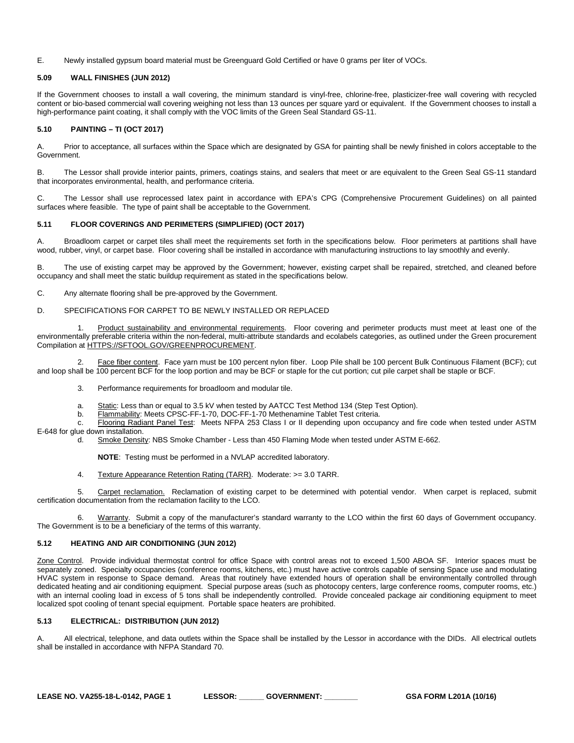E. Newly installed gypsum board material must be Greenguard Gold Certified or have 0 grams per liter of VOCs.

### 5.09 WALL FINISHES (JUN 2012)

If the Government chooses to install a wall covering, the minimum standard is vinyl-free, chlorine-free, plasticizer-free wall covering with recycled content or bio-based commercial wall covering weighing not less than 13 ounces per square yard or equivalent. If the Government chooses to install a high-performance paint coating, it shall comply with the VOC limits of the Green Seal Standard GS-11.

### 5.10 PAINTING – TI (OCT 2017)

A. Prior to acceptance, all surfaces within the Space which are designated by GSA for painting shall be newly finished in colors acceptable to the Government.

B. The Lessor shall provide interior paints, primers, coatings stains, and sealers that meet or are equivalent to the Green Seal GS-11 standard that incorporates environmental, health, and performance criteria.

C. The Lessor shall use reprocessed latex paint in accordance with EPA's CPG (Comprehensive Procurement Guidelines) on all painted surfaces where feasible. The type of paint shall be acceptable to the Government.

### 5.11 FLOOR COVERINGS AND PERIMETERS (SIMPLIFIED) (OCT 2017)

A. Broadloom carpet or carpet tiles shall meet the requirements set forth in the specifications below. Floor perimeters at partitions shall have wood, rubber, vinyl, or carpet base. Floor covering shall be installed in accordance with manufacturing instructions to lay smoothly and evenly.

B. The use of existing carpet may be approved by the Government; however, existing carpet shall be repaired, stretched, and cleaned before occupancy and shall meet the static buildup requirement as stated in the specifications below.

C. Any alternate flooring shall be pre-approved by the Government.

D. SPECIFICATIONS FOR CARPET TO BE NEWLY INSTALLED OR REPLACED

1. Product sustainability and environmental requirements. Floor covering and perimeter products must meet at least one of the environmentally preferable criteria within the non-federal, multi-attribute standards and ecolabels categories, as outlined under the Green procurement Compilation at HTTPS://SFTOOL.GOV/GREENPROCUREMENT.

2. Face fiber content. Face yarn must be 100 percent nylon fiber. Loop Pile shall be 100 percent Bulk Continuous Filament (BCF); cut and loop shall be 100 percent BCF for the loop portion and may be BCF or staple for the cut portion; cut pile carpet shall be staple or BCF.

3. Performance requirements for broadloom and modular tile.

a. Static: Less than or equal to 3.5 kV when tested by AATCC Test Method 134 (Step Test Option).
b. Flammability: Meets CPSC-FF-1-70, DOC-FF-1-70 Methenamine Tablet Test criteria.
c. Flooring Radiant Panel Test: Meets NFPA 253 Class I or II depending upon occupancy and fire code when tested under ASTM E-648 for glue down installation.
d. Smoke Density: NBS Smoke Chamber - Less than 450 Flaming Mode when tested under ASTM E-662.

**NOTE**: Testing must be performed in a NVLAP accredited laboratory.

4. Texture Appearance Retention Rating (TARR). Moderate: >= 3.0 TARR.

5. Carpet reclamation. Reclamation of existing carpet to be determined with potential vendor. When carpet is replaced, submit certification documentation from the reclamation facility to the LCO.

6. Warranty. Submit a copy of the manufacturer's standard warranty to the LCO within the first 60 days of Government occupancy. The Government is to be a beneficiary of the terms of this warranty.

### 5.12 HEATING AND AIR CONDITIONING (JUN 2012)

Zone Control. Provide individual thermostat control for office Space with control areas not to exceed 1,500 ABOA SF. Interior spaces must be separately zoned. Specialty occupancies (conference rooms, kitchens, etc.) must have active controls capable of sensing Space use and modulating HVAC system in response to Space demand. Areas that routinely have extended hours of operation shall be environmentally controlled through dedicated heating and air conditioning equipment. Special purpose areas (such as photocopy centers, large conference rooms, computer rooms, etc.) with an internal cooling load in excess of 5 tons shall be independently controlled. Provide concealed package air conditioning equipment to meet localized spot cooling of tenant special equipment. Portable space heaters are prohibited.

### 5.13 ELECTRICAL: DISTRIBUTION (JUN 2012)

A. All electrical, telephone, and data outlets within the Space shall be installed by the Lessor in accordance with the DIDs. All electrical outlets shall be installed in accordance with NFPA Standard 70.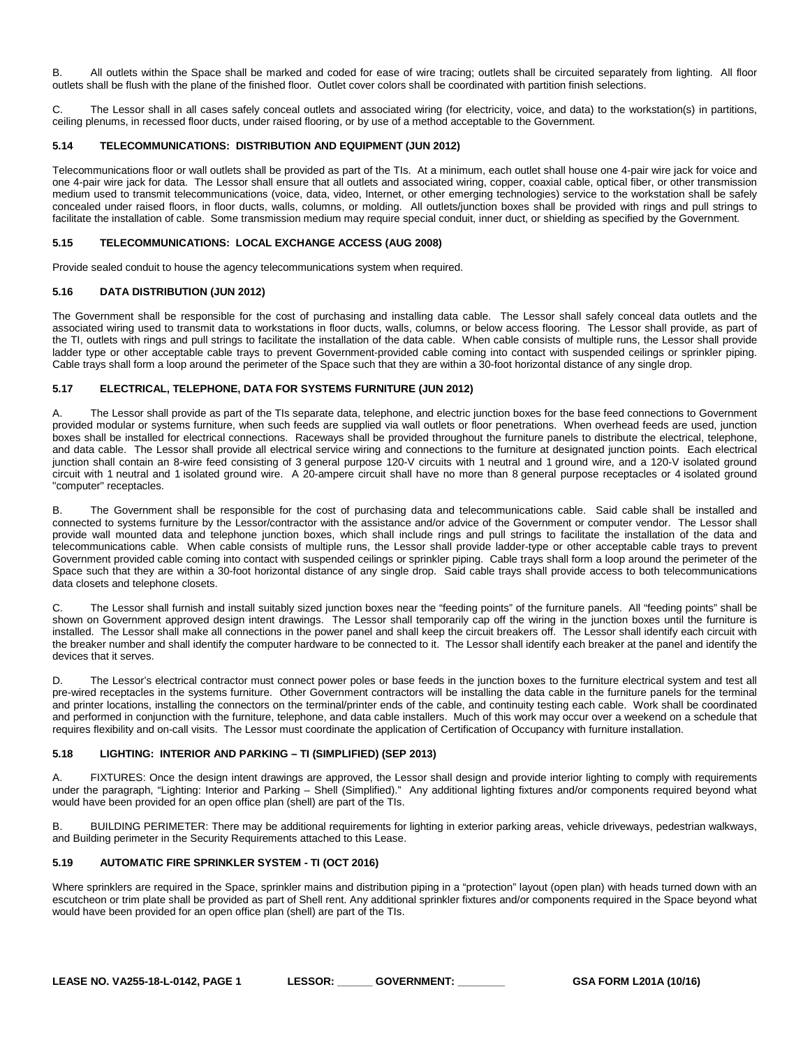B. All outlets within the Space shall be marked and coded for ease of wire tracing; outlets shall be circuited separately from lighting. All floor outlets shall be flush with the plane of the finished floor. Outlet cover colors shall be coordinated with partition finish selections.

C. The Lessor shall in all cases safely conceal outlets and associated wiring (for electricity, voice, and data) to the workstation(s) in partitions, ceiling plenums, in recessed floor ducts, under raised flooring, or by use of a method acceptable to the Government.

### 5.14 TELECOMMUNICATIONS: DISTRIBUTION AND EQUIPMENT (JUN 2012)

Telecommunications floor or wall outlets shall be provided as part of the TIs. At a minimum, each outlet shall house one 4-pair wire jack for voice and one 4-pair wire jack for data. The Lessor shall ensure that all outlets and associated wiring, copper, coaxial cable, optical fiber, or other transmission medium used to transmit telecommunications (voice, data, video, Internet, or other emerging technologies) service to the workstation shall be safely concealed under raised floors, in floor ducts, walls, columns, or molding. All outlets/junction boxes shall be provided with rings and pull strings to facilitate the installation of cable. Some transmission medium may require special conduit, inner duct, or shielding as specified by the Government.

### 5.15 TELECOMMUNICATIONS: LOCAL EXCHANGE ACCESS (AUG 2008)

Provide sealed conduit to house the agency telecommunications system when required.

### 5.16 DATA DISTRIBUTION (JUN 2012)

The Government shall be responsible for the cost of purchasing and installing data cable. The Lessor shall safely conceal data outlets and the associated wiring used to transmit data to workstations in floor ducts, walls, columns, or below access flooring. The Lessor shall provide, as part of the TI, outlets with rings and pull strings to facilitate the installation of the data cable. When cable consists of multiple runs, the Lessor shall provide ladder type or other acceptable cable trays to prevent Government-provided cable coming into contact with suspended ceilings or sprinkler piping. Cable trays shall form a loop around the perimeter of the Space such that they are within a 30-foot horizontal distance of any single drop.

### 5.17 ELECTRICAL, TELEPHONE, DATA FOR SYSTEMS FURNITURE (JUN 2012)

A. The Lessor shall provide as part of the TIs separate data, telephone, and electric junction boxes for the base feed connections to Government provided modular or systems furniture, when such feeds are supplied via wall outlets or floor penetrations. When overhead feeds are used, junction boxes shall be installed for electrical connections. Raceways shall be provided throughout the furniture panels to distribute the electrical, telephone, and data cable. The Lessor shall provide all electrical service wiring and connections to the furniture at designated junction points. Each electrical junction shall contain an 8-wire feed consisting of 3 general purpose 120-V circuits with 1 neutral and 1 ground wire, and a 120-V isolated ground circuit with 1 neutral and 1 isolated ground wire. A 20-ampere circuit shall have no more than 8 general purpose receptacles or 4 isolated ground "computer" receptacles.

B. The Government shall be responsible for the cost of purchasing data and telecommunications cable. Said cable shall be installed and connected to systems furniture by the Lessor/contractor with the assistance and/or advice of the Government or computer vendor. The Lessor shall provide wall mounted data and telephone junction boxes, which shall include rings and pull strings to facilitate the installation of the data and telecommunications cable. When cable consists of multiple runs, the Lessor shall provide ladder-type or other acceptable cable trays to prevent Government provided cable coming into contact with suspended ceilings or sprinkler piping. Cable trays shall form a loop around the perimeter of the Space such that they are within a 30-foot horizontal distance of any single drop. Said cable trays shall provide access to both telecommunications data closets and telephone closets.

C. The Lessor shall furnish and install suitably sized junction boxes near the "feeding points" of the furniture panels. All "feeding points" shall be shown on Government approved design intent drawings. The Lessor shall temporarily cap off the wiring in the junction boxes until the furniture is installed. The Lessor shall make all connections in the power panel and shall keep the circuit breakers off. The Lessor shall identify each circuit with the breaker number and shall identify the computer hardware to be connected to it. The Lessor shall identify each breaker at the panel and identify the devices that it serves.

D. The Lessor's electrical contractor must connect power poles or base feeds in the junction boxes to the furniture electrical system and test all pre-wired receptacles in the systems furniture. Other Government contractors will be installing the data cable in the furniture panels for the terminal and printer locations, installing the connectors on the terminal/printer ends of the cable, and continuity testing each cable. Work shall be coordinated and performed in conjunction with the furniture, telephone, and data cable installers. Much of this work may occur over a weekend on a schedule that requires flexibility and on-call visits. The Lessor must coordinate the application of Certification of Occupancy with furniture installation.

### 5.18 LIGHTING: INTERIOR AND PARKING – TI (SIMPLIFIED) (SEP 2013)

A. FIXTURES: Once the design intent drawings are approved, the Lessor shall design and provide interior lighting to comply with requirements under the paragraph, "Lighting: Interior and Parking – Shell (Simplified)." Any additional lighting fixtures and/or components required beyond what would have been provided for an open office plan (shell) are part of the TIs.

B. BUILDING PERIMETER: There may be additional requirements for lighting in exterior parking areas, vehicle driveways, pedestrian walkways, and Building perimeter in the Security Requirements attached to this Lease.

### 5.19 AUTOMATIC FIRE SPRINKLER SYSTEM - TI (OCT 2016)

Where sprinklers are required in the Space, sprinkler mains and distribution piping in a "protection" layout (open plan) with heads turned down with an escutcheon or trim plate shall be provided as part of Shell rent. Any additional sprinkler fixtures and/or components required in the Space beyond what would have been provided for an open office plan (shell) are part of the TIs.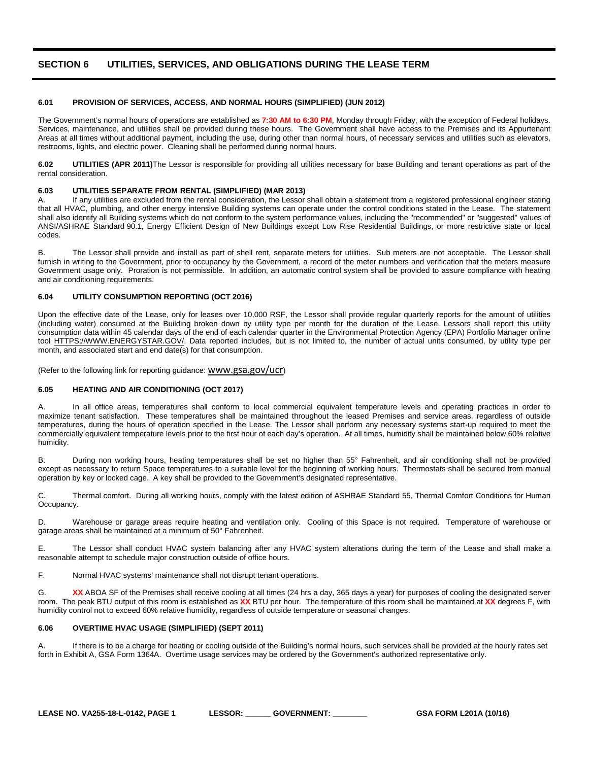## SECTION 6 UTILITIES, SERVICES, AND OBLIGATIONS DURING THE LEASE TERM

#### 6.01 PROVISION OF SERVICES, ACCESS, AND NORMAL HOURS (SIMPLIFIED) (JUN 2012)

The Government's normal hours of operations are established as **7:30 AM to 6:30 PM**, Monday through Friday, with the exception of Federal holidays. Services, maintenance, and utilities shall be provided during these hours. The Government shall have access to the Premises and its Appurtenant Areas at all times without additional payment, including the use, during other than normal hours, of necessary services and utilities such as elevators, restrooms, lights, and electric power. Cleaning shall be performed during normal hours.

**6.02 UTILITIES (APR 2011)** The Lessor is responsible for providing all utilities necessary for base Building and tenant operations as part of the rental consideration.

#### 6.03 UTILITIES SEPARATE FROM RENTAL (SIMPLIFIED) (MAR 2013)

A. If any utilities are excluded from the rental consideration, the Lessor shall obtain a statement from a registered professional engineer stating that all HVAC, plumbing, and other energy intensive Building systems can operate under the control conditions stated in the Lease. The statement shall also identify all Building systems which do not conform to the system performance values, including the "recommended" or "suggested" values of ANSI/ASHRAE Standard 90.1, Energy Efficient Design of New Buildings except Low Rise Residential Buildings, or more restrictive state or local codes.

B. The Lessor shall provide and install as part of shell rent, separate meters for utilities. Sub meters are not acceptable. The Lessor shall furnish in writing to the Government, prior to occupancy by the Government, a record of the meter numbers and verification that the meters measure Government usage only. Proration is not permissible. In addition, an automatic control system shall be provided to assure compliance with heating and air conditioning requirements.

#### 6.04 UTILITY CONSUMPTION REPORTING (OCT 2016)

Upon the effective date of the Lease, only for leases over 10,000 RSF, the Lessor shall provide regular quarterly reports for the amount of utilities (including water) consumed at the Building broken down by utility type per month for the duration of the Lease. Lessors shall report this utility consumption data within 45 calendar days of the end of each calendar quarter in the Environmental Protection Agency (EPA) Portfolio Manager online tool HTTPS://WWW.ENERGYSTAR.GOV/. Data reported includes, but is not limited to, the number of actual units consumed, by utility type per month, and associated start and end date(s) for that consumption.

(Refer to the following link for reporting guidance: www.gsa.gov/ucr)

#### 6.05 HEATING AND AIR CONDITIONING (OCT 2017)

A. In all office areas, temperatures shall conform to local commercial equivalent temperature levels and operating practices in order to maximize tenant satisfaction. These temperatures shall be maintained throughout the leased Premises and service areas, regardless of outside temperatures, during the hours of operation specified in the Lease. The Lessor shall perform any necessary systems start-up required to meet the commercially equivalent temperature levels prior to the first hour of each day's operation. At all times, humidity shall be maintained below 60% relative humidity.

B. During non working hours, heating temperatures shall be set no higher than 55° Fahrenheit, and air conditioning shall not be provided except as necessary to return Space temperatures to a suitable level for the beginning of working hours. Thermostats shall be secured from manual operation by key or locked cage. A key shall be provided to the Government's designated representative.

C. Thermal comfort. During all working hours, comply with the latest edition of ASHRAE Standard 55, Thermal Comfort Conditions for Human Occupancy.

D. Warehouse or garage areas require heating and ventilation only. Cooling of this Space is not required. Temperature of warehouse or garage areas shall be maintained at a minimum of 50° Fahrenheit.

E. The Lessor shall conduct HVAC system balancing after any HVAC system alterations during the term of the Lease and shall make a reasonable attempt to schedule major construction outside of office hours.

F. Normal HVAC systems' maintenance shall not disrupt tenant operations.

G. **XX** ABOA SF of the Premises shall receive cooling at all times (24 hrs a day, 365 days a year) for purposes of cooling the designated server room. The peak BTU output of this room is established as **XX** BTU per hour. The temperature of this room shall be maintained at **XX** degrees F, with humidity control not to exceed 60% relative humidity, regardless of outside temperature or seasonal changes.

#### 6.06 OVERTIME HVAC USAGE (SIMPLIFIED) (SEPT 2011)

A. If there is to be a charge for heating or cooling outside of the Building's normal hours, such services shall be provided at the hourly rates set forth in Exhibit A, GSA Form 1364A. Overtime usage services may be ordered by the Government's authorized representative only.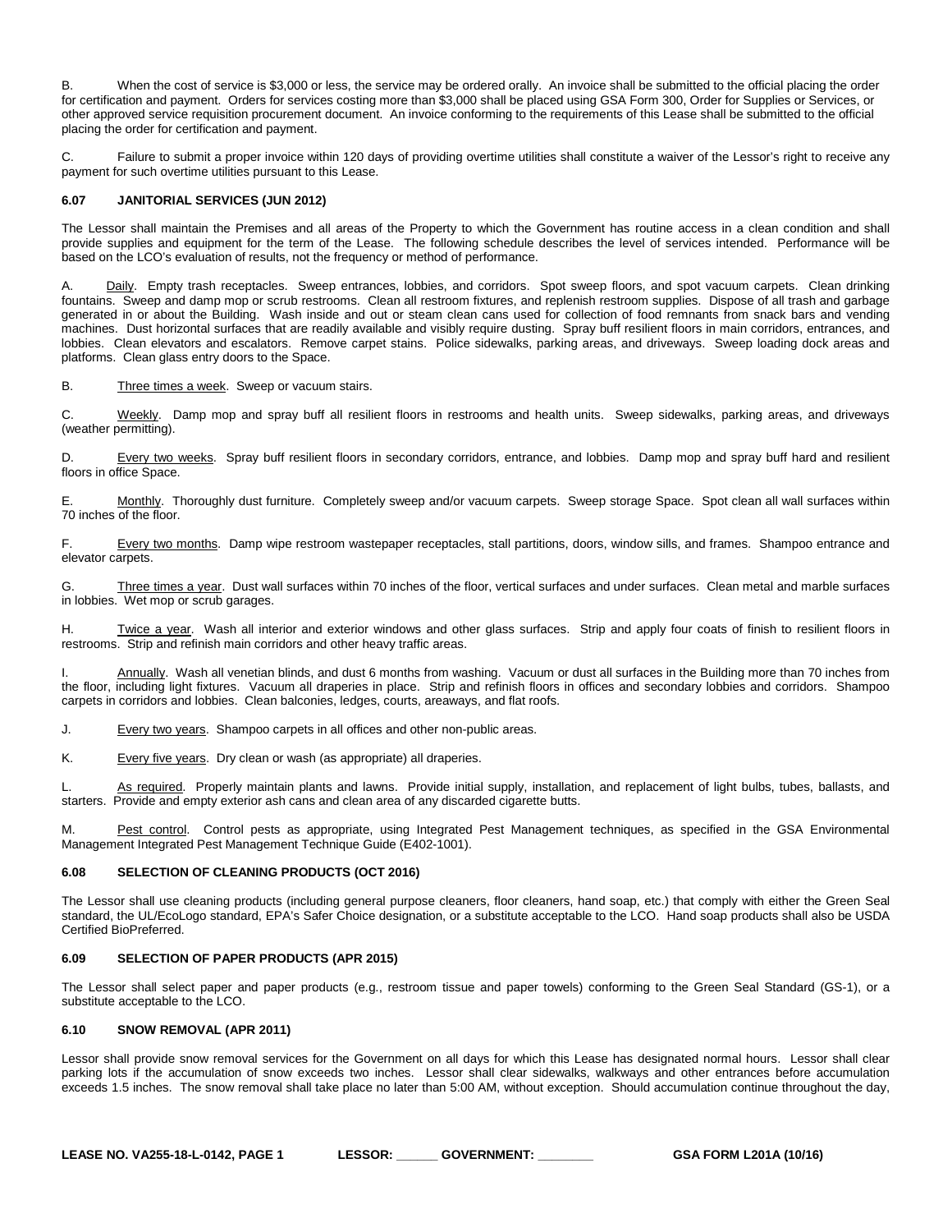B. When the cost of service is $3,000 or less, the service may be ordered orally. An invoice shall be submitted to the official placing the order for certification and payment. Orders for services costing more than $3,000 shall be placed using GSA Form 300, Order for Supplies or Services, or other approved service requisition procurement document. An invoice conforming to the requirements of this Lease shall be submitted to the official placing the order for certification and payment.

C. Failure to submit a proper invoice within 120 days of providing overtime utilities shall constitute a waiver of the Lessor's right to receive any payment for such overtime utilities pursuant to this Lease.

### 6.07 JANITORIAL SERVICES (JUN 2012)

The Lessor shall maintain the Premises and all areas of the Property to which the Government has routine access in a clean condition and shall provide supplies and equipment for the term of the Lease. The following schedule describes the level of services intended. Performance will be based on the LCO's evaluation of results, not the frequency or method of performance.

A. Daily. Empty trash receptacles. Sweep entrances, lobbies, and corridors. Spot sweep floors, and spot vacuum carpets. Clean drinking fountains. Sweep and damp mop or scrub restrooms. Clean all restroom fixtures, and replenish restroom supplies. Dispose of all trash and garbage generated in or about the Building. Wash inside and out or steam clean cans used for collection of food remnants from snack bars and vending machines. Dust horizontal surfaces that are readily available and visibly require dusting. Spray buff resilient floors in main corridors, entrances, and lobbies. Clean elevators and escalators. Remove carpet stains. Police sidewalks, parking areas, and driveways. Sweep loading dock areas and platforms. Clean glass entry doors to the Space.

B. Three times a week. Sweep or vacuum stairs.

C. Weekly. Damp mop and spray buff all resilient floors in restrooms and health units. Sweep sidewalks, parking areas, and driveways (weather permitting).

D. Every two weeks. Spray buff resilient floors in secondary corridors, entrance, and lobbies. Damp mop and spray buff hard and resilient floors in office Space.

E. Monthly. Thoroughly dust furniture. Completely sweep and/or vacuum carpets. Sweep storage Space. Spot clean all wall surfaces within 70 inches of the floor.

F. Every two months. Damp wipe restroom wastepaper receptacles, stall partitions, doors, window sills, and frames. Shampoo entrance and elevator carpets.

G. Three times a year. Dust wall surfaces within 70 inches of the floor, vertical surfaces and under surfaces. Clean metal and marble surfaces in lobbies. Wet mop or scrub garages.

H. Twice a year. Wash all interior and exterior windows and other glass surfaces. Strip and apply four coats of finish to resilient floors in restrooms. Strip and refinish main corridors and other heavy traffic areas.

I. Annually. Wash all venetian blinds, and dust 6 months from washing. Vacuum or dust all surfaces in the Building more than 70 inches from the floor, including light fixtures. Vacuum all draperies in place. Strip and refinish floors in offices and secondary lobbies and corridors. Shampoo carpets in corridors and lobbies. Clean balconies, ledges, courts, areaways, and flat roofs.

J. Every two years. Shampoo carpets in all offices and other non-public areas.

K. Every five years. Dry clean or wash (as appropriate) all draperies.

L. As required. Properly maintain plants and lawns. Provide initial supply, installation, and replacement of light bulbs, tubes, ballasts, and starters. Provide and empty exterior ash cans and clean area of any discarded cigarette butts.

M. Pest control. Control pests as appropriate, using Integrated Pest Management techniques, as specified in the GSA Environmental Management Integrated Pest Management Technique Guide (E402-1001).

### 6.08 SELECTION OF CLEANING PRODUCTS (OCT 2016)

The Lessor shall use cleaning products (including general purpose cleaners, floor cleaners, hand soap, etc.) that comply with either the Green Seal standard, the UL/EcoLogo standard, EPA's Safer Choice designation, or a substitute acceptable to the LCO. Hand soap products shall also be USDA Certified BioPreferred.

### 6.09 SELECTION OF PAPER PRODUCTS (APR 2015)

The Lessor shall select paper and paper products (e.g., restroom tissue and paper towels) conforming to the Green Seal Standard (GS-1), or a substitute acceptable to the LCO.

### 6.10 SNOW REMOVAL (APR 2011)

Lessor shall provide snow removal services for the Government on all days for which this Lease has designated normal hours. Lessor shall clear parking lots if the accumulation of snow exceeds two inches. Lessor shall clear sidewalks, walkways and other entrances before accumulation exceeds 1.5 inches. The snow removal shall take place no later than 5:00 AM, without exception. Should accumulation continue throughout the day,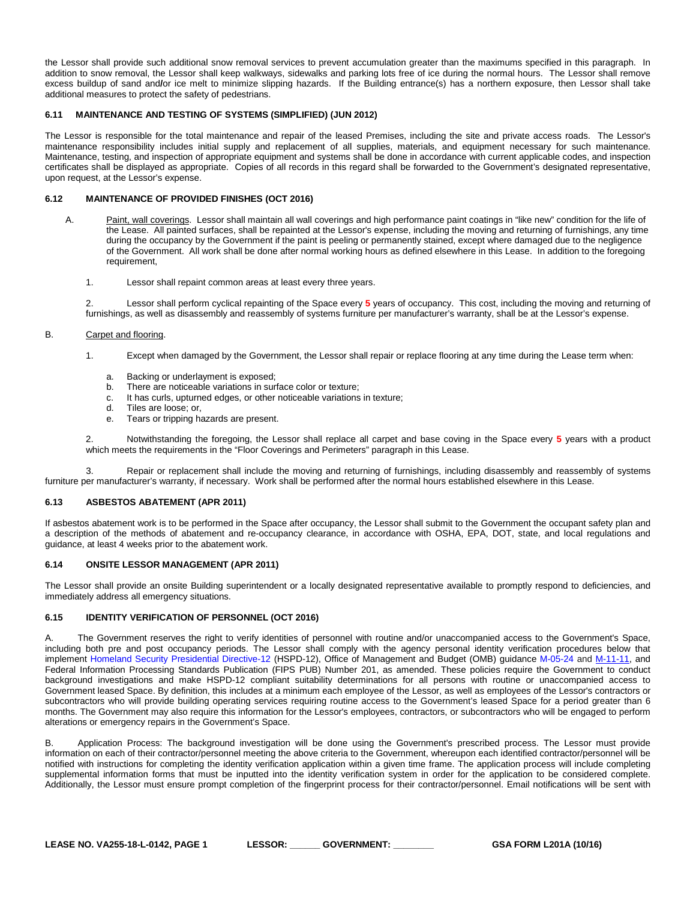the Lessor shall provide such additional snow removal services to prevent accumulation greater than the maximums specified in this paragraph. In addition to snow removal, the Lessor shall keep walkways, sidewalks and parking lots free of ice during the normal hours. The Lessor shall remove excess buildup of sand and/or ice melt to minimize slipping hazards. If the Building entrance(s) has a northern exposure, then Lessor shall take additional measures to protect the safety of pedestrians.

#### 6.11 MAINTENANCE AND TESTING OF SYSTEMS (SIMPLIFIED) (JUN 2012)

The Lessor is responsible for the total maintenance and repair of the leased Premises, including the site and private access roads. The Lessor's maintenance responsibility includes initial supply and replacement of all supplies, materials, and equipment necessary for such maintenance. Maintenance, testing, and inspection of appropriate equipment and systems shall be done in accordance with current applicable codes, and inspection certificates shall be displayed as appropriate. Copies of all records in this regard shall be forwarded to the Government's designated representative, upon request, at the Lessor's expense.

#### 6.12 MAINTENANCE OF PROVIDED FINISHES (OCT 2016)

A. Paint, wall coverings. Lessor shall maintain all wall coverings and high performance paint coatings in "like new" condition for the life of the Lease. All painted surfaces, shall be repainted at the Lessor's expense, including the moving and returning of furnishings, any time during the occupancy by the Government if the paint is peeling or permanently stained, except where damaged due to the negligence of the Government. All work shall be done after normal working hours as defined elsewhere in this Lease. In addition to the foregoing requirement,

1. Lessor shall repaint common areas at least every three years.

2. Lessor shall perform cyclical repainting of the Space every **5** years of occupancy. This cost, including the moving and returning of furnishings, as well as disassembly and reassembly of systems furniture per manufacturer's warranty, shall be at the Lessor's expense.

B. Carpet and flooring.

1. Except when damaged by the Government, the Lessor shall repair or replace flooring at any time during the Lease term when:

   a. Backing or underlayment is exposed;
   b. There are noticeable variations in surface color or texture;
   c. It has curls, upturned edges, or other noticeable variations in texture;
   d. Tiles are loose; or,
   e. Tears or tripping hazards are present.

2. Notwithstanding the foregoing, the Lessor shall replace all carpet and base coving in the Space every **5** years with a product which meets the requirements in the "Floor Coverings and Perimeters" paragraph in this Lease.

3. Repair or replacement shall include the moving and returning of furnishings, including disassembly and reassembly of systems furniture per manufacturer's warranty, if necessary. Work shall be performed after the normal hours established elsewhere in this Lease.

#### 6.13 ASBESTOS ABATEMENT (APR 2011)

If asbestos abatement work is to be performed in the Space after occupancy, the Lessor shall submit to the Government the occupant safety plan and a description of the methods of abatement and re-occupancy clearance, in accordance with OSHA, EPA, DOT, state, and local regulations and guidance, at least 4 weeks prior to the abatement work.

#### 6.14 ONSITE LESSOR MANAGEMENT (APR 2011)

The Lessor shall provide an onsite Building superintendent or a locally designated representative available to promptly respond to deficiencies, and immediately address all emergency situations.

#### 6.15 IDENTITY VERIFICATION OF PERSONNEL (OCT 2016)

A. The Government reserves the right to verify identities of personnel with routine and/or unaccompanied access to the Government's Space, including both pre and post occupancy periods. The Lessor shall comply with the agency personal identity verification procedures below that implement Homeland Security Presidential Directive-12 (HSPD-12), Office of Management and Budget (OMB) guidance M-05-24 and M-11-11, and Federal Information Processing Standards Publication (FIPS PUB) Number 201, as amended. These policies require the Government to conduct background investigations and make HSPD-12 compliant suitability determinations for all persons with routine or unaccompanied access to Government leased Space. By definition, this includes at a minimum each employee of the Lessor, as well as employees of the Lessor's contractors or subcontractors who will provide building operating services requiring routine access to the Government's leased Space for a period greater than 6 months. The Government may also require this information for the Lessor's employees, contractors, or subcontractors who will be engaged to perform alterations or emergency repairs in the Government's Space.

B. Application Process: The background investigation will be done using the Government's prescribed process. The Lessor must provide information on each of their contractor/personnel meeting the above criteria to the Government, whereupon each identified contractor/personnel will be notified with instructions for completing the identity verification application within a given time frame. The application process will include completing supplemental information forms that must be inputted into the identity verification system in order for the application to be considered complete. Additionally, the Lessor must ensure prompt completion of the fingerprint process for their contractor/personnel. Email notifications will be sent with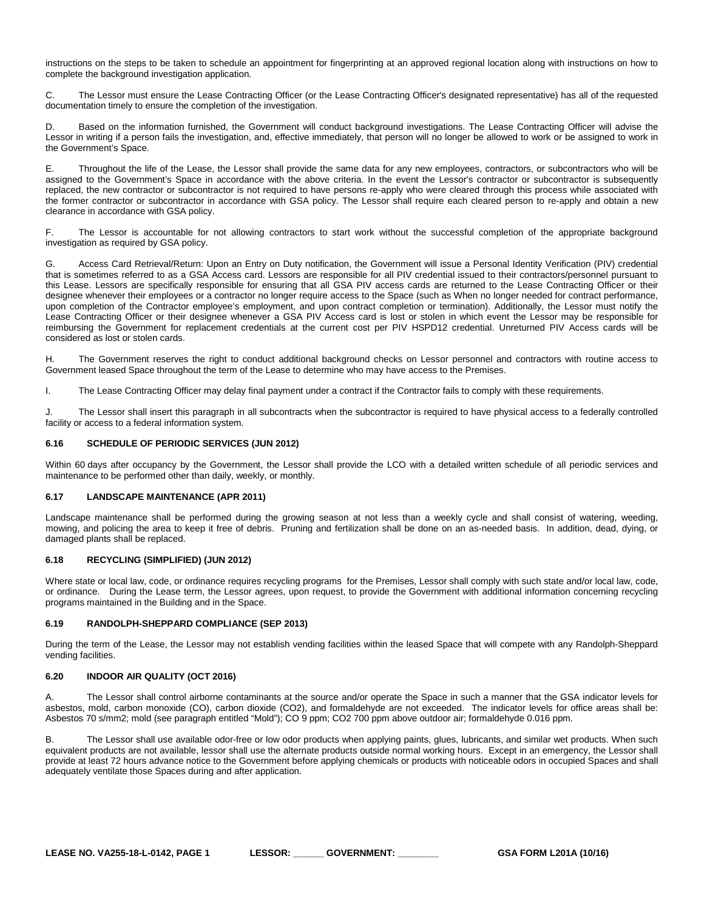instructions on the steps to be taken to schedule an appointment for fingerprinting at an approved regional location along with instructions on how to complete the background investigation application.

C. The Lessor must ensure the Lease Contracting Officer (or the Lease Contracting Officer's designated representative) has all of the requested documentation timely to ensure the completion of the investigation.

D. Based on the information furnished, the Government will conduct background investigations. The Lease Contracting Officer will advise the Lessor in writing if a person fails the investigation, and, effective immediately, that person will no longer be allowed to work or be assigned to work in the Government's Space.

E. Throughout the life of the Lease, the Lessor shall provide the same data for any new employees, contractors, or subcontractors who will be assigned to the Government's Space in accordance with the above criteria. In the event the Lessor's contractor or subcontractor is subsequently replaced, the new contractor or subcontractor is not required to have persons re-apply who were cleared through this process while associated with the former contractor or subcontractor in accordance with GSA policy. The Lessor shall require each cleared person to re-apply and obtain a new clearance in accordance with GSA policy.

F. The Lessor is accountable for not allowing contractors to start work without the successful completion of the appropriate background investigation as required by GSA policy.

G. Access Card Retrieval/Return: Upon an Entry on Duty notification, the Government will issue a Personal Identity Verification (PIV) credential that is sometimes referred to as a GSA Access card. Lessors are responsible for all PIV credential issued to their contractors/personnel pursuant to this Lease. Lessors are specifically responsible for ensuring that all GSA PIV access cards are returned to the Lease Contracting Officer or their designee whenever their employees or a contractor no longer require access to the Space (such as When no longer needed for contract performance, upon completion of the Contractor employee's employment, and upon contract completion or termination). Additionally, the Lessor must notify the Lease Contracting Officer or their designee whenever a GSA PIV Access card is lost or stolen in which event the Lessor may be responsible for reimbursing the Government for replacement credentials at the current cost per PIV HSPD12 credential. Unreturned PIV Access cards will be considered as lost or stolen cards.

H. The Government reserves the right to conduct additional background checks on Lessor personnel and contractors with routine access to Government leased Space throughout the term of the Lease to determine who may have access to the Premises.

I. The Lease Contracting Officer may delay final payment under a contract if the Contractor fails to comply with these requirements.

J. The Lessor shall insert this paragraph in all subcontracts when the subcontractor is required to have physical access to a federally controlled facility or access to a federal information system.

### 6.16 SCHEDULE OF PERIODIC SERVICES (JUN 2012)

Within 60 days after occupancy by the Government, the Lessor shall provide the LCO with a detailed written schedule of all periodic services and maintenance to be performed other than daily, weekly, or monthly.

### 6.17 LANDSCAPE MAINTENANCE (APR 2011)

Landscape maintenance shall be performed during the growing season at not less than a weekly cycle and shall consist of watering, weeding, mowing, and policing the area to keep it free of debris. Pruning and fertilization shall be done on an as-needed basis. In addition, dead, dying, or damaged plants shall be replaced.

### 6.18 RECYCLING (SIMPLIFIED) (JUN 2012)

Where state or local law, code, or ordinance requires recycling programs for the Premises, Lessor shall comply with such state and/or local law, code, or ordinance. During the Lease term, the Lessor agrees, upon request, to provide the Government with additional information concerning recycling programs maintained in the Building and in the Space.

### 6.19 RANDOLPH-SHEPPARD COMPLIANCE (SEP 2013)

During the term of the Lease, the Lessor may not establish vending facilities within the leased Space that will compete with any Randolph-Sheppard vending facilities.

### 6.20 INDOOR AIR QUALITY (OCT 2016)

A. The Lessor shall control airborne contaminants at the source and/or operate the Space in such a manner that the GSA indicator levels for asbestos, mold, carbon monoxide (CO), carbon dioxide ($CO_2$), and formaldehyde are not exceeded. The indicator levels for office areas shall be: Asbestos 70 s/mm2; mold (see paragraph entitled "Mold"); CO 9 ppm; $CO_2$ 700 ppm above outdoor air; formaldehyde 0.016 ppm.

B. The Lessor shall use available odor-free or low odor products when applying paints, glues, lubricants, and similar wet products. When such equivalent products are not available, lessor shall use the alternate products outside normal working hours. Except in an emergency, the Lessor shall provide at least 72 hours advance notice to the Government before applying chemicals or products with noticeable odors in occupied Spaces and shall adequately ventilate those Spaces during and after application.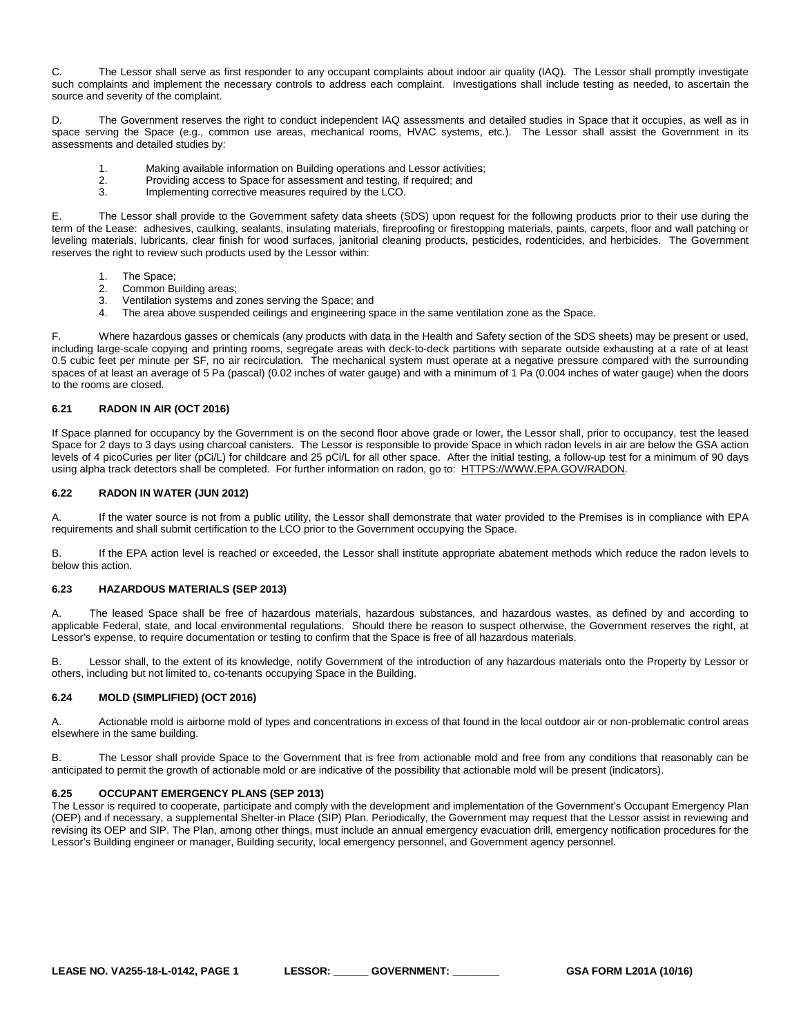C. The Lessor shall serve as first responder to any occupant complaints about indoor air quality (IAQ). The Lessor shall promptly investigate such complaints and implement the necessary controls to address each complaint. Investigations shall include testing as needed, to ascertain the source and severity of the complaint.

D. The Government reserves the right to conduct independent IAQ assessments and detailed studies in Space that it occupies, as well as in space serving the Space (e.g., common use areas, mechanical rooms, HVAC systems, etc.). The Lessor shall assist the Government in its assessments and detailed studies by:

1. Making available information on Building operations and Lessor activities;
2. Providing access to Space for assessment and testing, if required; and
3. Implementing corrective measures required by the LCO.

E. The Lessor shall provide to the Government safety data sheets (SDS) upon request for the following products prior to their use during the term of the Lease: adhesives, caulking, sealants, insulating materials, fireproofing or firestopping materials, paints, carpets, floor and wall patching or leveling materials, lubricants, clear finish for wood surfaces, janitorial cleaning products, pesticides, rodenticides, and herbicides. The Government reserves the right to review such products used by the Lessor within:

1. The Space;
2. Common Building areas;
3. Ventilation systems and zones serving the Space; and
4. The area above suspended ceilings and engineering space in the same ventilation zone as the Space.

F. Where hazardous gasses or chemicals (any products with data in the Health and Safety section of the SDS sheets) may be present or used, including large-scale copying and printing rooms, segregate areas with deck-to-deck partitions with separate outside exhausting at a rate of at least 0.5 cubic feet per minute per SF, no air recirculation. The mechanical system must operate at a negative pressure compared with the surrounding spaces of at least an average of 5 Pa (pascal) (0.02 inches of water gauge) and with a minimum of 1 Pa (0.004 inches of water gauge) when the doors to the rooms are closed.

### 6.21 RADON IN AIR (OCT 2016)

If Space planned for occupancy by the Government is on the second floor above grade or lower, the Lessor shall, prior to occupancy, test the leased Space for 2 days to 3 days using charcoal canisters. The Lessor is responsible to provide Space in which radon levels in air are below the GSA action levels of 4 picoCuries per liter (pCi/L) for childcare and 25 pCi/L for all other space. After the initial testing, a follow-up test for a minimum of 90 days using alpha track detectors shall be completed. For further information on radon, go to: HTTPS://WWW.EPA.GOV/RADON.

### 6.22 RADON IN WATER (JUN 2012)

A. If the water source is not from a public utility, the Lessor shall demonstrate that water provided to the Premises is in compliance with EPA requirements and shall submit certification to the LCO prior to the Government occupying the Space.

B. If the EPA action level is reached or exceeded, the Lessor shall institute appropriate abatement methods which reduce the radon levels to below this action.

### 6.23 HAZARDOUS MATERIALS (SEP 2013)

A. The leased Space shall be free of hazardous materials, hazardous substances, and hazardous wastes, as defined by and according to applicable Federal, state, and local environmental regulations. Should there be reason to suspect otherwise, the Government reserves the right, at Lessor's expense, to require documentation or testing to confirm that the Space is free of all hazardous materials.

B. Lessor shall, to the extent of its knowledge, notify Government of the introduction of any hazardous materials onto the Property by Lessor or others, including but not limited to, co-tenants occupying Space in the Building.

### 6.24 MOLD (SIMPLIFIED) (OCT 2016)

A. Actionable mold is airborne mold of types and concentrations in excess of that found in the local outdoor air or non-problematic control areas elsewhere in the same building.

B. The Lessor shall provide Space to the Government that is free from actionable mold and free from any conditions that reasonably can be anticipated to permit the growth of actionable mold or are indicative of the possibility that actionable mold will be present (indicators).

### 6.25 OCCUPANT EMERGENCY PLANS (SEP 2013)

The Lessor is required to cooperate, participate and comply with the development and implementation of the Government's Occupant Emergency Plan (OEP) and if necessary, a supplemental Shelter-in Place (SIP) Plan. Periodically, the Government may request that the Lessor assist in reviewing and revising its OEP and SIP. The Plan, among other things, must include an annual emergency evacuation drill, emergency notification procedures for the Lessor's Building engineer or manager, Building security, local emergency personnel, and Government agency personnel.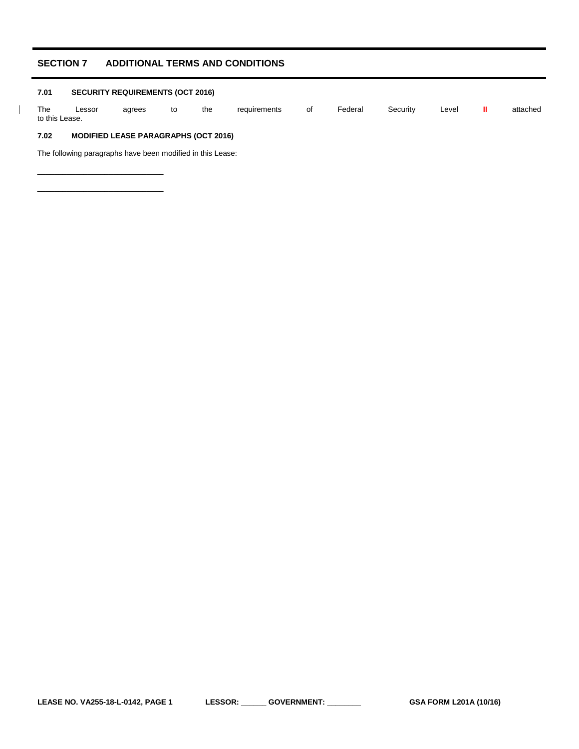## SECTION 7 ADDITIONAL TERMS AND CONDITIONS

### 7.01 SECURITY REQUIREMENTS (OCT 2016)

The Lessor agrees to the requirements of Federal Security Level II attached to this Lease.

### 7.02 MODIFIED LEASE PARAGRAPHS (OCT 2016)

The following paragraphs have been modified in this Lease:

_____________________________

_____________________________